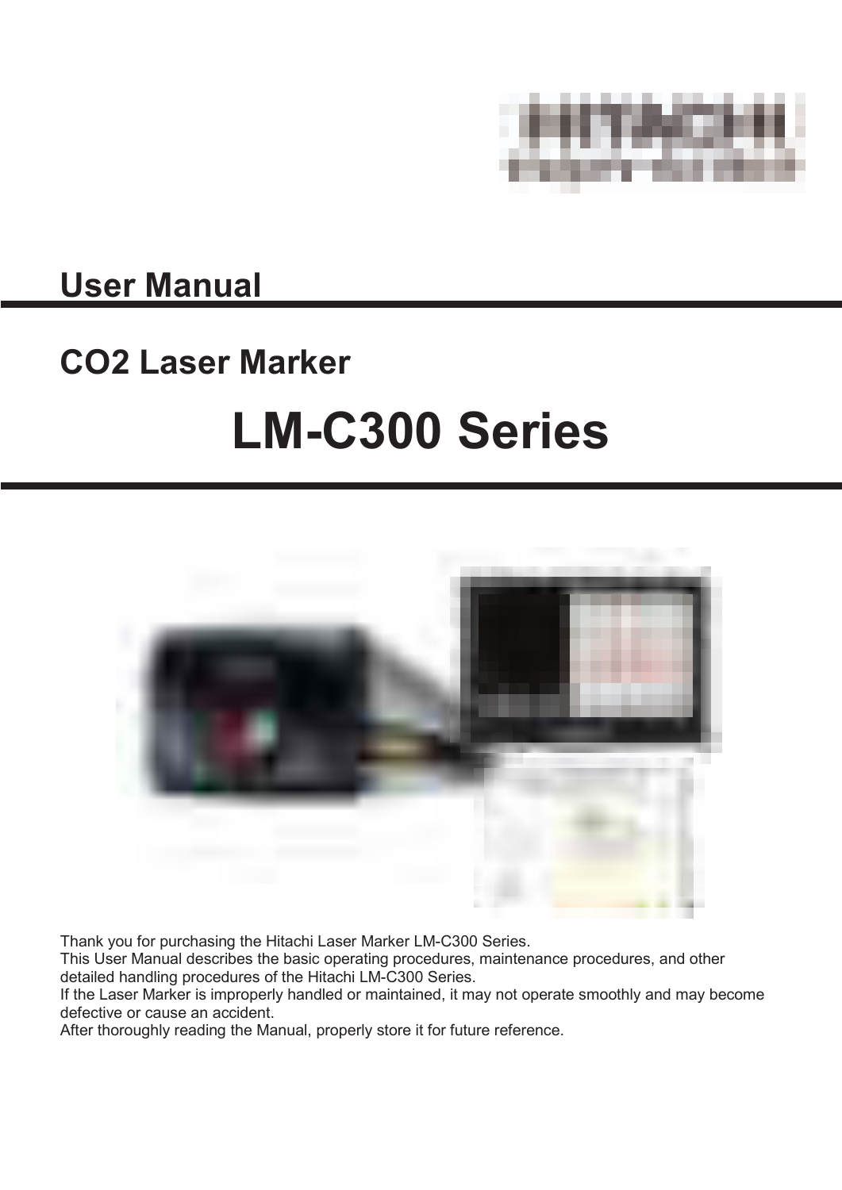# User Manual

## CO2 Laser Marker

# LM-C300 Series

Thank you for purchasing the Hitachi Laser Marker LM-C300 Series.
This User Manual describes the basic operating procedures, maintenance procedures, and other detailed handling procedures of the Hitachi LM-C300 Series.
If the Laser Marker is improperly handled or maintained, it may not operate smoothly and may become defective or cause an accident.
After thoroughly reading the Manual, properly store it for future reference.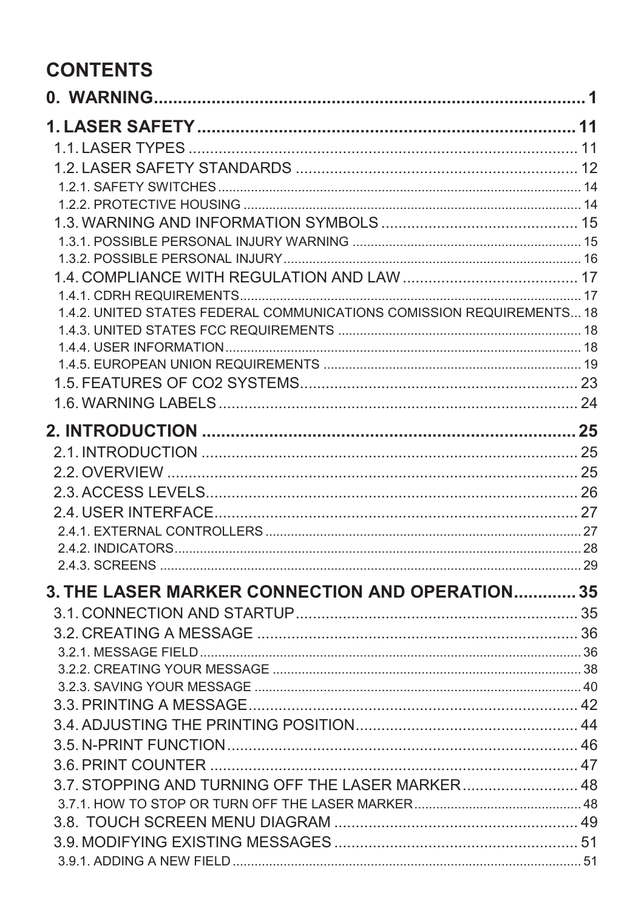# CONTENTS

**0. WARNING** .......... 1

**1. LASER SAFETY** .......... 11

- 1.1. LASER TYPES .......... 11
- 1.2. LASER SAFETY STANDARDS .......... 12
  - 1.2.1. SAFETY SWITCHES .......... 14
  - 1.2.2. PROTECTIVE HOUSING .......... 14
- 1.3. WARNING AND INFORMATION SYMBOLS .......... 15
  - 1.3.1. POSSIBLE PERSONAL INJURY WARNING .......... 15
  - 1.3.2. POSSIBLE PERSONAL INJURY .......... 16
- 1.4. COMPLIANCE WITH REGULATION AND LAW .......... 17
  - 1.4.1. CDRH REQUIREMENTS .......... 17
  - 1.4.2. UNITED STATES FEDERAL COMMUNICATIONS COMISSION REQUIREMENTS .......... 18
  - 1.4.3. UNITED STATES FCC REQUIREMENTS .......... 18
  - 1.4.4. USER INFORMATION .......... 18
  - 1.4.5. EUROPEAN UNION REQUIREMENTS .......... 19
- 1.5. FEATURES OF CO2 SYSTEMS .......... 23
- 1.6. WARNING LABELS .......... 24

**2. INTRODUCTION** .......... 25

- 2.1. INTRODUCTION .......... 25
- 2.2. OVERVIEW .......... 25
- 2.3. ACCESS LEVELS .......... 26
- 2.4. USER INTERFACE .......... 27
  - 2.4.1. EXTERNAL CONTROLLERS .......... 27
  - 2.4.2. INDICATORS .......... 28
  - 2.4.3. SCREENS .......... 29

**3. THE LASER MARKER CONNECTION AND OPERATION** .......... 35

- 3.1. CONNECTION AND STARTUP .......... 35
- 3.2. CREATING A MESSAGE .......... 36
  - 3.2.1. MESSAGE FIELD .......... 36
  - 3.2.2. CREATING YOUR MESSAGE .......... 38
  - 3.2.3. SAVING YOUR MESSAGE .......... 40
- 3.3. PRINTING A MESSAGE .......... 42
- 3.4. ADJUSTING THE PRINTING POSITION .......... 44
- 3.5. N-PRINT FUNCTION .......... 46
- 3.6. PRINT COUNTER .......... 47
- 3.7. STOPPING AND TURNING OFF THE LASER MARKER .......... 48
  - 3.7.1. HOW TO STOP OR TURN OFF THE LASER MARKER .......... 48
- 3.8. TOUCH SCREEN MENU DIAGRAM .......... 49
- 3.9. MODIFYING EXISTING MESSAGES .......... 51
  - 3.9.1. ADDING A NEW FIELD .......... 51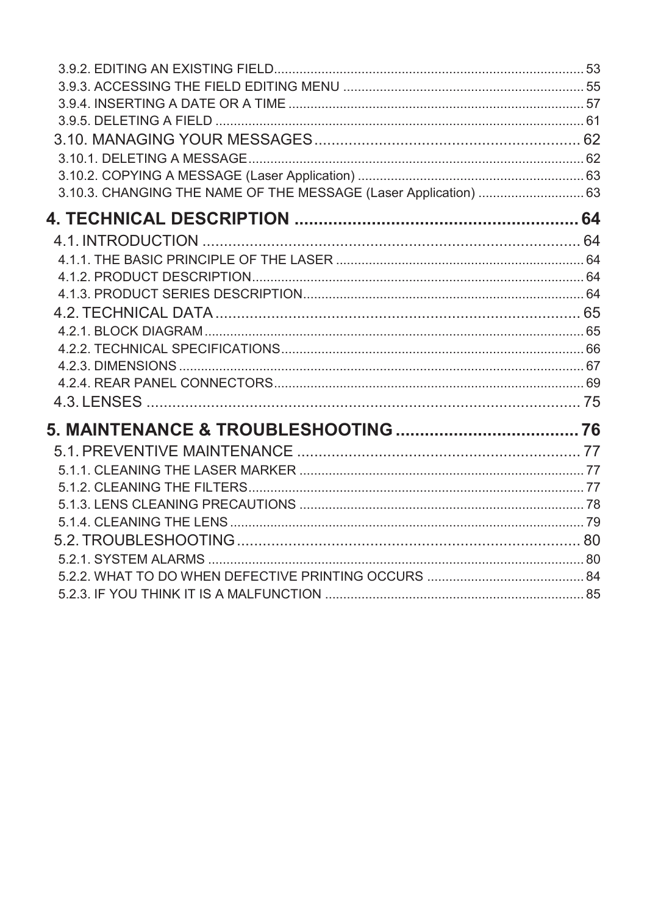3.9.2. EDITING AN EXISTING FIELD .................................................................................... 53
3.9.3. ACCESSING THE FIELD EDITING MENU ................................................................. 55
3.9.4. INSERTING A DATE OR A TIME ................................................................................ 57
3.9.5. DELETING A FIELD .................................................................................................... 61

3.10. MANAGING YOUR MESSAGES ............................................................... 62

3.10.1. DELETING A MESSAGE ............................................................................................ 62
3.10.2. COPYING A MESSAGE (Laser Application) .............................................................. 63
3.10.3. CHANGING THE NAME OF THE MESSAGE (Laser Application) ............................. 63

**4. TECHNICAL DESCRIPTION ........................................................... 64**

4.1. INTRODUCTION ........................................................................................ 64

4.1.1. THE BASIC PRINCIPLE OF THE LASER ................................................................... 64
4.1.2. PRODUCT DESCRIPTION .......................................................................................... 64
4.1.3. PRODUCT SERIES DESCRIPTION ............................................................................ 64

4.2. TECHNICAL DATA ..................................................................................... 65

4.2.1. BLOCK DIAGRAM ....................................................................................................... 65
4.2.2. TECHNICAL SPECIFICATIONS .................................................................................. 66
4.2.3. DIMENSIONS .............................................................................................................. 67
4.2.4. REAR PANEL CONNECTORS .................................................................................... 69

4.3. LENSES ...................................................................................................... 75

**5. MAINTENANCE & TROUBLESHOOTING ....................................... 76**

5.1. PREVENTIVE MAINTENANCE .................................................................. 77

5.1.1. CLEANING THE LASER MARKER ............................................................................. 77
5.1.2. CLEANING THE FILTERS ........................................................................................... 77
5.1.3. LENS CLEANING PRECAUTIONS ............................................................................. 78
5.1.4. CLEANING THE LENS ................................................................................................ 79

5.2. TROUBLESHOOTING ................................................................................ 80

5.2.1. SYSTEM ALARMS ....................................................................................................... 80
5.2.2. WHAT TO DO WHEN DEFECTIVE PRINTING OCCURS ........................................... 84
5.2.3. IF YOU THINK IT IS A MALFUNCTION ....................................................................... 85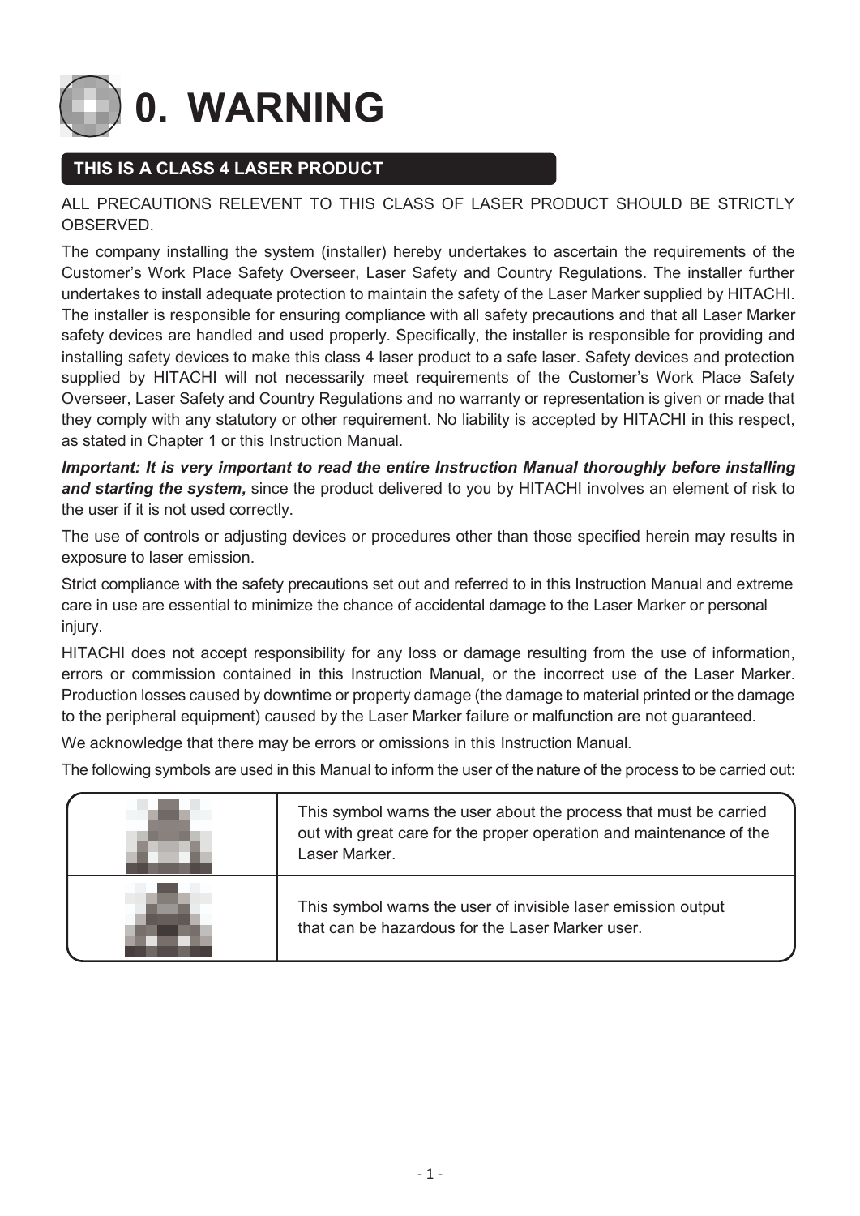# 0. WARNING

## THIS IS A CLASS 4 LASER PRODUCT

ALL PRECAUTIONS RELEVENT TO THIS CLASS OF LASER PRODUCT SHOULD BE STRICTLY OBSERVED.

The company installing the system (installer) hereby undertakes to ascertain the requirements of the Customer's Work Place Safety Overseer, Laser Safety and Country Regulations. The installer further undertakes to install adequate protection to maintain the safety of the Laser Marker supplied by HITACHI. The installer is responsible for ensuring compliance with all safety precautions and that all Laser Marker safety devices are handled and used properly. Specifically, the installer is responsible for providing and installing safety devices to make this class 4 laser product to a safe laser. Safety devices and protection supplied by HITACHI will not necessarily meet requirements of the Customer's Work Place Safety Overseer, Laser Safety and Country Regulations and no warranty or representation is given or made that they comply with any statutory or other requirement. No liability is accepted by HITACHI in this respect, as stated in Chapter 1 or this Instruction Manual.

***Important: It is very important to read the entire Instruction Manual thoroughly before installing and starting the system,*** since the product delivered to you by HITACHI involves an element of risk to the user if it is not used correctly.

The use of controls or adjusting devices or procedures other than those specified herein may results in exposure to laser emission.

Strict compliance with the safety precautions set out and referred to in this Instruction Manual and extreme care in use are essential to minimize the chance of accidental damage to the Laser Marker or personal injury.

HITACHI does not accept responsibility for any loss or damage resulting from the use of information, errors or commission contained in this Instruction Manual, or the incorrect use of the Laser Marker. Production losses caused by downtime or property damage (the damage to material printed or the damage to the peripheral equipment) caused by the Laser Marker failure or malfunction are not guaranteed.

We acknowledge that there may be errors or omissions in this Instruction Manual.

The following symbols are used in this Manual to inform the user of the nature of the process to be carried out:

| | |
|---|---|
| | This symbol warns the user about the process that must be carried out with great care for the proper operation and maintenance of the Laser Marker. |
| | This symbol warns the user of invisible laser emission output that can be hazardous for the Laser Marker user. |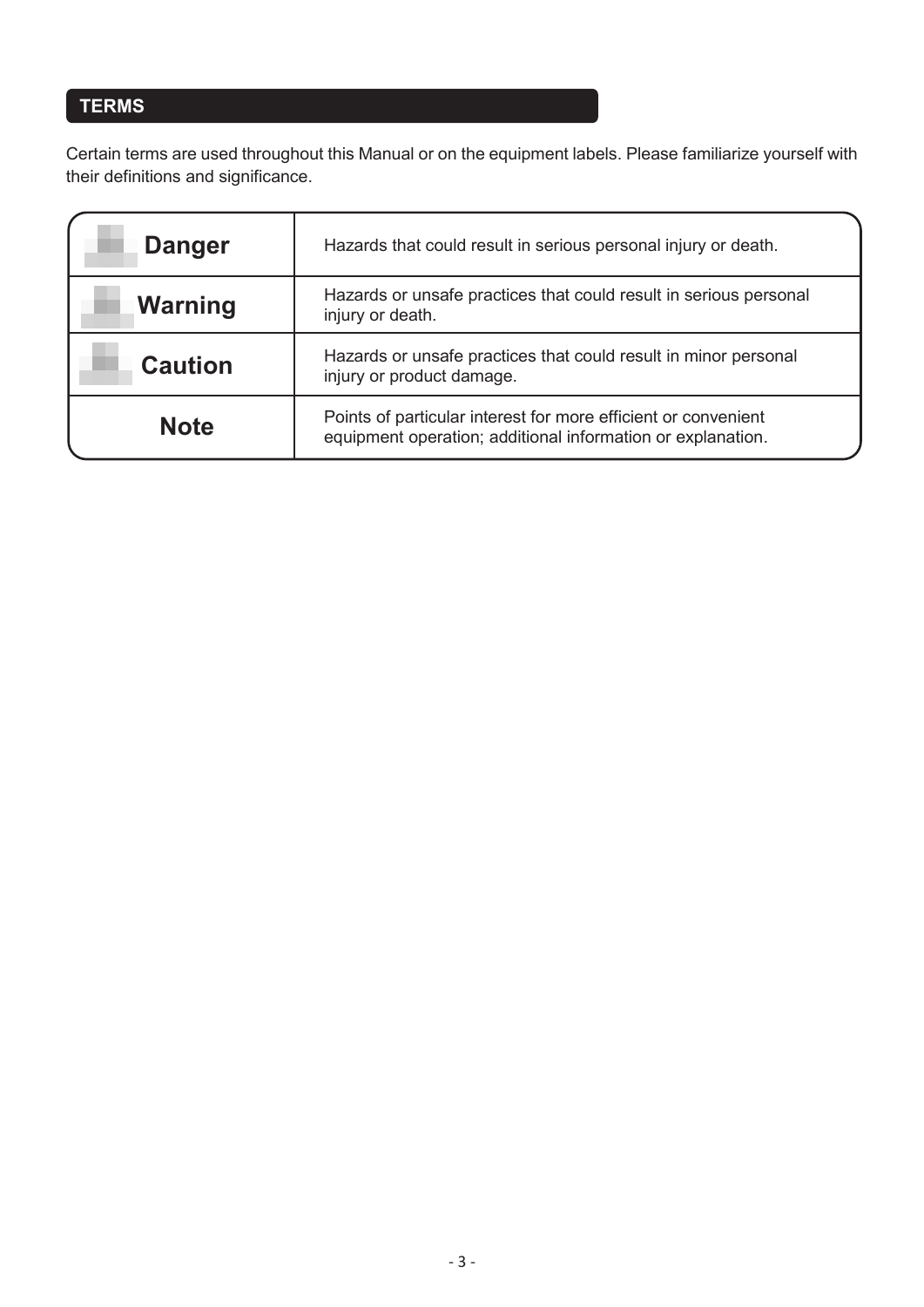## TERMS

Certain terms are used throughout this Manual or on the equipment labels. Please familiarize yourself with their definitions and significance.

| | |
|---|---|
| **Danger** | Hazards that could result in serious personal injury or death. |
| **Warning** | Hazards or unsafe practices that could result in serious personal injury or death. |
| **Caution** | Hazards or unsafe practices that could result in minor personal injury or product damage. |
| **Note** | Points of particular interest for more efficient or convenient equipment operation; additional information or explanation. |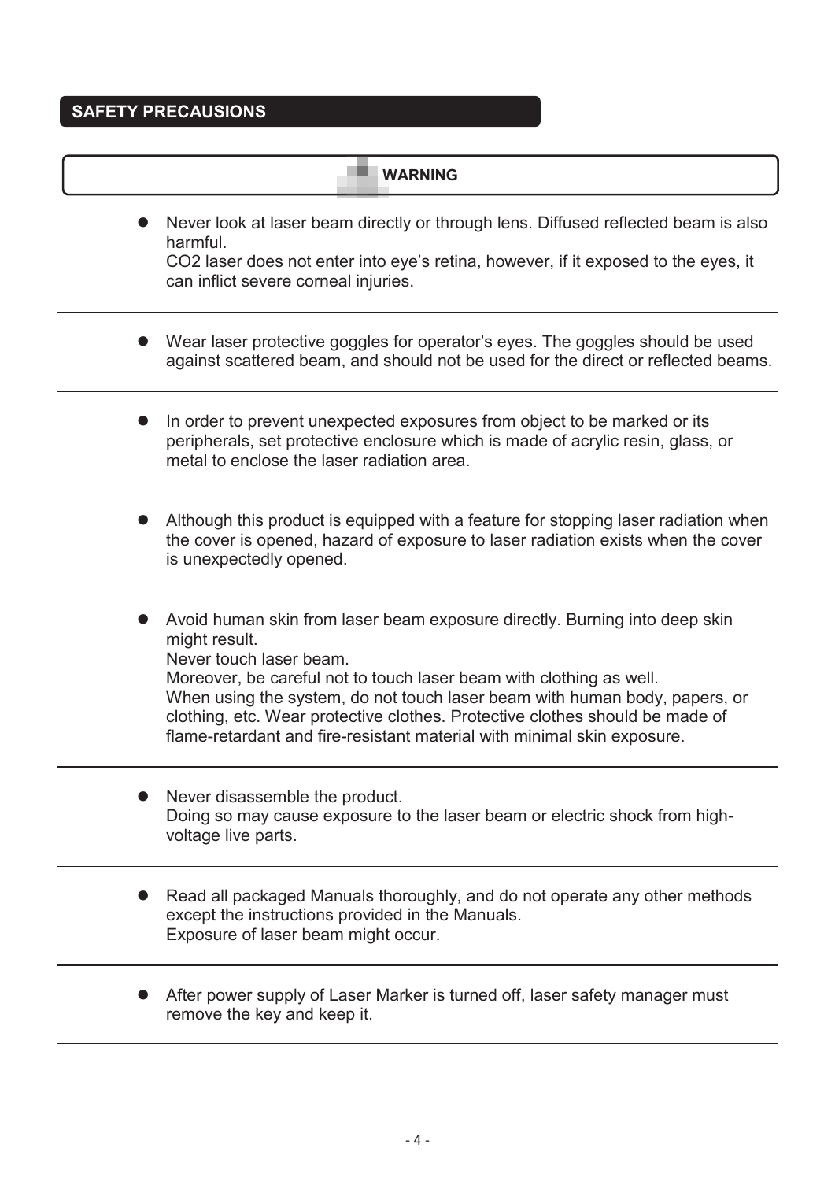## SAFETY PRECAUSIONS

**WARNING**

- Never look at laser beam directly or through lens. Diffused reflected beam is also harmful.
  $CO_2$ laser does not enter into eye's retina, however, if it exposed to the eyes, it can inflict severe corneal injuries.

---

- Wear laser protective goggles for operator's eyes. The goggles should be used against scattered beam, and should not be used for the direct or reflected beams.

---

- In order to prevent unexpected exposures from object to be marked or its peripherals, set protective enclosure which is made of acrylic resin, glass, or metal to enclose the laser radiation area.

---

- Although this product is equipped with a feature for stopping laser radiation when the cover is opened, hazard of exposure to laser radiation exists when the cover is unexpectedly opened.

---

- Avoid human skin from laser beam exposure directly. Burning into deep skin might result.
  Never touch laser beam.
  Moreover, be careful not to touch laser beam with clothing as well.
  When using the system, do not touch laser beam with human body, papers, or clothing, etc. Wear protective clothes. Protective clothes should be made of flame-retardant and fire-resistant material with minimal skin exposure.

---

- Never disassemble the product.
  Doing so may cause exposure to the laser beam or electric shock from high-voltage live parts.

---

- Read all packaged Manuals thoroughly, and do not operate any other methods except the instructions provided in the Manuals.
  Exposure of laser beam might occur.

---

- After power supply of Laser Marker is turned off, laser safety manager must remove the key and keep it.

---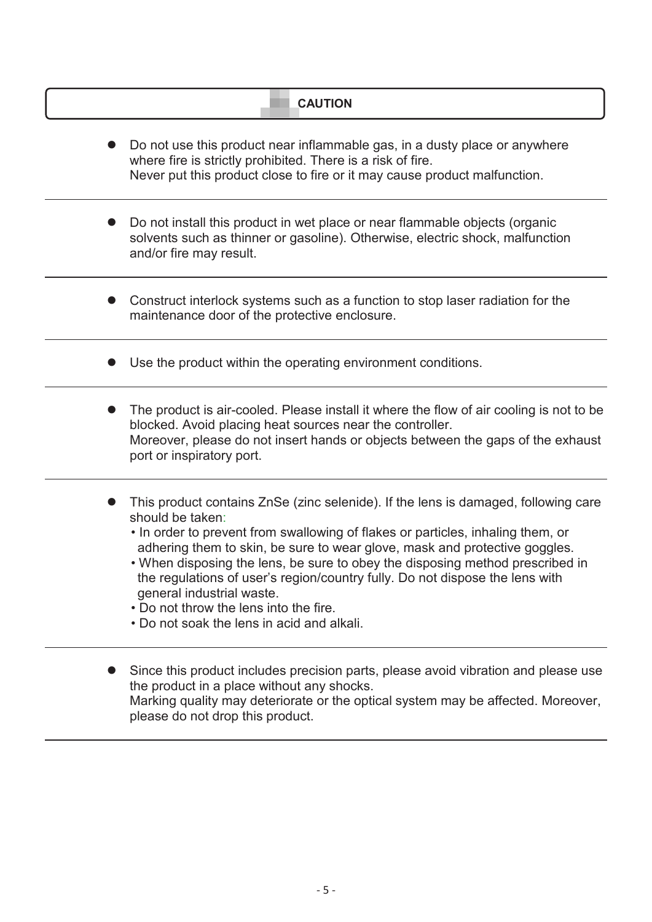**CAUTION**

- Do not use this product near inflammable gas, in a dusty place or anywhere where fire is strictly prohibited. There is a risk of fire.
  Never put this product close to fire or it may cause product malfunction.

---

- Do not install this product in wet place or near flammable objects (organic solvents such as thinner or gasoline). Otherwise, electric shock, malfunction and/or fire may result.

---

- Construct interlock systems such as a function to stop laser radiation for the maintenance door of the protective enclosure.

---

- Use the product within the operating environment conditions.

---

- The product is air-cooled. Please install it where the flow of air cooling is not to be blocked. Avoid placing heat sources near the controller.
  Moreover, please do not insert hands or objects between the gaps of the exhaust port or inspiratory port.

---

- This product contains ZnSe (zinc selenide). If the lens is damaged, following care should be taken:
  - In order to prevent from swallowing of flakes or particles, inhaling them, or adhering them to skin, be sure to wear glove, mask and protective goggles.
  - When disposing the lens, be sure to obey the disposing method prescribed in the regulations of user's region/country fully. Do not dispose the lens with general industrial waste.
  - Do not throw the lens into the fire.
  - Do not soak the lens in acid and alkali.

---

- Since this product includes precision parts, please avoid vibration and please use the product in a place without any shocks.
  Marking quality may deteriorate or the optical system may be affected. Moreover, please do not drop this product.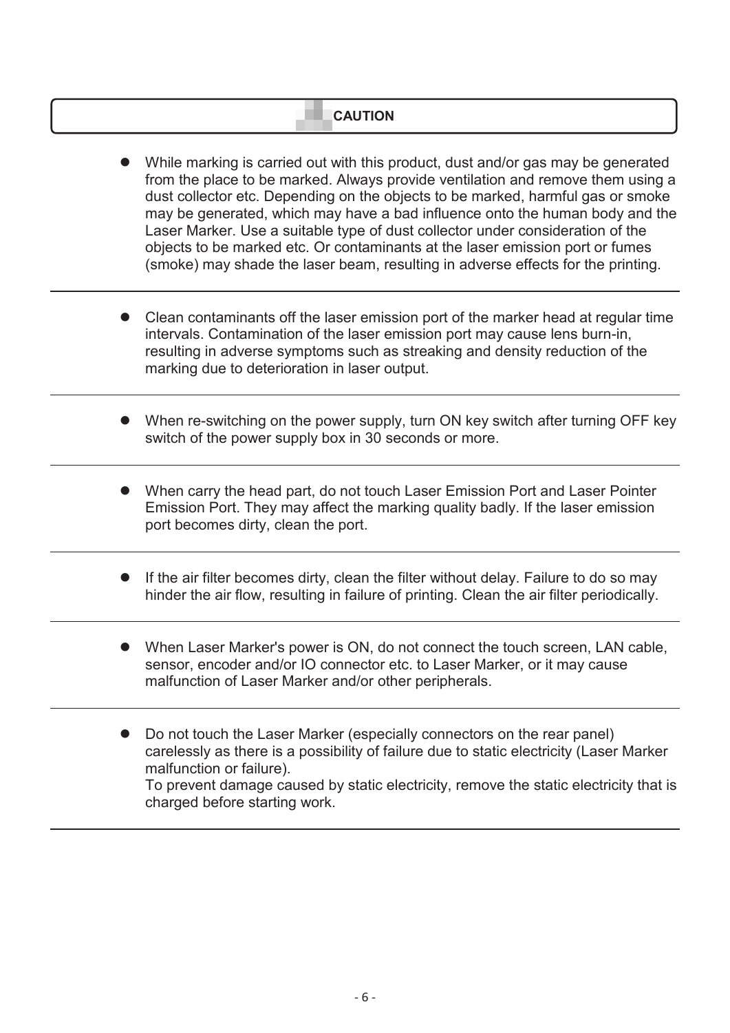**CAUTION**

- While marking is carried out with this product, dust and/or gas may be generated from the place to be marked. Always provide ventilation and remove them using a dust collector etc. Depending on the objects to be marked, harmful gas or smoke may be generated, which may have a bad influence onto the human body and the Laser Marker. Use a suitable type of dust collector under consideration of the objects to be marked etc. Or contaminants at the laser emission port or fumes (smoke) may shade the laser beam, resulting in adverse effects for the printing.

---

- Clean contaminants off the laser emission port of the marker head at regular time intervals. Contamination of the laser emission port may cause lens burn-in, resulting in adverse symptoms such as streaking and density reduction of the marking due to deterioration in laser output.

---

- When re-switching on the power supply, turn ON key switch after turning OFF key switch of the power supply box in 30 seconds or more.

---

- When carry the head part, do not touch Laser Emission Port and Laser Pointer Emission Port. They may affect the marking quality badly. If the laser emission port becomes dirty, clean the port.

---

- If the air filter becomes dirty, clean the filter without delay. Failure to do so may hinder the air flow, resulting in failure of printing. Clean the air filter periodically.

---

- When Laser Marker's power is ON, do not connect the touch screen, LAN cable, sensor, encoder and/or IO connector etc. to Laser Marker, or it may cause malfunction of Laser Marker and/or other peripherals.

---

- Do not touch the Laser Marker (especially connectors on the rear panel) carelessly as there is a possibility of failure due to static electricity (Laser Marker malfunction or failure).
  To prevent damage caused by static electricity, remove the static electricity that is charged before starting work.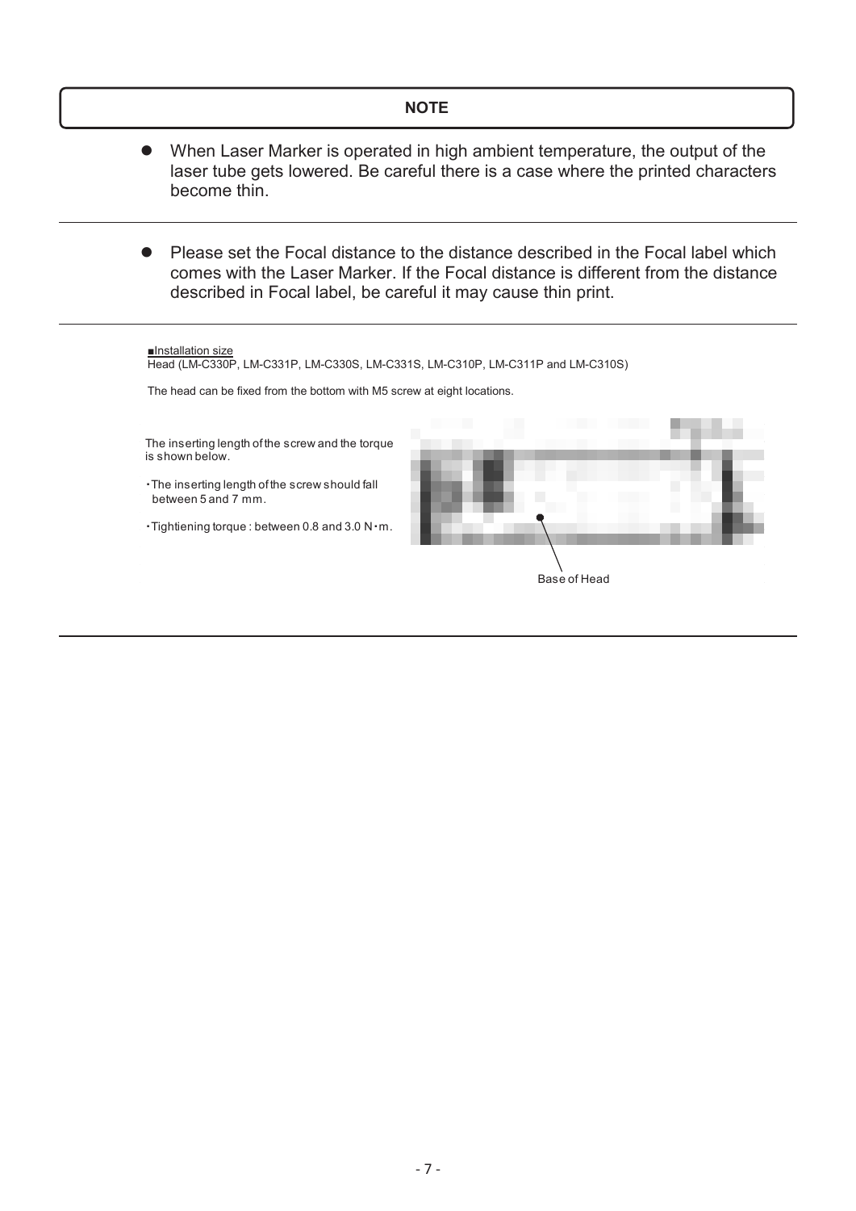**NOTE**

- When Laser Marker is operated in high ambient temperature, the output of the laser tube gets lowered. Be careful there is a case where the printed characters become thin.

- Please set the Focal distance to the distance described in the Focal label which comes with the Laser Marker. If the Focal distance is different from the distance described in Focal label, be careful it may cause thin print.

■Installation size

Head (LM-C330P, LM-C331P, LM-C330S, LM-C331S, LM-C310P, LM-C311P and LM-C310S)

The head can be fixed from the bottom with M5 screw at eight locations.

The inserting length of the screw and the torque is shown below.

・The inserting length of the screw should fall between 5 and 7 mm.

・Tightiening torque : between 0.8 and 3.0 N・m.

Base of Head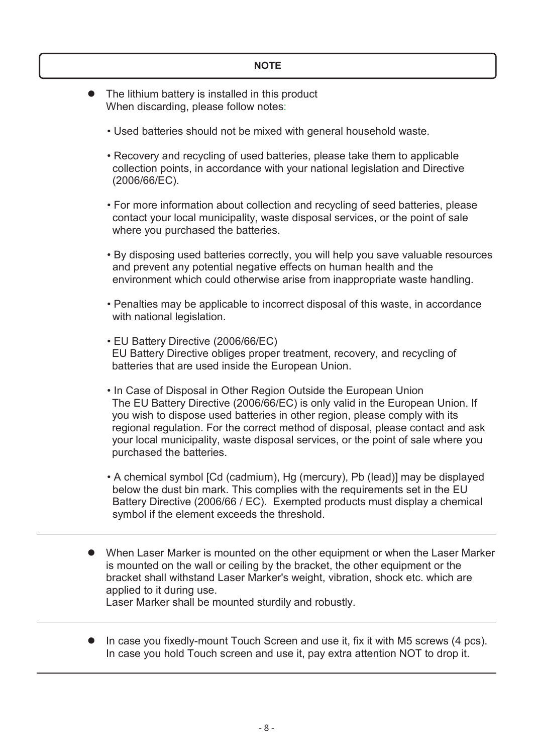**NOTE**

- The lithium battery is installed in this product
  When discarding, please follow notes:

  • Used batteries should not be mixed with general household waste.

  • Recovery and recycling of used batteries, please take them to applicable collection points, in accordance with your national legislation and Directive (2006/66/EC).

  • For more information about collection and recycling of seed batteries, please contact your local municipality, waste disposal services, or the point of sale where you purchased the batteries.

  • By disposing used batteries correctly, you will help you save valuable resources and prevent any potential negative effects on human health and the environment which could otherwise arise from inappropriate waste handling.

  • Penalties may be applicable to incorrect disposal of this waste, in accordance with national legislation.

  • EU Battery Directive (2006/66/EC)
  EU Battery Directive obliges proper treatment, recovery, and recycling of batteries that are used inside the European Union.

  • In Case of Disposal in Other Region Outside the European Union
  The EU Battery Directive (2006/66/EC) is only valid in the European Union. If you wish to dispose used batteries in other region, please comply with its regional regulation. For the correct method of disposal, please contact and ask your local municipality, waste disposal services, or the point of sale where you purchased the batteries.

  • A chemical symbol [Cd (cadmium), Hg (mercury), Pb (lead)] may be displayed below the dust bin mark. This complies with the requirements set in the EU Battery Directive (2006/66 / EC). Exempted products must display a chemical symbol if the element exceeds the threshold.

---

- When Laser Marker is mounted on the other equipment or when the Laser Marker is mounted on the wall or ceiling by the bracket, the other equipment or the bracket shall withstand Laser Marker's weight, vibration, shock etc. which are applied to it during use.
  Laser Marker shall be mounted sturdily and robustly.

---

- In case you fixedly-mount Touch Screen and use it, fix it with M5 screws (4 pcs).
  In case you hold Touch screen and use it, pay extra attention NOT to drop it.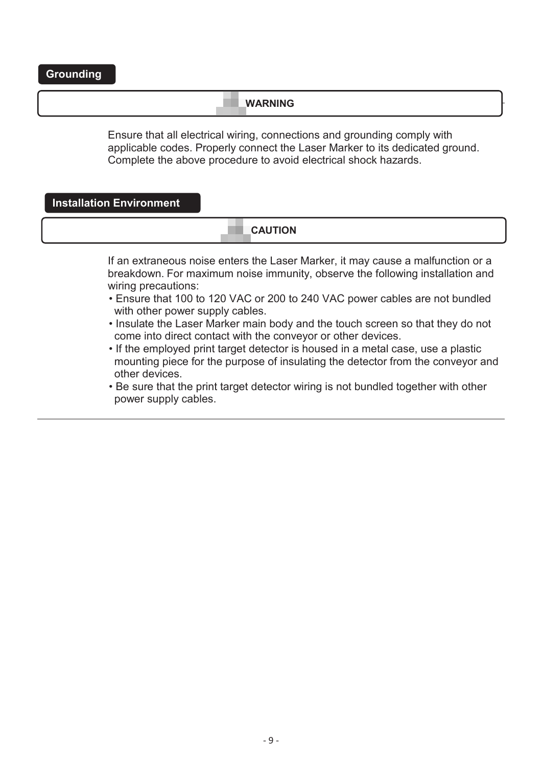## Grounding

**WARNING**

Ensure that all electrical wiring, connections and grounding comply with applicable codes. Properly connect the Laser Marker to its dedicated ground. Complete the above procedure to avoid electrical shock hazards.

## Installation Environment

**CAUTION**

If an extraneous noise enters the Laser Marker, it may cause a malfunction or a breakdown. For maximum noise immunity, observe the following installation and wiring precautions:

- Ensure that 100 to 120 VAC or 200 to 240 VAC power cables are not bundled with other power supply cables.
- Insulate the Laser Marker main body and the touch screen so that they do not come into direct contact with the conveyor or other devices.
- If the employed print target detector is housed in a metal case, use a plastic mounting piece for the purpose of insulating the detector from the conveyor and other devices.
- Be sure that the print target detector wiring is not bundled together with other power supply cables.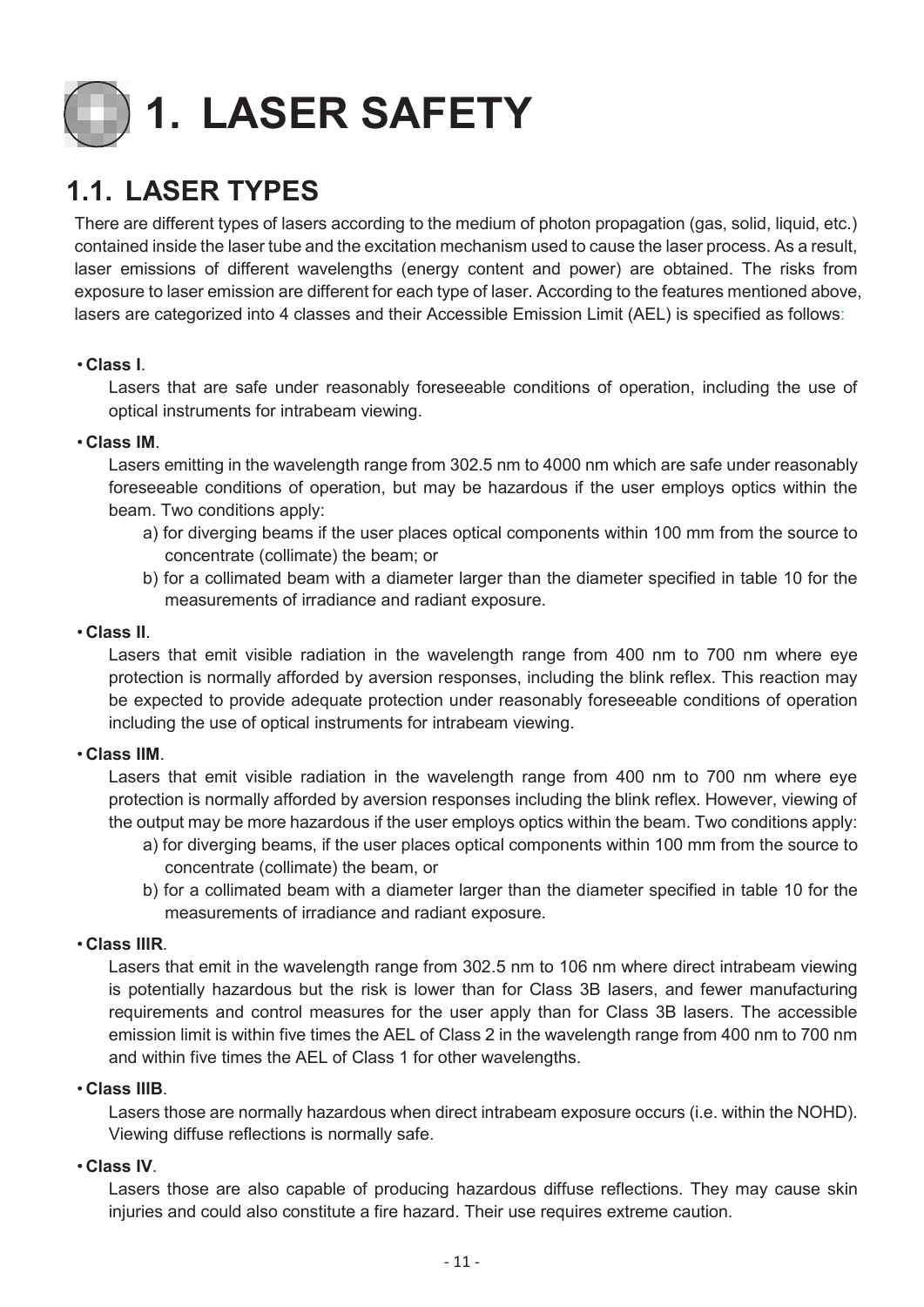// 1. LASER SAFETY

## 1.1. LASER TYPES

There are different types of lasers according to the medium of photon propagation (gas, solid, liquid, etc.) contained inside the laser tube and the excitation mechanism used to cause the laser process. As a result, laser emissions of different wavelengths (energy content and power) are obtained. The risks from exposure to laser emission are different for each type of laser. According to the features mentioned above, lasers are categorized into 4 classes and their Accessible Emission Limit (AEL) is specified as follows:

- **Class I**.

  Lasers that are safe under reasonably foreseeable conditions of operation, including the use of optical instruments for intrabeam viewing.

- **Class IM**.

  Lasers emitting in the wavelength range from 302.5 nm to 4000 nm which are safe under reasonably foreseeable conditions of operation, but may be hazardous if the user employs optics within the beam. Two conditions apply:

  a) for diverging beams if the user places optical components within 100 mm from the source to concentrate (collimate) the beam; or

  b) for a collimated beam with a diameter larger than the diameter specified in table 10 for the measurements of irradiance and radiant exposure.

- **Class II**.

  Lasers that emit visible radiation in the wavelength range from 400 nm to 700 nm where eye protection is normally afforded by aversion responses, including the blink reflex. This reaction may be expected to provide adequate protection under reasonably foreseeable conditions of operation including the use of optical instruments for intrabeam viewing.

- **Class IIM**.

  Lasers that emit visible radiation in the wavelength range from 400 nm to 700 nm where eye protection is normally afforded by aversion responses including the blink reflex. However, viewing of the output may be more hazardous if the user employs optics within the beam. Two conditions apply:

  a) for diverging beams, if the user places optical components within 100 mm from the source to concentrate (collimate) the beam, or

  b) for a collimated beam with a diameter larger than the diameter specified in table 10 for the measurements of irradiance and radiant exposure.

- **Class IIIR**.

  Lasers that emit in the wavelength range from 302.5 nm to 106 nm where direct intrabeam viewing is potentially hazardous but the risk is lower than for Class 3B lasers, and fewer manufacturing requirements and control measures for the user apply than for Class 3B lasers. The accessible emission limit is within five times the AEL of Class 2 in the wavelength range from 400 nm to 700 nm and within five times the AEL of Class 1 for other wavelengths.

- **Class IIIB**.

  Lasers those are normally hazardous when direct intrabeam exposure occurs (i.e. within the NOHD). Viewing diffuse reflections is normally safe.

- **Class IV**.

  Lasers those are also capable of producing hazardous diffuse reflections. They may cause skin injuries and could also constitute a fire hazard. Their use requires extreme caution.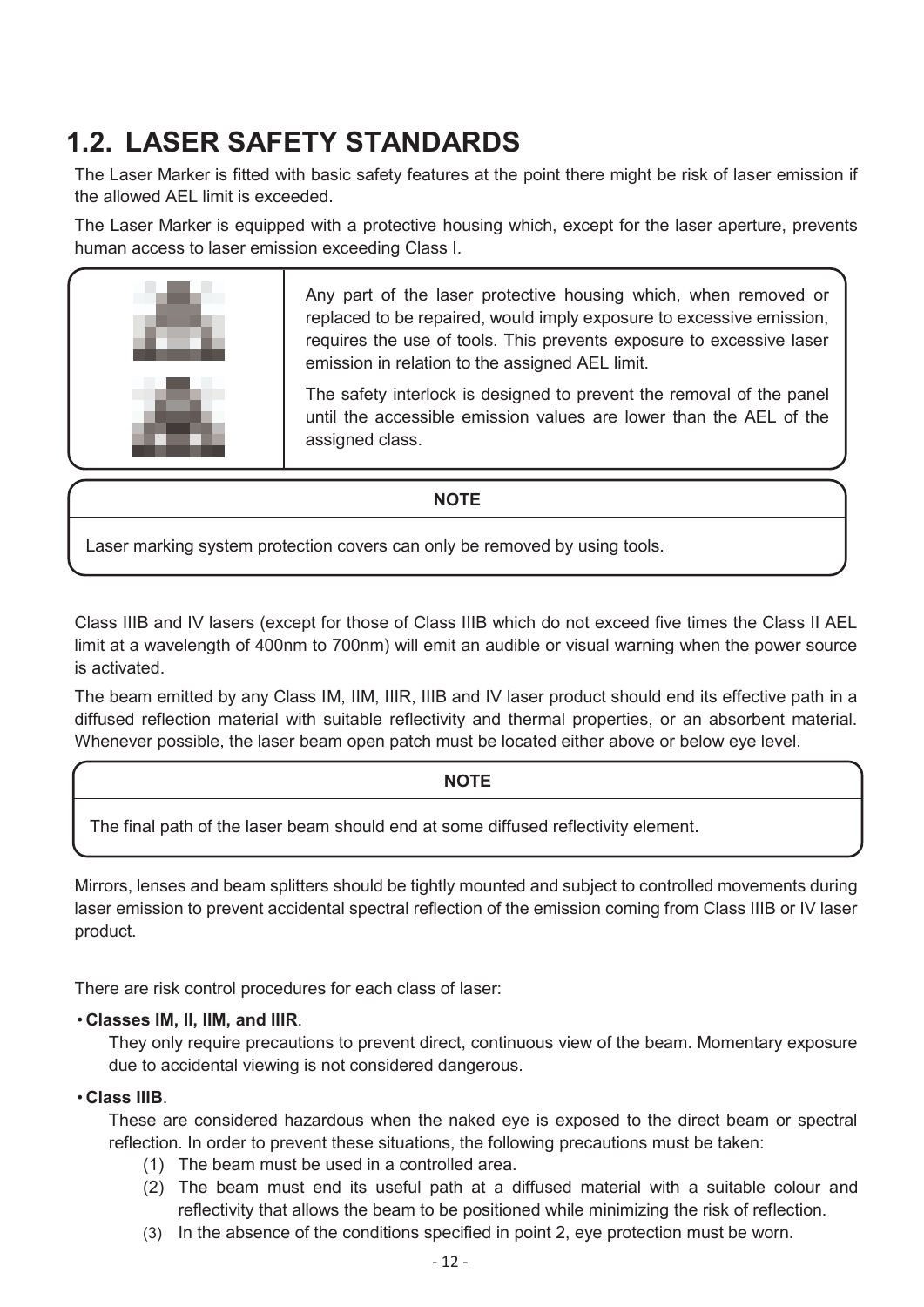## 1.2. LASER SAFETY STANDARDS

The Laser Marker is fitted with basic safety features at the point there might be risk of laser emission if the allowed AEL limit is exceeded.

The Laser Marker is equipped with a protective housing which, except for the laser aperture, prevents human access to laser emission exceeding Class I.

Any part of the laser protective housing which, when removed or replaced to be repaired, would imply exposure to excessive emission, requires the use of tools. This prevents exposure to excessive laser emission in relation to the assigned AEL limit.

The safety interlock is designed to prevent the removal of the panel until the accessible emission values are lower than the AEL of the assigned class.

**NOTE**

Laser marking system protection covers can only be removed by using tools.

Class IIIB and IV lasers (except for those of Class IIIB which do not exceed five times the Class II AEL limit at a wavelength of 400nm to 700nm) will emit an audible or visual warning when the power source is activated.

The beam emitted by any Class IM, IIM, IIIR, IIIB and IV laser product should end its effective path in a diffused reflection material with suitable reflectivity and thermal properties, or an absorbent material. Whenever possible, the laser beam open patch must be located either above or below eye level.

**NOTE**

The final path of the laser beam should end at some diffused reflectivity element.

Mirrors, lenses and beam splitters should be tightly mounted and subject to controlled movements during laser emission to prevent accidental spectral reflection of the emission coming from Class IIIB or IV laser product.

There are risk control procedures for each class of laser:

- **Classes IM, II, IIM, and IIIR**.
  They only require precautions to prevent direct, continuous view of the beam. Momentary exposure due to accidental viewing is not considered dangerous.
- **Class IIIB**.
  These are considered hazardous when the naked eye is exposed to the direct beam or spectral reflection. In order to prevent these situations, the following precautions must be taken:
  (1) The beam must be used in a controlled area.
  (2) The beam must end its useful path at a diffused material with a suitable colour and reflectivity that allows the beam to be positioned while minimizing the risk of reflection.
  (3) In the absence of the conditions specified in point 2, eye protection must be worn.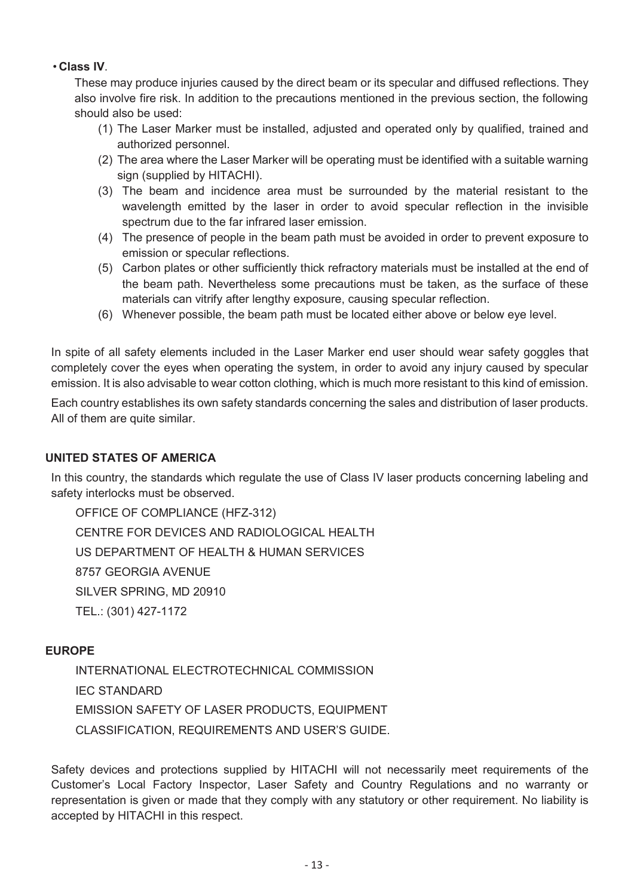- **Class IV**.

  These may produce injuries caused by the direct beam or its specular and diffused reflections. They also involve fire risk. In addition to the precautions mentioned in the previous section, the following should also be used:

  (1) The Laser Marker must be installed, adjusted and operated only by qualified, trained and authorized personnel.

  (2) The area where the Laser Marker will be operating must be identified with a suitable warning sign (supplied by HITACHI).

  (3) The beam and incidence area must be surrounded by the material resistant to the wavelength emitted by the laser in order to avoid specular reflection in the invisible spectrum due to the far infrared laser emission.

  (4) The presence of people in the beam path must be avoided in order to prevent exposure to emission or specular reflections.

  (5) Carbon plates or other sufficiently thick refractory materials must be installed at the end of the beam path. Nevertheless some precautions must be taken, as the surface of these materials can vitrify after lengthy exposure, causing specular reflection.

  (6) Whenever possible, the beam path must be located either above or below eye level.

In spite of all safety elements included in the Laser Marker end user should wear safety goggles that completely cover the eyes when operating the system, in order to avoid any injury caused by specular emission. It is also advisable to wear cotton clothing, which is much more resistant to this kind of emission.

Each country establishes its own safety standards concerning the sales and distribution of laser products. All of them are quite similar.

**UNITED STATES OF AMERICA**

In this country, the standards which regulate the use of Class IV laser products concerning labeling and safety interlocks must be observed.

OFFICE OF COMPLIANCE (HFZ-312)
CENTRE FOR DEVICES AND RADIOLOGICAL HEALTH
US DEPARTMENT OF HEALTH & HUMAN SERVICES
8757 GEORGIA AVENUE
SILVER SPRING, MD 20910
TEL.: (301) 427-1172

**EUROPE**

INTERNATIONAL ELECTROTECHNICAL COMMISSION
IEC STANDARD
EMISSION SAFETY OF LASER PRODUCTS, EQUIPMENT
CLASSIFICATION, REQUIREMENTS AND USER'S GUIDE.

Safety devices and protections supplied by HITACHI will not necessarily meet requirements of the Customer's Local Factory Inspector, Laser Safety and Country Regulations and no warranty or representation is given or made that they comply with any statutory or other requirement. No liability is accepted by HITACHI in this respect.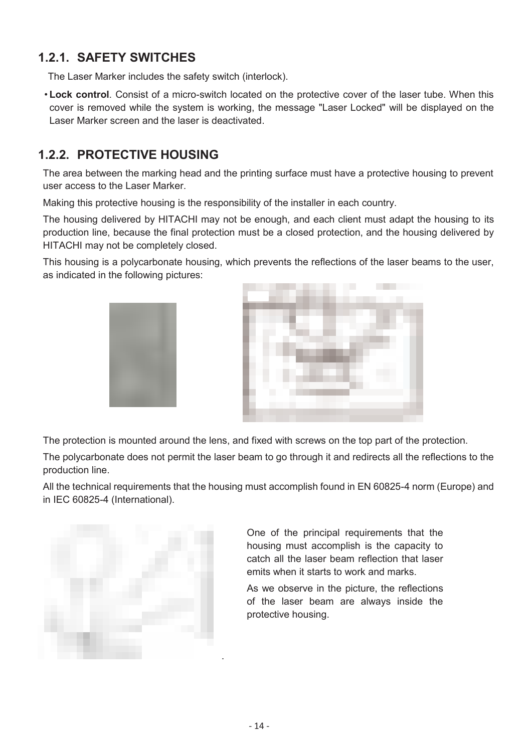### 1.2.1. SAFETY SWITCHES

The Laser Marker includes the safety switch (interlock).

- **Lock control**. Consist of a micro-switch located on the protective cover of the laser tube. When this cover is removed while the system is working, the message "Laser Locked" will be displayed on the Laser Marker screen and the laser is deactivated.

### 1.2.2. PROTECTIVE HOUSING

The area between the marking head and the printing surface must have a protective housing to prevent user access to the Laser Marker.

Making this protective housing is the responsibility of the installer in each country.

The housing delivered by HITACHI may not be enough, and each client must adapt the housing to its production line, because the final protection must be a closed protection, and the housing delivered by HITACHI may not be completely closed.

This housing is a polycarbonate housing, which prevents the reflections of the laser beams to the user, as indicated in the following pictures:

The protection is mounted around the lens, and fixed with screws on the top part of the protection.

The polycarbonate does not permit the laser beam to go through it and redirects all the reflections to the production line.

All the technical requirements that the housing must accomplish found in EN 60825-4 norm (Europe) and in IEC 60825-4 (International).

One of the principal requirements that the housing must accomplish is the capacity to catch all the laser beam reflection that laser emits when it starts to work and marks.

As we observe in the picture, the reflections of the laser beam are always inside the protective housing.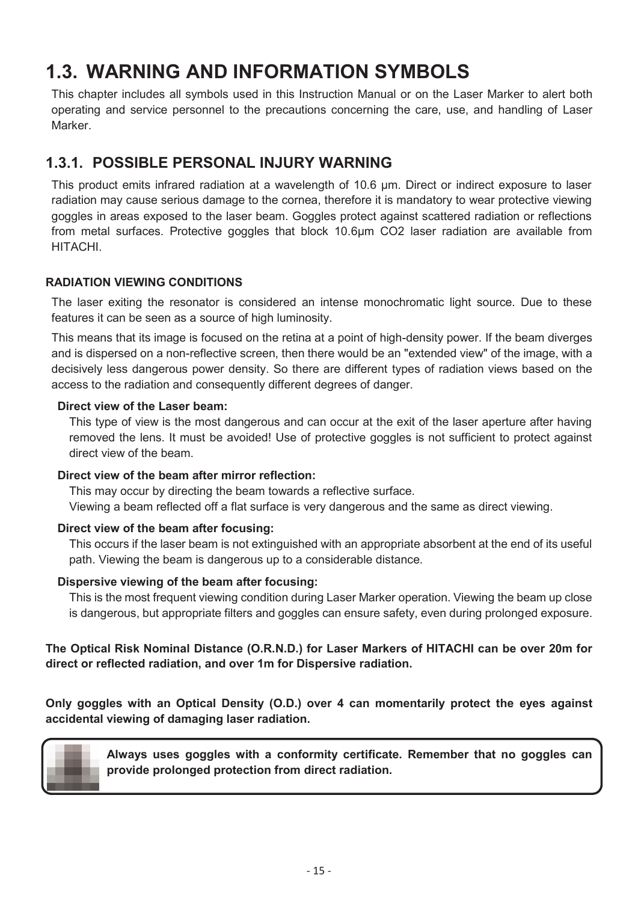# 1.3. WARNING AND INFORMATION SYMBOLS

This chapter includes all symbols used in this Instruction Manual or on the Laser Marker to alert both operating and service personnel to the precautions concerning the care, use, and handling of Laser Marker.

## 1.3.1. POSSIBLE PERSONAL INJURY WARNING

This product emits infrared radiation at a wavelength of 10.6 μm. Direct or indirect exposure to laser radiation may cause serious damage to the cornea, therefore it is mandatory to wear protective viewing goggles in areas exposed to the laser beam. Goggles protect against scattered radiation or reflections from metal surfaces. Protective goggles that block 10.6μm $CO_2$ laser radiation are available from HITACHI.

### RADIATION VIEWING CONDITIONS

The laser exiting the resonator is considered an intense monochromatic light source. Due to these features it can be seen as a source of high luminosity.

This means that its image is focused on the retina at a point of high-density power. If the beam diverges and is dispersed on a non-reflective screen, then there would be an "extended view" of the image, with a decisively less dangerous power density. So there are different types of radiation views based on the access to the radiation and consequently different degrees of danger.

**Direct view of the Laser beam:**

This type of view is the most dangerous and can occur at the exit of the laser aperture after having removed the lens. It must be avoided! Use of protective goggles is not sufficient to protect against direct view of the beam.

**Direct view of the beam after mirror reflection:**

This may occur by directing the beam towards a reflective surface.
Viewing a beam reflected off a flat surface is very dangerous and the same as direct viewing.

**Direct view of the beam after focusing:**

This occurs if the laser beam is not extinguished with an appropriate absorbent at the end of its useful path. Viewing the beam is dangerous up to a considerable distance.

**Dispersive viewing of the beam after focusing:**

This is the most frequent viewing condition during Laser Marker operation. Viewing the beam up close is dangerous, but appropriate filters and goggles can ensure safety, even during prolonged exposure.

**The Optical Risk Nominal Distance (O.R.N.D.) for Laser Markers of HITACHI can be over 20m for direct or reflected radiation, and over 1m for Dispersive radiation.**

**Only goggles with an Optical Density (O.D.) over 4 can momentarily protect the eyes against accidental viewing of damaging laser radiation.**

**Always uses goggles with a conformity certificate. Remember that no goggles can provide prolonged protection from direct radiation.**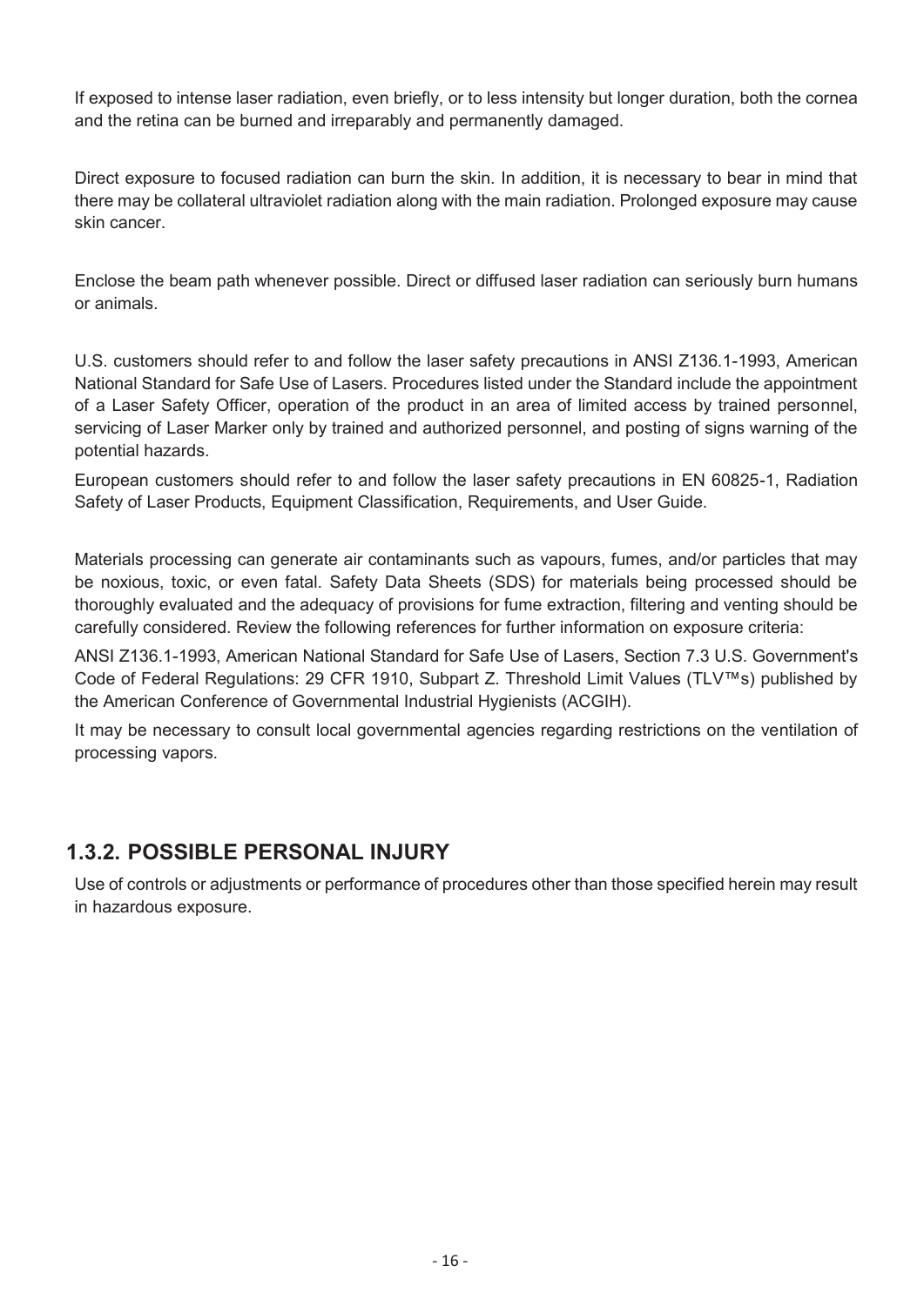If exposed to intense laser radiation, even briefly, or to less intensity but longer duration, both the cornea and the retina can be burned and irreparably and permanently damaged.

Direct exposure to focused radiation can burn the skin. In addition, it is necessary to bear in mind that there may be collateral ultraviolet radiation along with the main radiation. Prolonged exposure may cause skin cancer.

Enclose the beam path whenever possible. Direct or diffused laser radiation can seriously burn humans or animals.

U.S. customers should refer to and follow the laser safety precautions in ANSI Z136.1-1993, American National Standard for Safe Use of Lasers. Procedures listed under the Standard include the appointment of a Laser Safety Officer, operation of the product in an area of limited access by trained personnel, servicing of Laser Marker only by trained and authorized personnel, and posting of signs warning of the potential hazards.

European customers should refer to and follow the laser safety precautions in EN 60825-1, Radiation Safety of Laser Products, Equipment Classification, Requirements, and User Guide.

Materials processing can generate air contaminants such as vapours, fumes, and/or particles that may be noxious, toxic, or even fatal. Safety Data Sheets (SDS) for materials being processed should be thoroughly evaluated and the adequacy of provisions for fume extraction, filtering and venting should be carefully considered. Review the following references for further information on exposure criteria:

ANSI Z136.1-1993, American National Standard for Safe Use of Lasers, Section 7.3 U.S. Government's Code of Federal Regulations: 29 CFR 1910, Subpart Z. Threshold Limit Values (TLV™s) published by the American Conference of Governmental Industrial Hygienists (ACGIH).

It may be necessary to consult local governmental agencies regarding restrictions on the ventilation of processing vapors.

## 1.3.2. POSSIBLE PERSONAL INJURY

Use of controls or adjustments or performance of procedures other than those specified herein may result in hazardous exposure.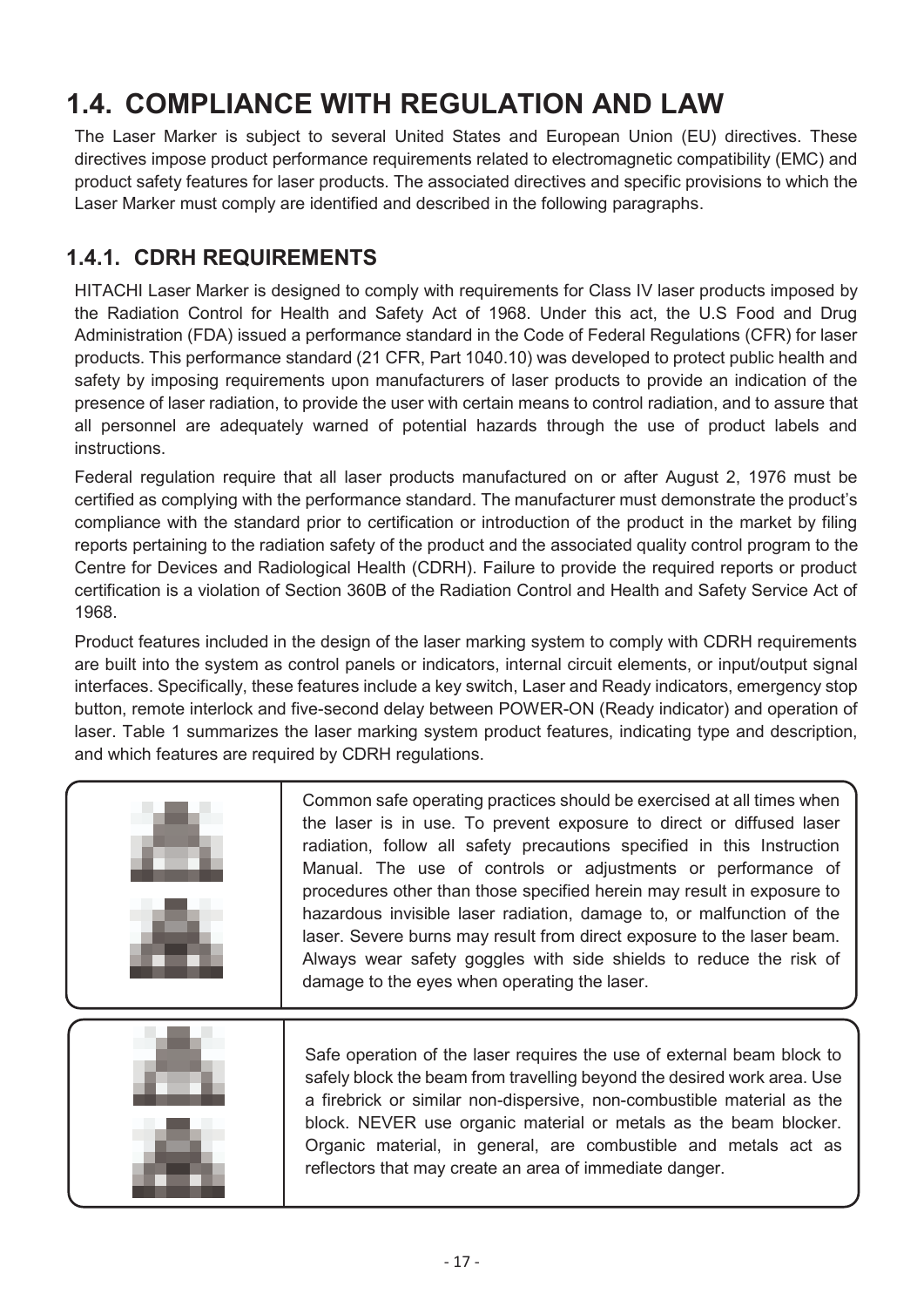# 1.4. COMPLIANCE WITH REGULATION AND LAW

The Laser Marker is subject to several United States and European Union (EU) directives. These directives impose product performance requirements related to electromagnetic compatibility (EMC) and product safety features for laser products. The associated directives and specific provisions to which the Laser Marker must comply are identified and described in the following paragraphs.

## 1.4.1. CDRH REQUIREMENTS

HITACHI Laser Marker is designed to comply with requirements for Class IV laser products imposed by the Radiation Control for Health and Safety Act of 1968. Under this act, the U.S Food and Drug Administration (FDA) issued a performance standard in the Code of Federal Regulations (CFR) for laser products. This performance standard (21 CFR, Part 1040.10) was developed to protect public health and safety by imposing requirements upon manufacturers of laser products to provide an indication of the presence of laser radiation, to provide the user with certain means to control radiation, and to assure that all personnel are adequately warned of potential hazards through the use of product labels and instructions.

Federal regulation require that all laser products manufactured on or after August 2, 1976 must be certified as complying with the performance standard. The manufacturer must demonstrate the product's compliance with the standard prior to certification or introduction of the product in the market by filing reports pertaining to the radiation safety of the product and the associated quality control program to the Centre for Devices and Radiological Health (CDRH). Failure to provide the required reports or product certification is a violation of Section 360B of the Radiation Control and Health and Safety Service Act of 1968.

Product features included in the design of the laser marking system to comply with CDRH requirements are built into the system as control panels or indicators, internal circuit elements, or input/output signal interfaces. Specifically, these features include a key switch, Laser and Ready indicators, emergency stop button, remote interlock and five-second delay between POWER-ON (Ready indicator) and operation of laser. Table 1 summarizes the laser marking system product features, indicating type and description, and which features are required by CDRH regulations.

| | |
|---|---|
| | Common safe operating practices should be exercised at all times when the laser is in use. To prevent exposure to direct or diffused laser radiation, follow all safety precautions specified in this Instruction Manual. The use of controls or adjustments or performance of procedures other than those specified herein may result in exposure to hazardous invisible laser radiation, damage to, or malfunction of the laser. Severe burns may result from direct exposure to the laser beam. Always wear safety goggles with side shields to reduce the risk of damage to the eyes when operating the laser. |

| | |
|---|---|
| | Safe operation of the laser requires the use of external beam block to safely block the beam from travelling beyond the desired work area. Use a firebrick or similar non-dispersive, non-combustible material as the block. NEVER use organic material or metals as the beam blocker. Organic material, in general, are combustible and metals act as reflectors that may create an area of immediate danger. |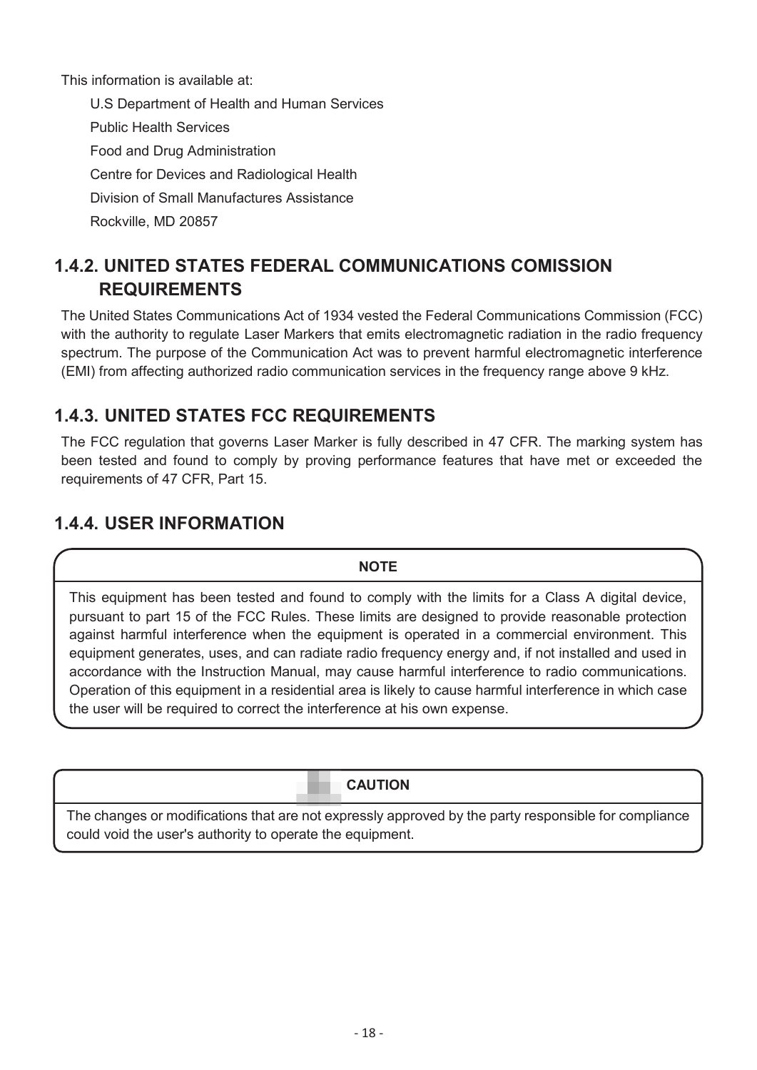This information is available at:

U.S Department of Health and Human Services

Public Health Services

Food and Drug Administration

Centre for Devices and Radiological Health

Division of Small Manufactures Assistance

Rockville, MD 20857

### 1.4.2. UNITED STATES FEDERAL COMMUNICATIONS COMISSION REQUIREMENTS

The United States Communications Act of 1934 vested the Federal Communications Commission (FCC) with the authority to regulate Laser Markers that emits electromagnetic radiation in the radio frequency spectrum. The purpose of the Communication Act was to prevent harmful electromagnetic interference (EMI) from affecting authorized radio communication services in the frequency range above 9 kHz.

### 1.4.3. UNITED STATES FCC REQUIREMENTS

The FCC regulation that governs Laser Marker is fully described in 47 CFR. The marking system has been tested and found to comply by proving performance features that have met or exceeded the requirements of 47 CFR, Part 15.

### 1.4.4. USER INFORMATION

**NOTE**

This equipment has been tested and found to comply with the limits for a Class A digital device, pursuant to part 15 of the FCC Rules. These limits are designed to provide reasonable protection against harmful interference when the equipment is operated in a commercial environment. This equipment generates, uses, and can radiate radio frequency energy and, if not installed and used in accordance with the Instruction Manual, may cause harmful interference to radio communications. Operation of this equipment in a residential area is likely to cause harmful interference in which case the user will be required to correct the interference at his own expense.

**CAUTION**

The changes or modifications that are not expressly approved by the party responsible for compliance could void the user's authority to operate the equipment.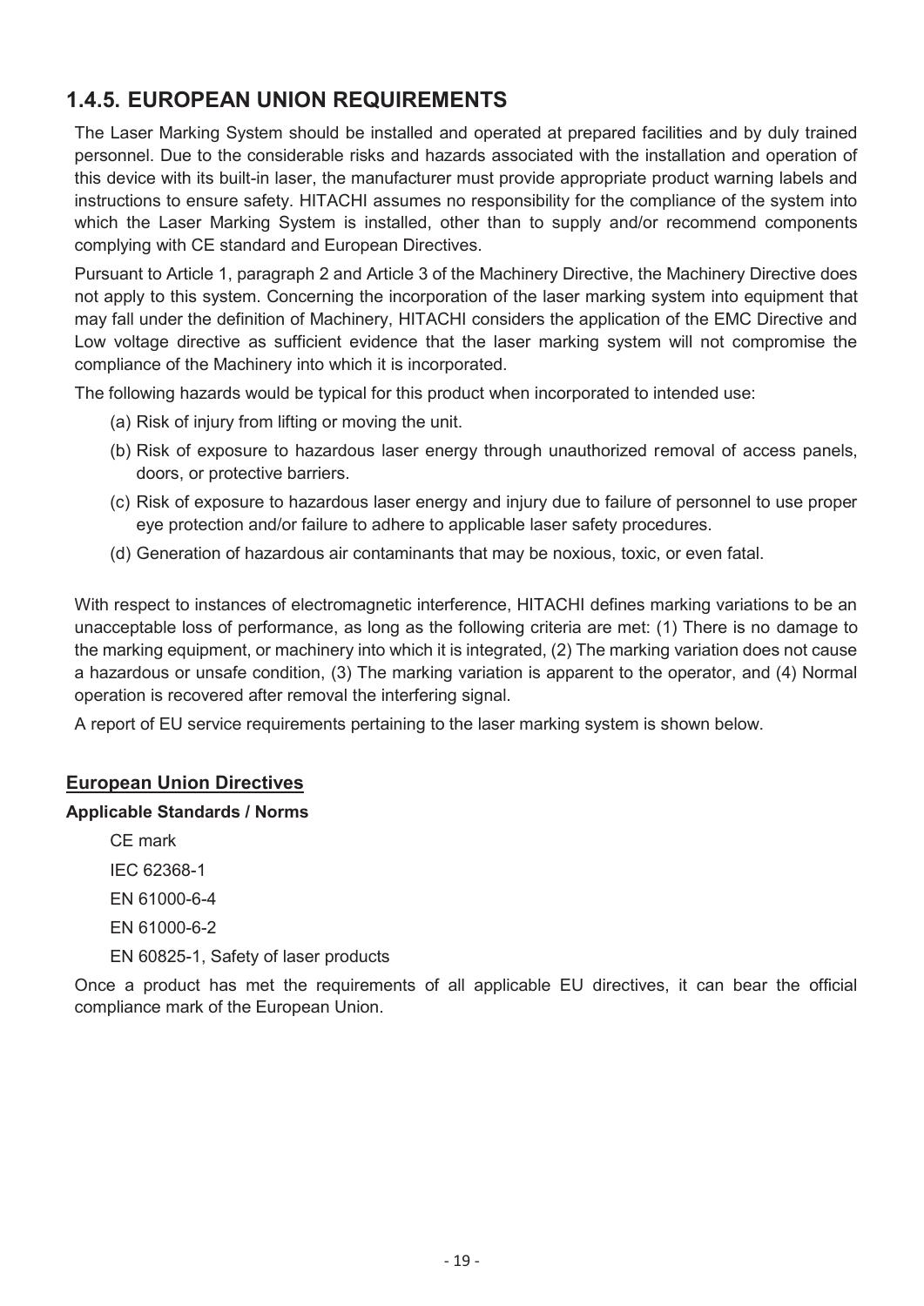## 1.4.5. EUROPEAN UNION REQUIREMENTS

The Laser Marking System should be installed and operated at prepared facilities and by duly trained personnel. Due to the considerable risks and hazards associated with the installation and operation of this device with its built-in laser, the manufacturer must provide appropriate product warning labels and instructions to ensure safety. HITACHI assumes no responsibility for the compliance of the system into which the Laser Marking System is installed, other than to supply and/or recommend components complying with CE standard and European Directives.

Pursuant to Article 1, paragraph 2 and Article 3 of the Machinery Directive, the Machinery Directive does not apply to this system. Concerning the incorporation of the laser marking system into equipment that may fall under the definition of Machinery, HITACHI considers the application of the EMC Directive and Low voltage directive as sufficient evidence that the laser marking system will not compromise the compliance of the Machinery into which it is incorporated.

The following hazards would be typical for this product when incorporated to intended use:

(a) Risk of injury from lifting or moving the unit.

(b) Risk of exposure to hazardous laser energy through unauthorized removal of access panels, doors, or protective barriers.

(c) Risk of exposure to hazardous laser energy and injury due to failure of personnel to use proper eye protection and/or failure to adhere to applicable laser safety procedures.

(d) Generation of hazardous air contaminants that may be noxious, toxic, or even fatal.

With respect to instances of electromagnetic interference, HITACHI defines marking variations to be an unacceptable loss of performance, as long as the following criteria are met: (1) There is no damage to the marking equipment, or machinery into which it is integrated, (2) The marking variation does not cause a hazardous or unsafe condition, (3) The marking variation is apparent to the operator, and (4) Normal operation is recovered after removal the interfering signal.

A report of EU service requirements pertaining to the laser marking system is shown below.

**European Union Directives**

**Applicable Standards / Norms**

CE mark

IEC 62368-1

EN 61000-6-4

EN 61000-6-2

EN 60825-1, Safety of laser products

Once a product has met the requirements of all applicable EU directives, it can bear the official compliance mark of the European Union.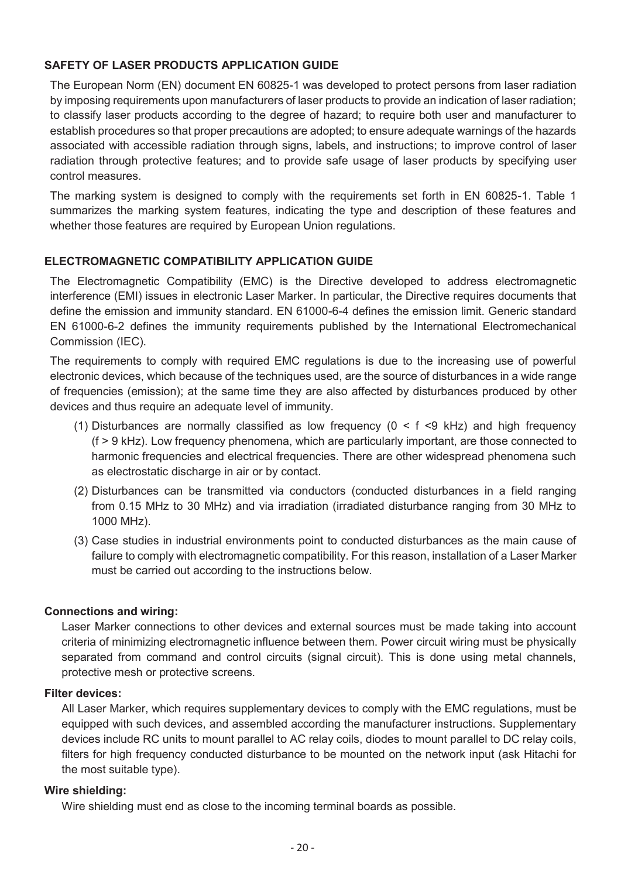## SAFETY OF LASER PRODUCTS APPLICATION GUIDE

The European Norm (EN) document EN 60825-1 was developed to protect persons from laser radiation by imposing requirements upon manufacturers of laser products to provide an indication of laser radiation; to classify laser products according to the degree of hazard; to require both user and manufacturer to establish procedures so that proper precautions are adopted; to ensure adequate warnings of the hazards associated with accessible radiation through signs, labels, and instructions; to improve control of laser radiation through protective features; and to provide safe usage of laser products by specifying user control measures.

The marking system is designed to comply with the requirements set forth in EN 60825-1. Table 1 summarizes the marking system features, indicating the type and description of these features and whether those features are required by European Union regulations.

## ELECTROMAGNETIC COMPATIBILITY APPLICATION GUIDE

The Electromagnetic Compatibility (EMC) is the Directive developed to address electromagnetic interference (EMI) issues in electronic Laser Marker. In particular, the Directive requires documents that define the emission and immunity standard. EN 61000-6-4 defines the emission limit. Generic standard EN 61000-6-2 defines the immunity requirements published by the International Electromechanical Commission (IEC).

The requirements to comply with required EMC regulations is due to the increasing use of powerful electronic devices, which because of the techniques used, are the source of disturbances in a wide range of frequencies (emission); at the same time they are also affected by disturbances produced by other devices and thus require an adequate level of immunity.

(1) Disturbances are normally classified as low frequency ($0 < f < 9$ kHz) and high frequency ($f > 9$ kHz). Low frequency phenomena, which are particularly important, are those connected to harmonic frequencies and electrical frequencies. There are other widespread phenomena such as electrostatic discharge in air or by contact.

(2) Disturbances can be transmitted via conductors (conducted disturbances in a field ranging from 0.15 MHz to 30 MHz) and via irradiation (irradiated disturbance ranging from 30 MHz to 1000 MHz).

(3) Case studies in industrial environments point to conducted disturbances as the main cause of failure to comply with electromagnetic compatibility. For this reason, installation of a Laser Marker must be carried out according to the instructions below.

**Connections and wiring:**

Laser Marker connections to other devices and external sources must be made taking into account criteria of minimizing electromagnetic influence between them. Power circuit wiring must be physically separated from command and control circuits (signal circuit). This is done using metal channels, protective mesh or protective screens.

**Filter devices:**

All Laser Marker, which requires supplementary devices to comply with the EMC regulations, must be equipped with such devices, and assembled according the manufacturer instructions. Supplementary devices include RC units to mount parallel to AC relay coils, diodes to mount parallel to DC relay coils, filters for high frequency conducted disturbance to be mounted on the network input (ask Hitachi for the most suitable type).

**Wire shielding:**

Wire shielding must end as close to the incoming terminal boards as possible.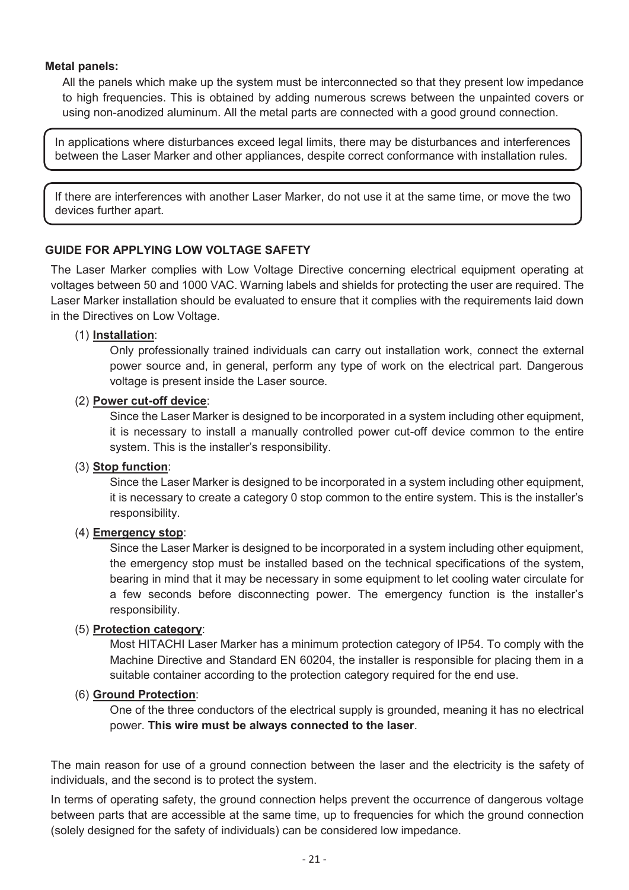**Metal panels:**

All the panels which make up the system must be interconnected so that they present low impedance to high frequencies. This is obtained by adding numerous screws between the unpainted covers or using non-anodized aluminum. All the metal parts are connected with a good ground connection.

> In applications where disturbances exceed legal limits, there may be disturbances and interferences between the Laser Marker and other appliances, despite correct conformance with installation rules.

> If there are interferences with another Laser Marker, do not use it at the same time, or move the two devices further apart.

### GUIDE FOR APPLYING LOW VOLTAGE SAFETY

The Laser Marker complies with Low Voltage Directive concerning electrical equipment operating at voltages between 50 and 1000 VAC. Warning labels and shields for protecting the user are required. The Laser Marker installation should be evaluated to ensure that it complies with the requirements laid down in the Directives on Low Voltage.

(1) **Installation**:
Only professionally trained individuals can carry out installation work, connect the external power source and, in general, perform any type of work on the electrical part. Dangerous voltage is present inside the Laser source.

(2) **Power cut-off device**:
Since the Laser Marker is designed to be incorporated in a system including other equipment, it is necessary to install a manually controlled power cut-off device common to the entire system. This is the installer's responsibility.

(3) **Stop function**:
Since the Laser Marker is designed to be incorporated in a system including other equipment, it is necessary to create a category 0 stop common to the entire system. This is the installer's responsibility.

(4) **Emergency stop**:
Since the Laser Marker is designed to be incorporated in a system including other equipment, the emergency stop must be installed based on the technical specifications of the system, bearing in mind that it may be necessary in some equipment to let cooling water circulate for a few seconds before disconnecting power. The emergency function is the installer's responsibility.

(5) **Protection category**:
Most HITACHI Laser Marker has a minimum protection category of IP54. To comply with the Machine Directive and Standard EN 60204, the installer is responsible for placing them in a suitable container according to the protection category required for the end use.

(6) **Ground Protection**:
One of the three conductors of the electrical supply is grounded, meaning it has no electrical power. **This wire must be always connected to the laser**.

The main reason for use of a ground connection between the laser and the electricity is the safety of individuals, and the second is to protect the system.

In terms of operating safety, the ground connection helps prevent the occurrence of dangerous voltage between parts that are accessible at the same time, up to frequencies for which the ground connection (solely designed for the safety of individuals) can be considered low impedance.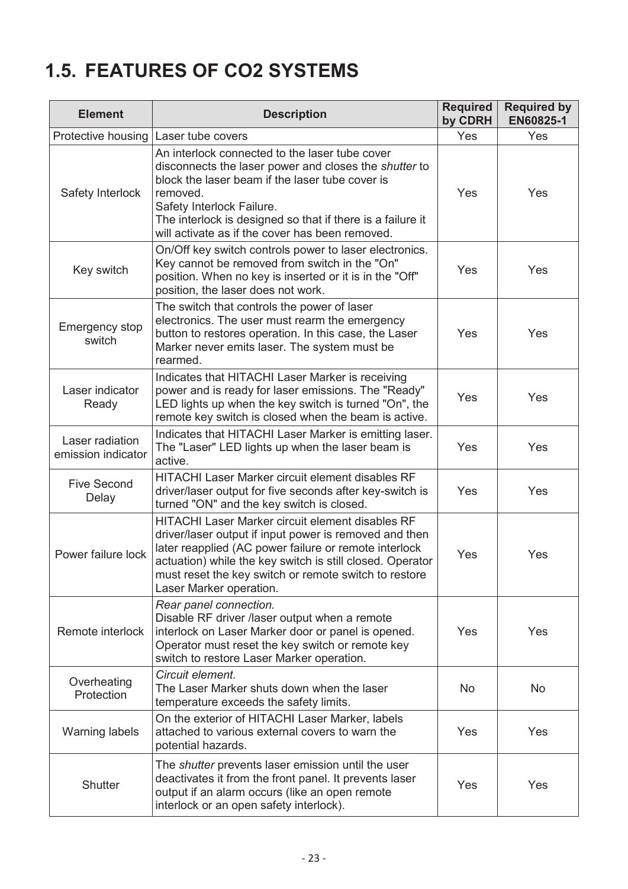# 1.5. FEATURES OF CO2 SYSTEMS

| Element | Description | Required by CDRH | Required by EN60825-1 |
|---|---|---|---|
| Protective housing | Laser tube covers | Yes | Yes |
| Safety Interlock | An interlock connected to the laser tube cover disconnects the laser power and closes the *shutter* to block the laser beam if the laser tube cover is removed.<br>Safety Interlock Failure.<br>The interlock is designed so that if there is a failure it will activate as if the cover has been removed. | Yes | Yes |
| Key switch | On/Off key switch controls power to laser electronics. Key cannot be removed from switch in the "On" position. When no key is inserted or it is in the "Off" position, the laser does not work. | Yes | Yes |
| Emergency stop switch | The switch that controls the power of laser electronics. The user must rearm the emergency button to restores operation. In this case, the Laser Marker never emits laser. The system must be rearmed. | Yes | Yes |
| Laser indicator Ready | Indicates that HITACHI Laser Marker is receiving power and is ready for laser emissions. The "Ready" LED lights up when the key switch is turned "On", the remote key switch is closed when the beam is active. | Yes | Yes |
| Laser radiation emission indicator | Indicates that HITACHI Laser Marker is emitting laser. The "Laser" LED lights up when the laser beam is active. | Yes | Yes |
| Five Second Delay | HITACHI Laser Marker circuit element disables RF driver/laser output for five seconds after key-switch is turned "ON" and the key switch is closed. | Yes | Yes |
| Power failure lock | HITACHI Laser Marker circuit element disables RF driver/laser output if input power is removed and then later reapplied (AC power failure or remote interlock actuation) while the key switch is still closed. Operator must reset the key switch or remote switch to restore Laser Marker operation. | Yes | Yes |
| Remote interlock | *Rear panel connection.*<br>Disable RF driver /laser output when a remote interlock on Laser Marker door or panel is opened. Operator must reset the key switch or remote key switch to restore Laser Marker operation. | Yes | Yes |
| Overheating Protection | *Circuit element.*<br>The Laser Marker shuts down when the laser temperature exceeds the safety limits. | No | No |
| Warning labels | On the exterior of HITACHI Laser Marker, labels attached to various external covers to warn the potential hazards. | Yes | Yes |
| Shutter | The *shutter* prevents laser emission until the user deactivates it from the front panel. It prevents laser output if an alarm occurs (like an open remote interlock or an open safety interlock). | Yes | Yes |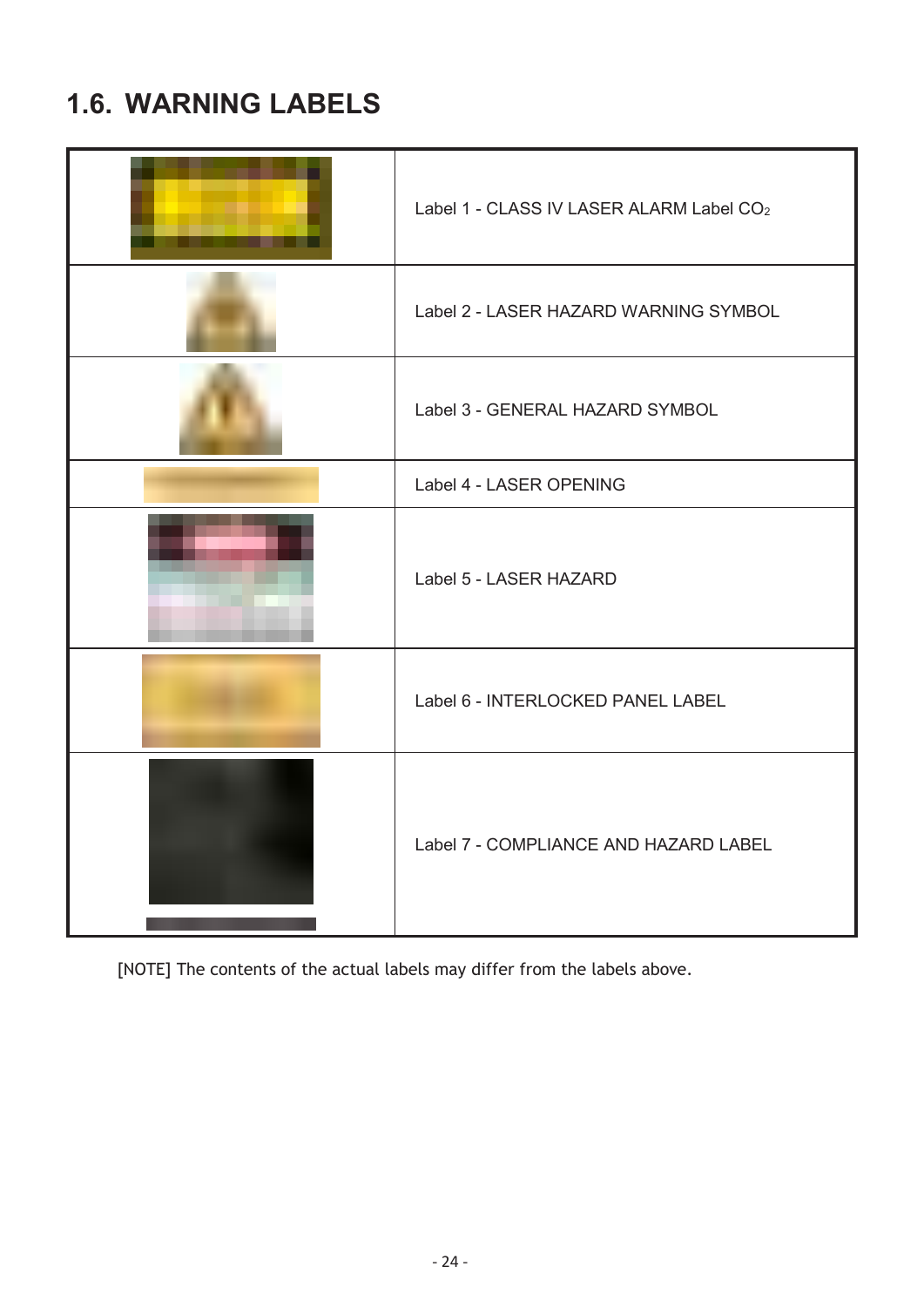## 1.6. WARNING LABELS

| | |
|---|---|
| | Label 1 - CLASS IV LASER ALARM Label $CO_2$ |
| | Label 2 - LASER HAZARD WARNING SYMBOL |
| | Label 3 - GENERAL HAZARD SYMBOL |
| | Label 4 - LASER OPENING |
| | Label 5 - LASER HAZARD |
| | Label 6 - INTERLOCKED PANEL LABEL |
| | Label 7 - COMPLIANCE AND HAZARD LABEL |

[NOTE] The contents of the actual labels may differ from the labels above.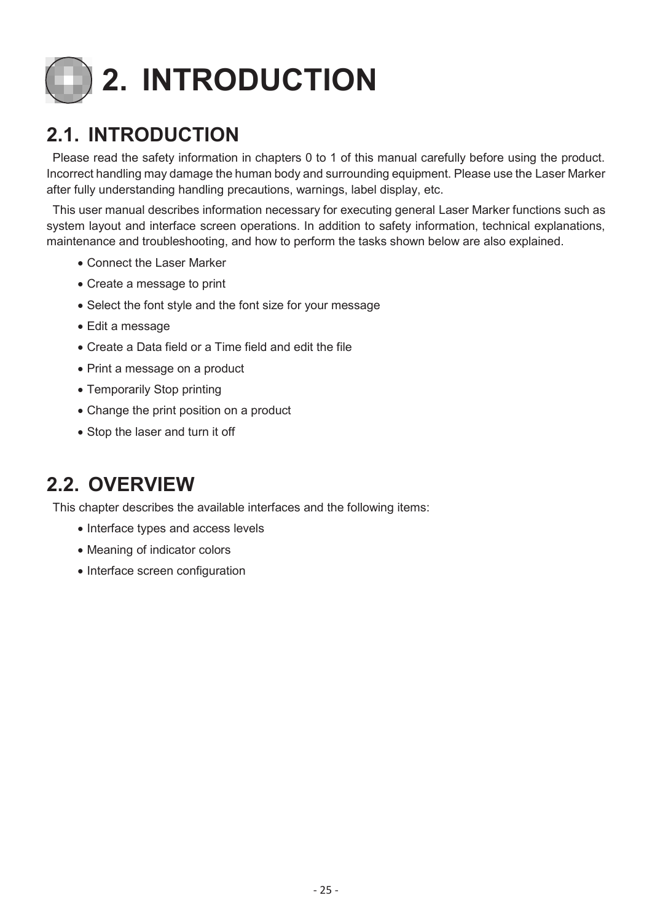# 2. INTRODUCTION

## 2.1. INTRODUCTION

Please read the safety information in chapters 0 to 1 of this manual carefully before using the product. Incorrect handling may damage the human body and surrounding equipment. Please use the Laser Marker after fully understanding handling precautions, warnings, label display, etc.

This user manual describes information necessary for executing general Laser Marker functions such as system layout and interface screen operations. In addition to safety information, technical explanations, maintenance and troubleshooting, and how to perform the tasks shown below are also explained.

- Connect the Laser Marker
- Create a message to print
- Select the font style and the font size for your message
- Edit a message
- Create a Data field or a Time field and edit the file
- Print a message on a product
- Temporarily Stop printing
- Change the print position on a product
- Stop the laser and turn it off

## 2.2. OVERVIEW

This chapter describes the available interfaces and the following items:

- Interface types and access levels
- Meaning of indicator colors
- Interface screen configuration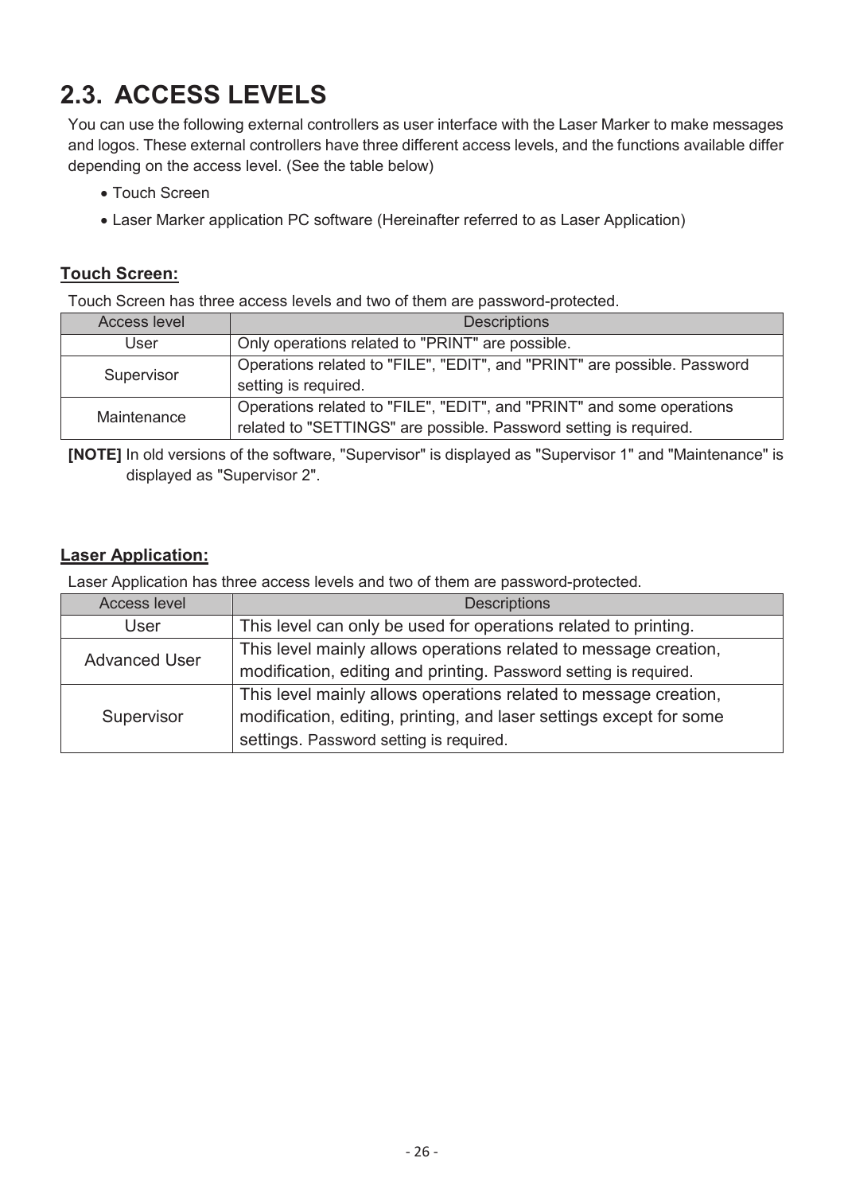## 2.3. ACCESS LEVELS

You can use the following external controllers as user interface with the Laser Marker to make messages and logos. These external controllers have three different access levels, and the functions available differ depending on the access level. (See the table below)

- Touch Screen
- Laser Marker application PC software (Hereinafter referred to as Laser Application)

**Touch Screen:**

Touch Screen has three access levels and two of them are password-protected.

| Access level | Descriptions |
| --- | --- |
| User | Only operations related to "PRINT" are possible. |
| Supervisor | Operations related to "FILE", "EDIT", and "PRINT" are possible. Password setting is required. |
| Maintenance | Operations related to "FILE", "EDIT", and "PRINT" and some operations related to "SETTINGS" are possible. Password setting is required. |

**[NOTE]** In old versions of the software, "Supervisor" is displayed as "Supervisor 1" and "Maintenance" is displayed as "Supervisor 2".

**Laser Application:**

Laser Application has three access levels and two of them are password-protected.

| Access level | Descriptions |
| --- | --- |
| User | This level can only be used for operations related to printing. |
| Advanced User | This level mainly allows operations related to message creation, modification, editing and printing. Password setting is required. |
| Supervisor | This level mainly allows operations related to message creation, modification, editing, printing, and laser settings except for some settings. Password setting is required. |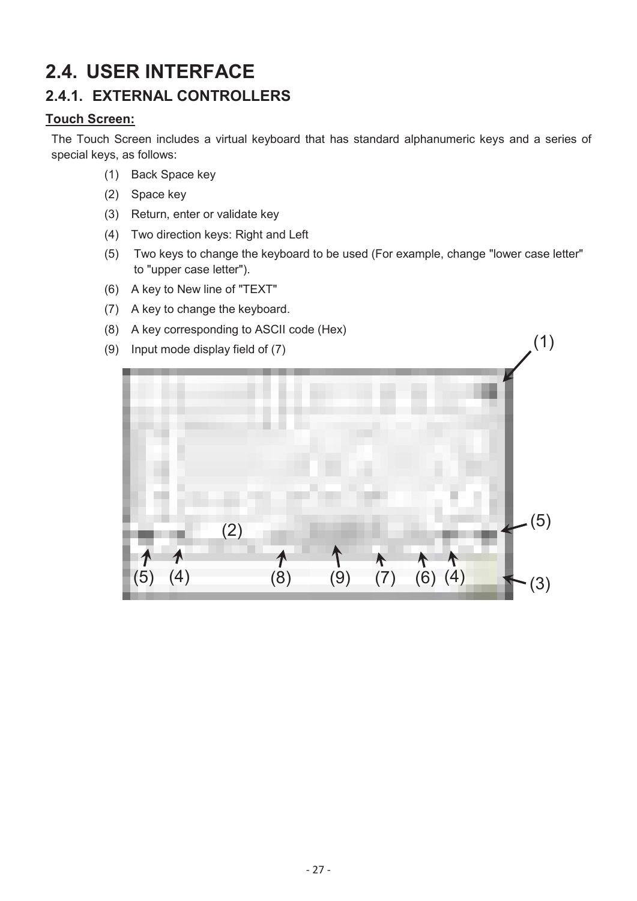# 2.4. USER INTERFACE

## 2.4.1. EXTERNAL CONTROLLERS

**Touch Screen:**

The Touch Screen includes a virtual keyboard that has standard alphanumeric keys and a series of special keys, as follows:

(1) Back Space key

(2) Space key

(3) Return, enter or validate key

(4) Two direction keys: Right and Left

(5) Two keys to change the keyboard to be used (For example, change "lower case letter" to "upper case letter").

(6) A key to New line of "TEXT"

(7) A key to change the keyboard.

(8) A key corresponding to ASCII code (Hex)

(9) Input mode display field of (7)

(1) (2) (3) (4) (4) (5) (5) (6) (7) (8) (9)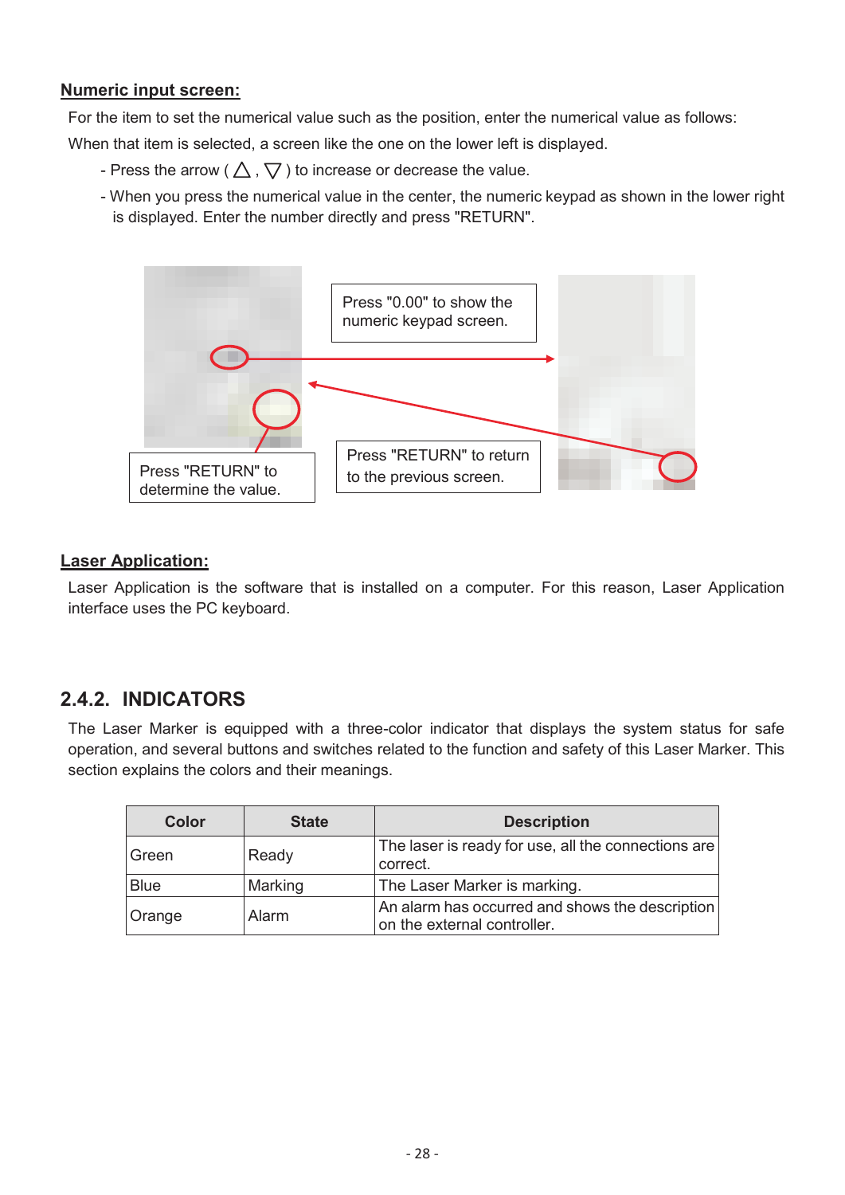**Numeric input screen:**

For the item to set the numerical value such as the position, enter the numerical value as follows:

When that item is selected, a screen like the one on the lower left is displayed.

- Press the arrow ( △ , ▽ ) to increase or decrease the value.
- When you press the numerical value in the center, the numeric keypad as shown in the lower right is displayed. Enter the number directly and press "RETURN".

Press "0.00" to show the numeric keypad screen.

Press "RETURN" to determine the value.

Press "RETURN" to return to the previous screen.

**Laser Application:**

Laser Application is the software that is installed on a computer. For this reason, Laser Application interface uses the PC keyboard.

## 2.4.2. INDICATORS

The Laser Marker is equipped with a three-color indicator that displays the system status for safe operation, and several buttons and switches related to the function and safety of this Laser Marker. This section explains the colors and their meanings.

| Color | State | Description |
|---|---|---|
| Green | Ready | The laser is ready for use, all the connections are correct. |
| Blue | Marking | The Laser Marker is marking. |
| Orange | Alarm | An alarm has occurred and shows the description on the external controller. |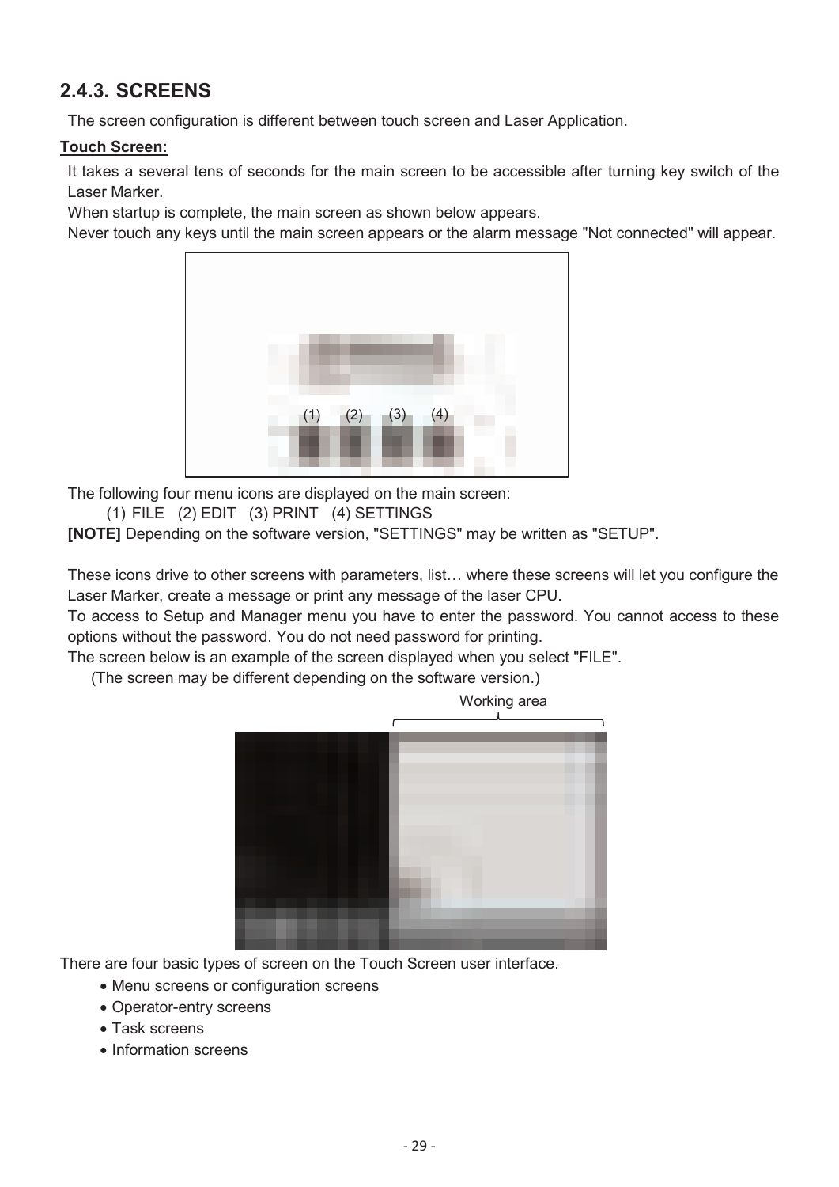### 2.4.3. SCREENS

The screen configuration is different between touch screen and Laser Application.

**Touch Screen:**

It takes a several tens of seconds for the main screen to be accessible after turning key switch of the Laser Marker.

When startup is complete, the main screen as shown below appears.

Never touch any keys until the main screen appears or the alarm message "Not connected" will appear.

(1) (2) (3) (4)

The following four menu icons are displayed on the main screen:

(1) FILE (2) EDIT (3) PRINT (4) SETTINGS

**[NOTE]** Depending on the software version, "SETTINGS" may be written as "SETUP".

These icons drive to other screens with parameters, list… where these screens will let you configure the Laser Marker, create a message or print any message of the laser CPU.

To access to Setup and Manager menu you have to enter the password. You cannot access to these options without the password. You do not need password for printing.

The screen below is an example of the screen displayed when you select "FILE".

(The screen may be different depending on the software version.)

Working area

There are four basic types of screen on the Touch Screen user interface.

- Menu screens or configuration screens
- Operator-entry screens
- Task screens
- Information screens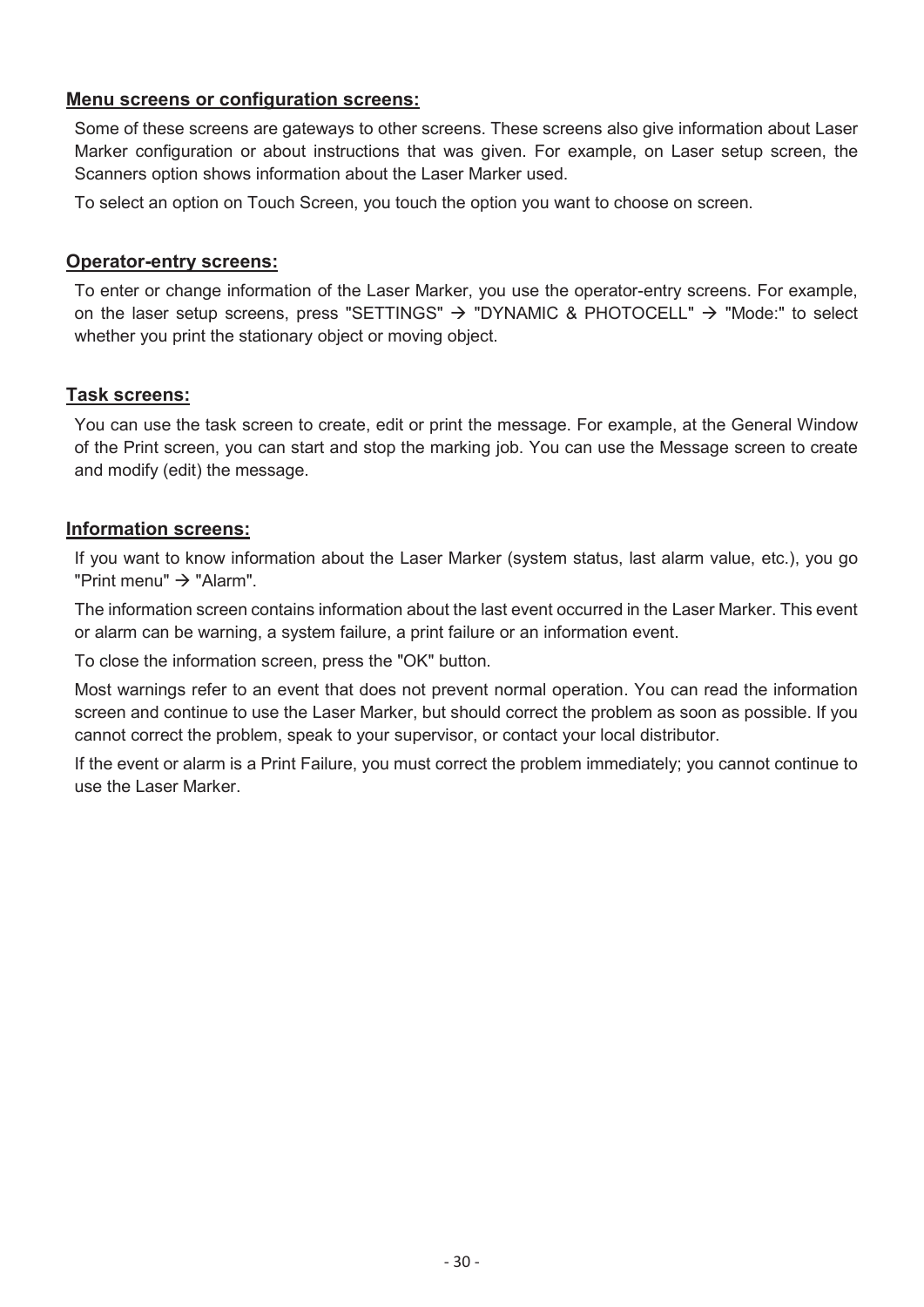**Menu screens or configuration screens:**

Some of these screens are gateways to other screens. These screens also give information about Laser Marker configuration or about instructions that was given. For example, on Laser setup screen, the Scanners option shows information about the Laser Marker used.

To select an option on Touch Screen, you touch the option you want to choose on screen.

**Operator-entry screens:**

To enter or change information of the Laser Marker, you use the operator-entry screens. For example, on the laser setup screens, press "SETTINGS" → "DYNAMIC & PHOTOCELL" → "Mode:" to select whether you print the stationary object or moving object.

**Task screens:**

You can use the task screen to create, edit or print the message. For example, at the General Window of the Print screen, you can start and stop the marking job. You can use the Message screen to create and modify (edit) the message.

**Information screens:**

If you want to know information about the Laser Marker (system status, last alarm value, etc.), you go "Print menu" → "Alarm".

The information screen contains information about the last event occurred in the Laser Marker. This event or alarm can be warning, a system failure, a print failure or an information event.

To close the information screen, press the "OK" button.

Most warnings refer to an event that does not prevent normal operation. You can read the information screen and continue to use the Laser Marker, but should correct the problem as soon as possible. If you cannot correct the problem, speak to your supervisor, or contact your local distributor.

If the event or alarm is a Print Failure, you must correct the problem immediately; you cannot continue to use the Laser Marker.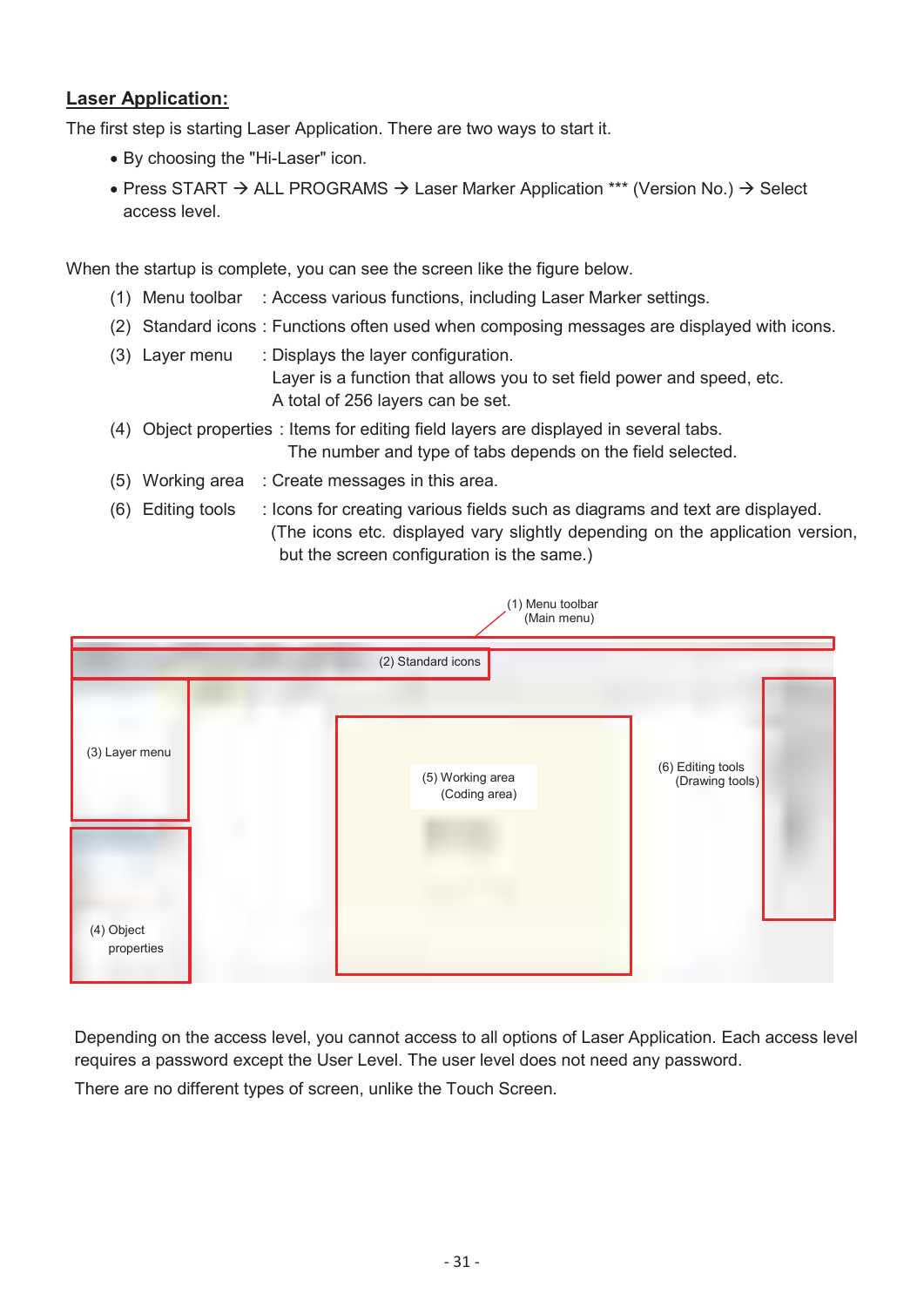## Laser Application:

The first step is starting Laser Application. There are two ways to start it.

- By choosing the "Hi-Laser" icon.
- Press START → ALL PROGRAMS → Laser Marker Application *** (Version No.) → Select access level.

When the startup is complete, you can see the screen like the figure below.

(1) Menu toolbar : Access various functions, including Laser Marker settings.

(2) Standard icons : Functions often used when composing messages are displayed with icons.

(3) Layer menu : Displays the layer configuration.
Layer is a function that allows you to set field power and speed, etc.
A total of 256 layers can be set.

(4) Object properties : Items for editing field layers are displayed in several tabs.
The number and type of tabs depends on the field selected.

(5) Working area : Create messages in this area.

(6) Editing tools : Icons for creating various fields such as diagrams and text are displayed.
(The icons etc. displayed vary slightly depending on the application version, but the screen configuration is the same.)

(1) Menu toolbar (Main menu)
(2) Standard icons
(3) Layer menu
(4) Object properties
(5) Working area (Coding area)
(6) Editing tools (Drawing tools)

Depending on the access level, you cannot access to all options of Laser Application. Each access level requires a password except the User Level. The user level does not need any password.

There are no different types of screen, unlike the Touch Screen.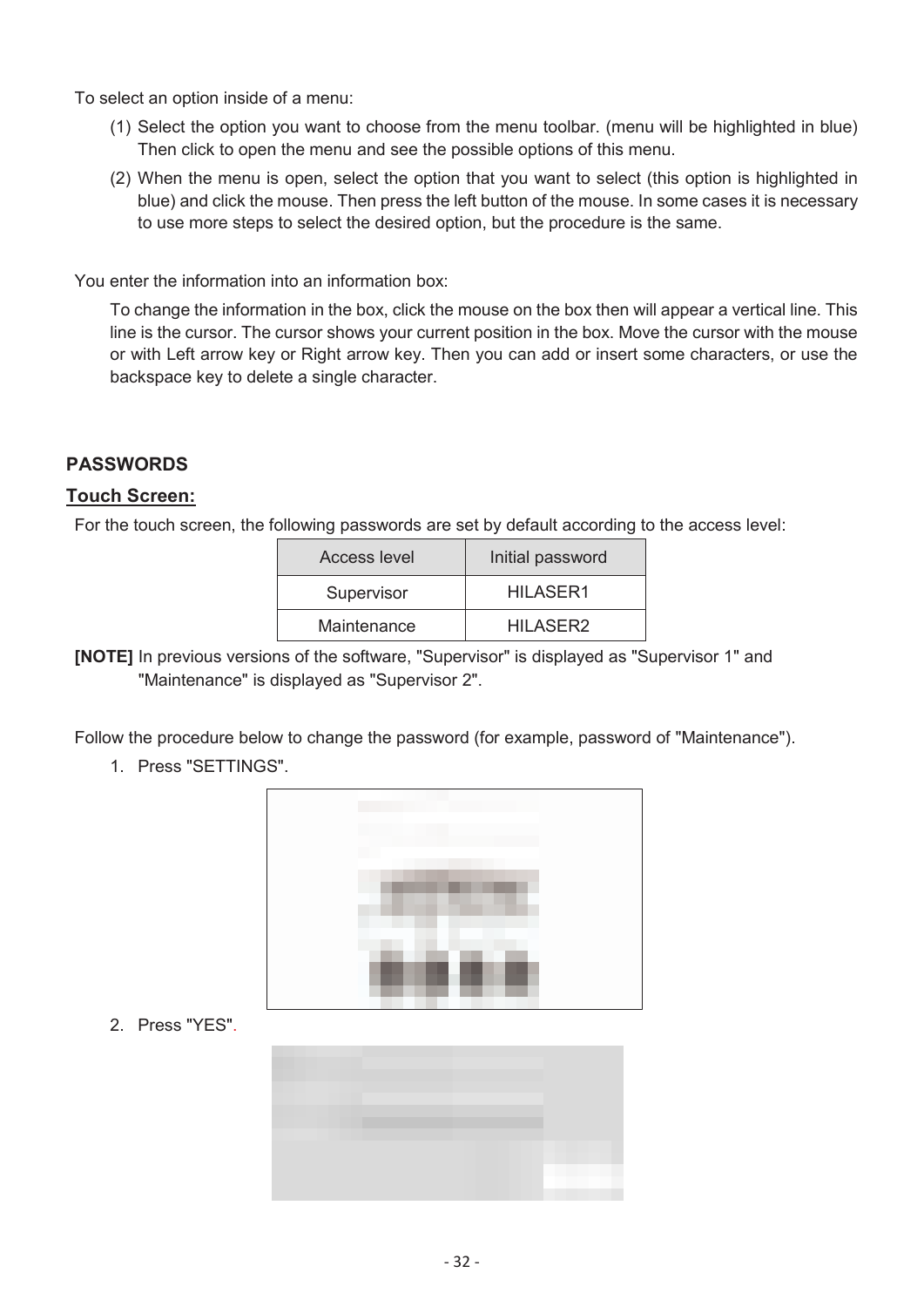To select an option inside of a menu:

(1) Select the option you want to choose from the menu toolbar. (menu will be highlighted in blue) Then click to open the menu and see the possible options of this menu.

(2) When the menu is open, select the option that you want to select (this option is highlighted in blue) and click the mouse. Then press the left button of the mouse. In some cases it is necessary to use more steps to select the desired option, but the procedure is the same.

You enter the information into an information box:

To change the information in the box, click the mouse on the box then will appear a vertical line. This line is the cursor. The cursor shows your current position in the box. Move the cursor with the mouse or with Left arrow key or Right arrow key. Then you can add or insert some characters, or use the backspace key to delete a single character.

## PASSWORDS

### Touch Screen:

For the touch screen, the following passwords are set by default according to the access level:

| Access level | Initial password |
| --- | --- |
| Supervisor | HILASER1 |
| Maintenance | HILASER2 |

**[NOTE]** In previous versions of the software, "Supervisor" is displayed as "Supervisor 1" and "Maintenance" is displayed as "Supervisor 2".

Follow the procedure below to change the password (for example, password of "Maintenance").

1. Press "SETTINGS".

2. Press "YES".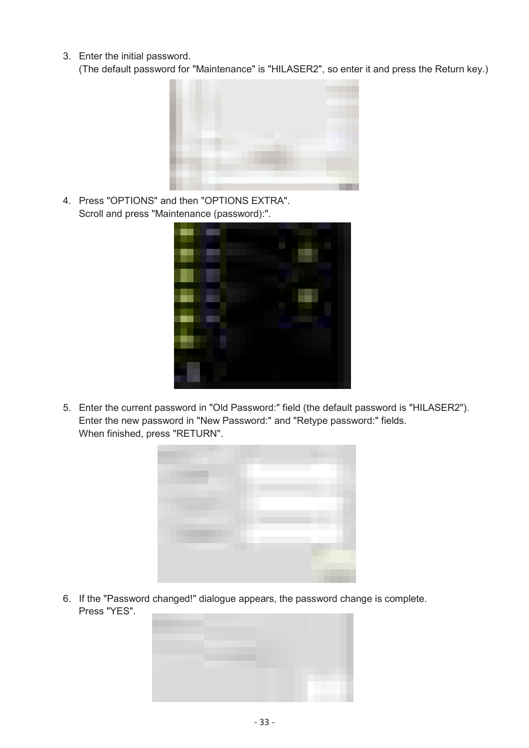3. Enter the initial password.
   (The default password for "Maintenance" is "HILASER2", so enter it and press the Return key.)

4. Press "OPTIONS" and then "OPTIONS EXTRA".
   Scroll and press "Maintenance (password):".

5. Enter the current password in "Old Password:" field (the default password is "HILASER2").
   Enter the new password in "New Password:" and "Retype password:" fields.
   When finished, press "RETURN".

6. If the "Password changed!" dialogue appears, the password change is complete.
   Press "YES".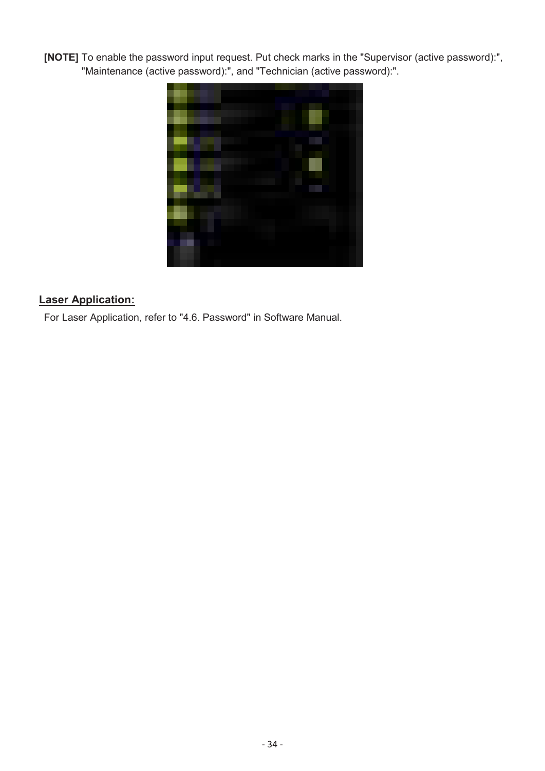**[NOTE]** To enable the password input request. Put check marks in the "Supervisor (active password):", "Maintenance (active password):", and "Technician (active password):".

## Laser Application:

For Laser Application, refer to "4.6. Password" in Software Manual.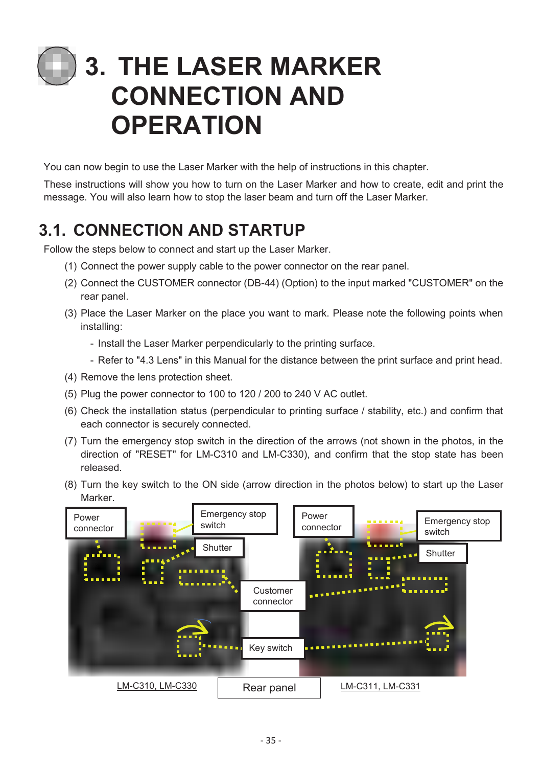# 3. THE LASER MARKER CONNECTION AND OPERATION

You can now begin to use the Laser Marker with the help of instructions in this chapter.

These instructions will show you how to turn on the Laser Marker and how to create, edit and print the message. You will also learn how to stop the laser beam and turn off the Laser Marker.

## 3.1. CONNECTION AND STARTUP

Follow the steps below to connect and start up the Laser Marker.

(1) Connect the power supply cable to the power connector on the rear panel.

(2) Connect the CUSTOMER connector (DB-44) (Option) to the input marked "CUSTOMER" on the rear panel.

(3) Place the Laser Marker on the place you want to mark. Please note the following points when installing:

- Install the Laser Marker perpendicularly to the printing surface.
- Refer to "4.3 Lens" in this Manual for the distance between the print surface and print head.

(4) Remove the lens protection sheet.

(5) Plug the power connector to 100 to 120 / 200 to 240 V AC outlet.

(6) Check the installation status (perpendicular to printing surface / stability, etc.) and confirm that each connector is securely connected.

(7) Turn the emergency stop switch in the direction of the arrows (not shown in the photos, in the direction of "RESET" for LM-C310 and LM-C330), and confirm that the stop state has been released.

(8) Turn the key switch to the ON side (arrow direction in the photos below) to start up the Laser Marker.

Power connector | Emergency stop switch | Shutter | Customer connector | Key switch

LM-C310, LM-C330 | Rear panel | LM-C311, LM-C331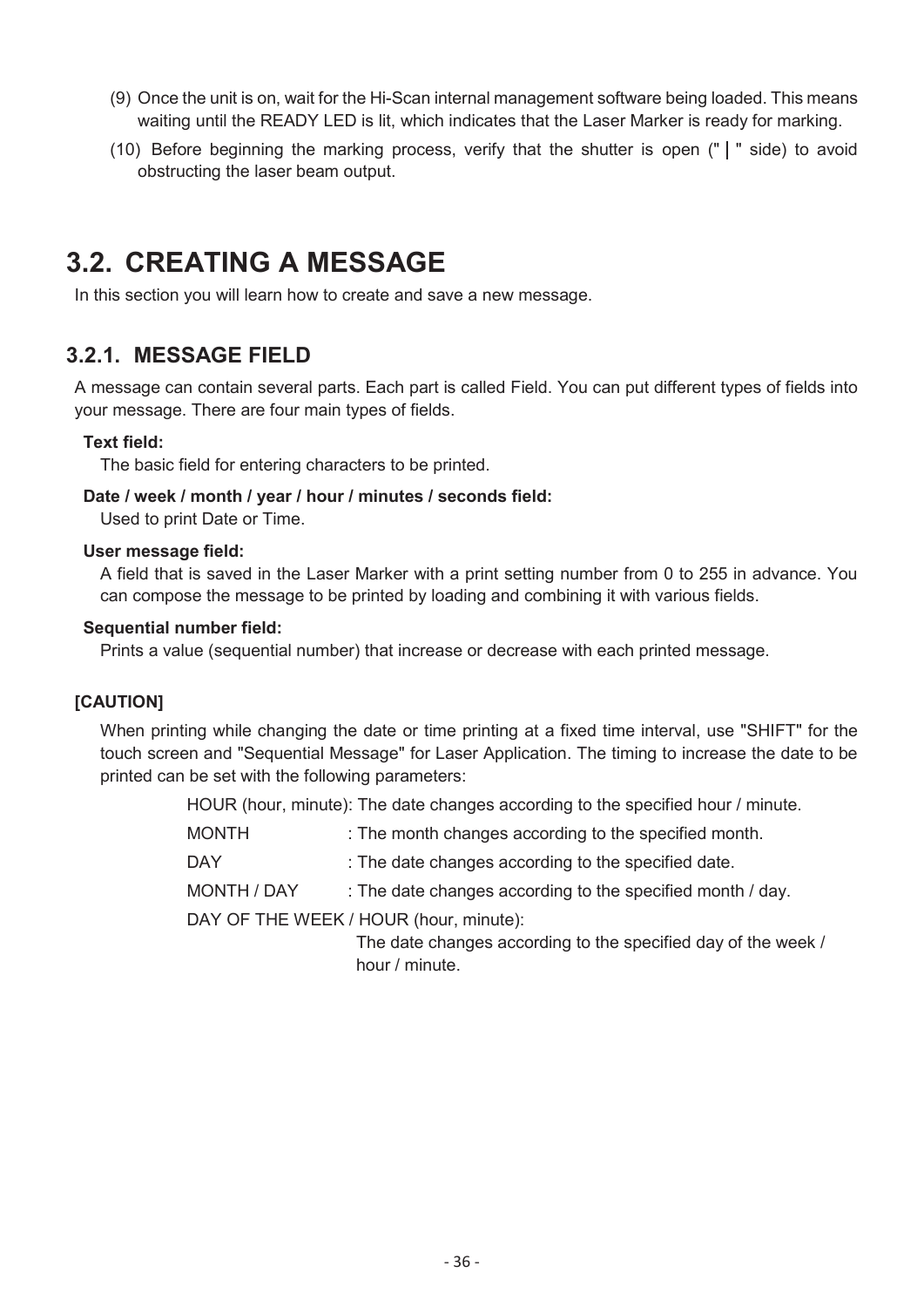(9) Once the unit is on, wait for the Hi-Scan internal management software being loaded. This means waiting until the READY LED is lit, which indicates that the Laser Marker is ready for marking.

(10) Before beginning the marking process, verify that the shutter is open ("|" side) to avoid obstructing the laser beam output.

# 3.2. CREATING A MESSAGE

In this section you will learn how to create and save a new message.

## 3.2.1. MESSAGE FIELD

A message can contain several parts. Each part is called Field. You can put different types of fields into your message. There are four main types of fields.

**Text field:**
The basic field for entering characters to be printed.

**Date / week / month / year / hour / minutes / seconds field:**
Used to print Date or Time.

**User message field:**
A field that is saved in the Laser Marker with a print setting number from 0 to 255 in advance. You can compose the message to be printed by loading and combining it with various fields.

**Sequential number field:**
Prints a value (sequential number) that increase or decrease with each printed message.

**[CAUTION]**

When printing while changing the date or time printing at a fixed time interval, use "SHIFT" for the touch screen and "Sequential Message" for Laser Application. The timing to increase the date to be printed can be set with the following parameters:

HOUR (hour, minute): The date changes according to the specified hour / minute.

MONTH : The month changes according to the specified month.

DAY : The date changes according to the specified date.

MONTH / DAY : The date changes according to the specified month / day.

DAY OF THE WEEK / HOUR (hour, minute):
The date changes according to the specified day of the week / hour / minute.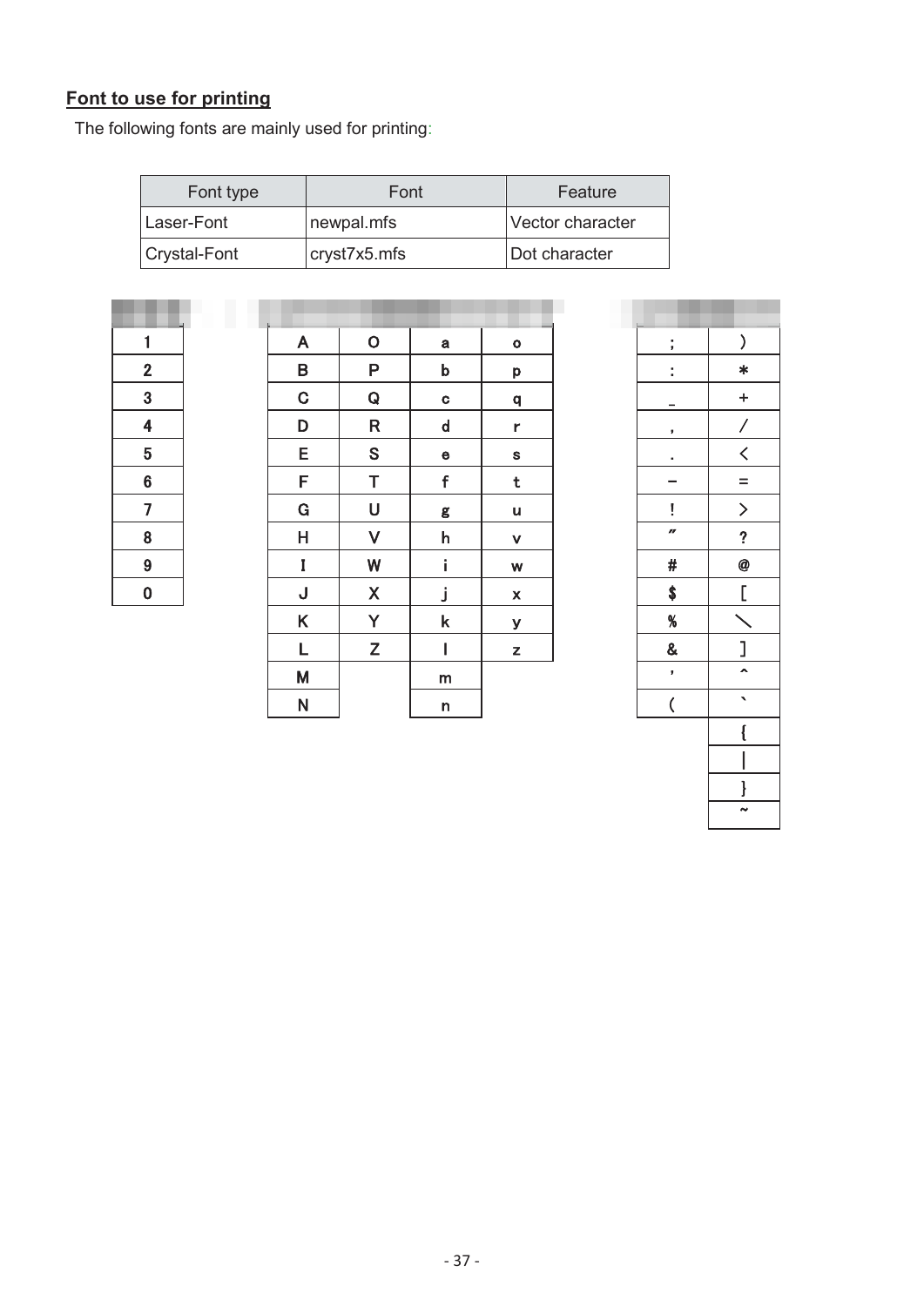### Font to use for printing

The following fonts are mainly used for printing:

| Font type | Font | Feature |
|---|---|---|
| Laser-Font | newpal.mfs | Vector character |
| Crystal-Font | cryst7x5.mfs | Dot character |

| |
|---|
| 1 |
| 2 |
| 3 |
| 4 |
| 5 |
| 6 |
| 7 |
| 8 |
| 9 |
| 0 |

| | | | |
|---|---|---|---|
| A | O | a | o |
| B | P | b | p |
| C | Q | c | q |
| D | R | d | r |
| E | S | e | s |
| F | T | f | t |
| G | U | g | u |
| H | V | h | v |
| I | W | i | w |
| J | X | j | x |
| K | Y | k | y |
| L | Z | l | z |
| M | | m | |
| N | | n | |

| | |
|---|---|
| ; | ) |
| : | * |
| _ | + |
| , | / |
| . | < |
| − | = |
| ! | > |
| ″ | ? |
| # | @ |
| $ | [ |
| % | ＼ |
| & | ] |
| ' | ^ |
| ( | ` |
| | { |
| | \| |
| | } |
| | ~ |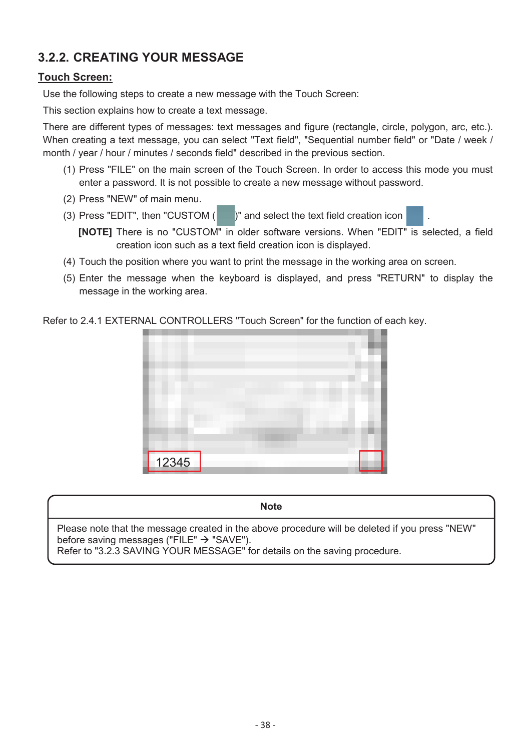## 3.2.2. CREATING YOUR MESSAGE

**Touch Screen:**

Use the following steps to create a new message with the Touch Screen:

This section explains how to create a text message.

There are different types of messages: text messages and figure (rectangle, circle, polygon, arc, etc.). When creating a text message, you can select "Text field", "Sequential number field" or "Date / week / month / year / hour / minutes / seconds field" described in the previous section.

(1) Press "FILE" on the main screen of the Touch Screen. In order to access this mode you must enter a password. It is not possible to create a new message without password.

(2) Press "NEW" of main menu.

(3) Press "EDIT", then "CUSTOM ( )" and select the text field creation icon .

**[NOTE]** There is no "CUSTOM" in older software versions. When "EDIT" is selected, a field creation icon such as a text field creation icon is displayed.

(4) Touch the position where you want to print the message in the working area on screen.

(5) Enter the message when the keyboard is displayed, and press "RETURN" to display the message in the working area.

Refer to 2.4.1 EXTERNAL CONTROLLERS "Touch Screen" for the function of each key.

12345

| Note |
| --- |
| Please note that the message created in the above procedure will be deleted if you press "NEW" before saving messages ("FILE" → "SAVE").<br>Refer to "3.2.3 SAVING YOUR MESSAGE" for details on the saving procedure. |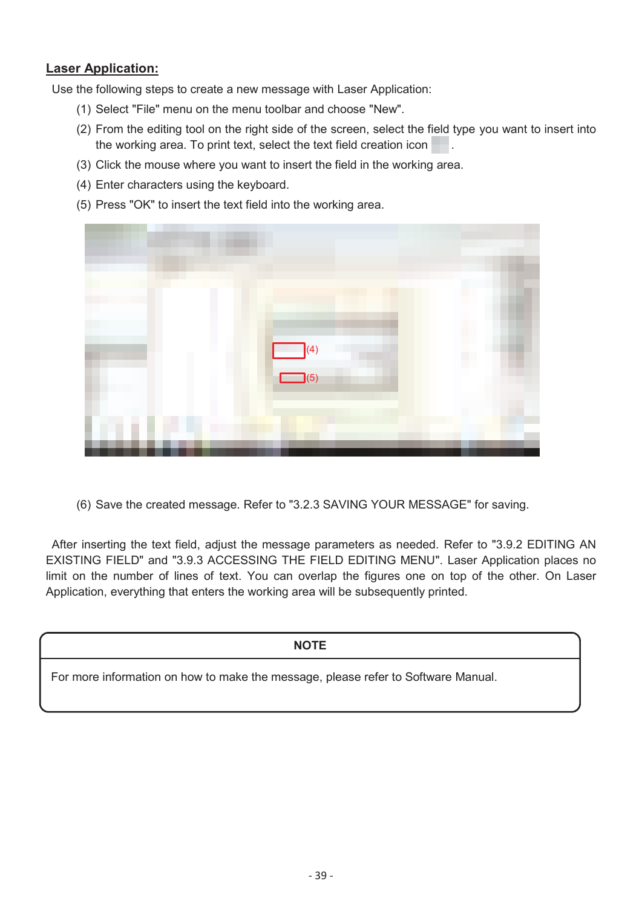## Laser Application:

Use the following steps to create a new message with Laser Application:

(1) Select "File" menu on the menu toolbar and choose "New".

(2) From the editing tool on the right side of the screen, select the field type you want to insert into the working area. To print text, select the text field creation icon .

(3) Click the mouse where you want to insert the field in the working area.

(4) Enter characters using the keyboard.

(5) Press "OK" to insert the text field into the working area.

(6) Save the created message. Refer to "3.2.3 SAVING YOUR MESSAGE" for saving.

After inserting the text field, adjust the message parameters as needed. Refer to "3.9.2 EDITING AN EXISTING FIELD" and "3.9.3 ACCESSING THE FIELD EDITING MENU". Laser Application places no limit on the number of lines of text. You can overlap the figures one on top of the other. On Laser Application, everything that enters the working area will be subsequently printed.

| NOTE |
| --- |
| For more information on how to make the message, please refer to Software Manual. |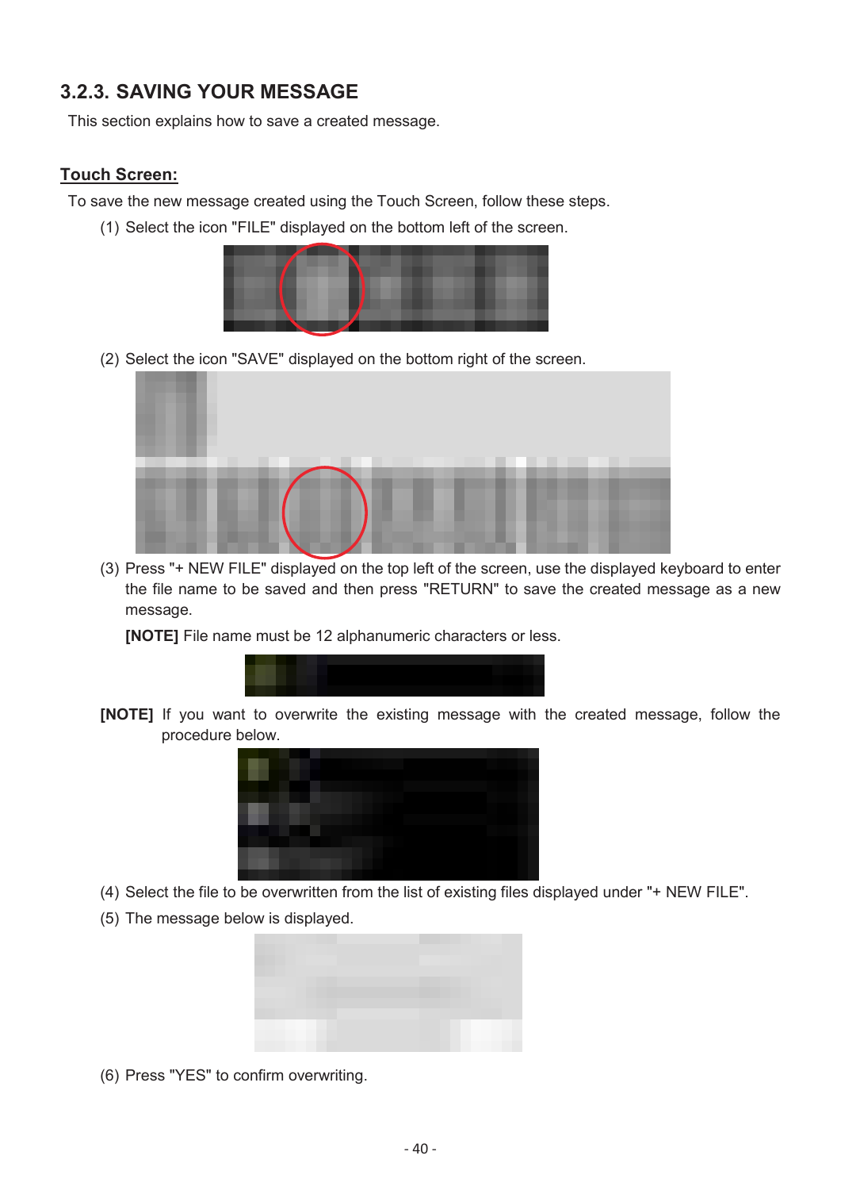### 3.2.3. SAVING YOUR MESSAGE

This section explains how to save a created message.

**Touch Screen:**

To save the new message created using the Touch Screen, follow these steps.

(1) Select the icon "FILE" displayed on the bottom left of the screen.

(2) Select the icon "SAVE" displayed on the bottom right of the screen.

(3) Press "+ NEW FILE" displayed on the top left of the screen, use the displayed keyboard to enter the file name to be saved and then press "RETURN" to save the created message as a new message.

**[NOTE]** File name must be 12 alphanumeric characters or less.

**[NOTE]** If you want to overwrite the existing message with the created message, follow the procedure below.

(4) Select the file to be overwritten from the list of existing files displayed under "+ NEW FILE".

(5) The message below is displayed.

(6) Press "YES" to confirm overwriting.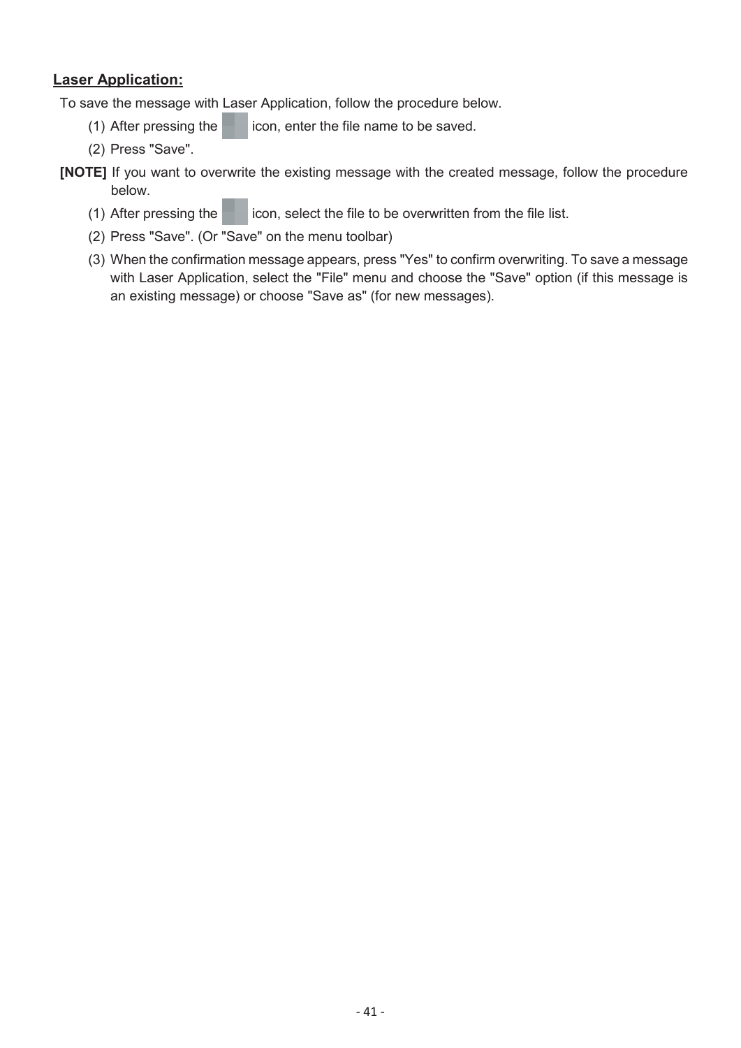**Laser Application:**

To save the message with Laser Application, follow the procedure below.

(1) After pressing the icon, enter the file name to be saved.

(2) Press "Save".

**[NOTE]** If you want to overwrite the existing message with the created message, follow the procedure below.

(1) After pressing the icon, select the file to be overwritten from the file list.

(2) Press "Save". (Or "Save" on the menu toolbar)

(3) When the confirmation message appears, press "Yes" to confirm overwriting. To save a message with Laser Application, select the "File" menu and choose the "Save" option (if this message is an existing message) or choose "Save as" (for new messages).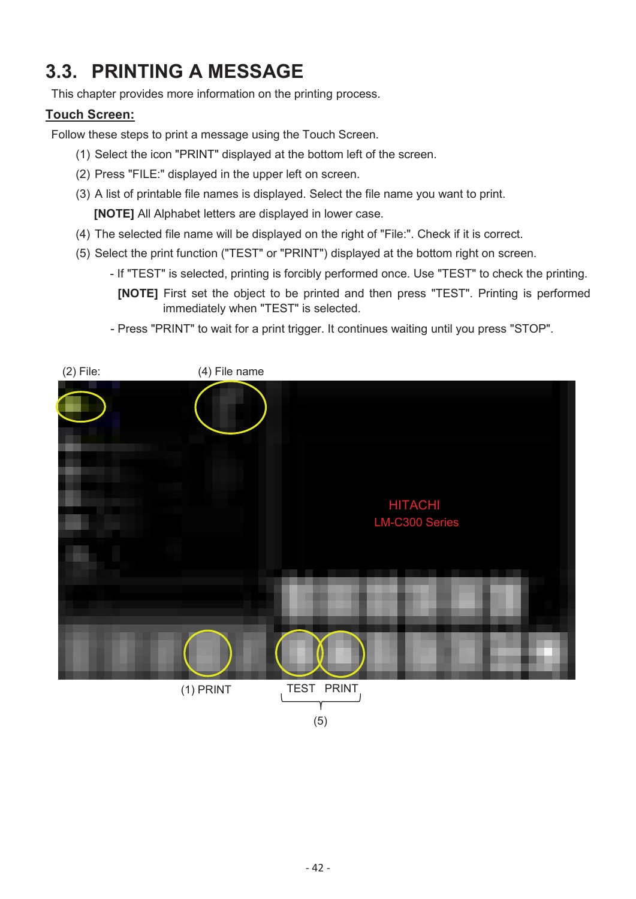# 3.3. PRINTING A MESSAGE

This chapter provides more information on the printing process.

**Touch Screen:**

Follow these steps to print a message using the Touch Screen.

(1) Select the icon "PRINT" displayed at the bottom left of the screen.

(2) Press "FILE:" displayed in the upper left on screen.

(3) A list of printable file names is displayed. Select the file name you want to print.

**[NOTE]** All Alphabet letters are displayed in lower case.

(4) The selected file name will be displayed on the right of "File:". Check if it is correct.

(5) Select the print function ("TEST" or "PRINT") displayed at the bottom right on screen.

- If "TEST" is selected, printing is forcibly performed once. Use "TEST" to check the printing.

  **[NOTE]** First set the object to be printed and then press "TEST". Printing is performed immediately when "TEST" is selected.

- Press "PRINT" to wait for a print trigger. It continues waiting until you press "STOP".

(2) File: (4) File name

HITACHI
LM-C300 Series

(1) PRINT TEST PRINT

(5)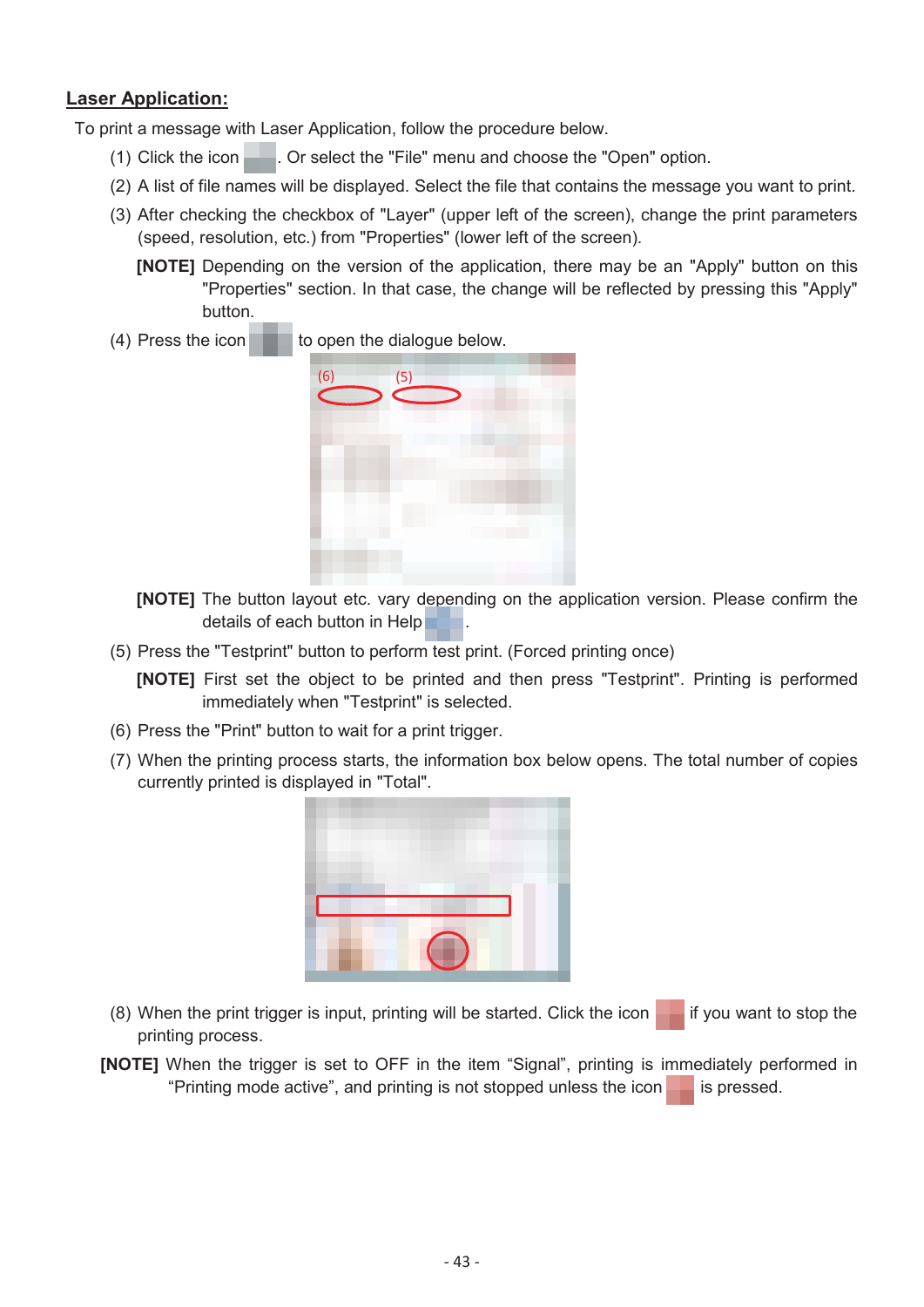## Laser Application:

To print a message with Laser Application, follow the procedure below.

(1) Click the icon . Or select the "File" menu and choose the "Open" option.

(2) A list of file names will be displayed. Select the file that contains the message you want to print.

(3) After checking the checkbox of "Layer" (upper left of the screen), change the print parameters (speed, resolution, etc.) from "Properties" (lower left of the screen).

**[NOTE]** Depending on the version of the application, there may be an "Apply" button on this "Properties" section. In that case, the change will be reflected by pressing this "Apply" button.

(4) Press the icon  to open the dialogue below.

**[NOTE]** The button layout etc. vary depending on the application version. Please confirm the details of each button in Help .

(5) Press the "Testprint" button to perform test print. (Forced printing once)

**[NOTE]** First set the object to be printed and then press "Testprint". Printing is performed immediately when "Testprint" is selected.

(6) Press the "Print" button to wait for a print trigger.

(7) When the printing process starts, the information box below opens. The total number of copies currently printed is displayed in "Total".

(8) When the print trigger is input, printing will be started. Click the icon  if you want to stop the printing process.

**[NOTE]** When the trigger is set to OFF in the item “Signal”, printing is immediately performed in “Printing mode active”, and printing is not stopped unless the icon  is pressed.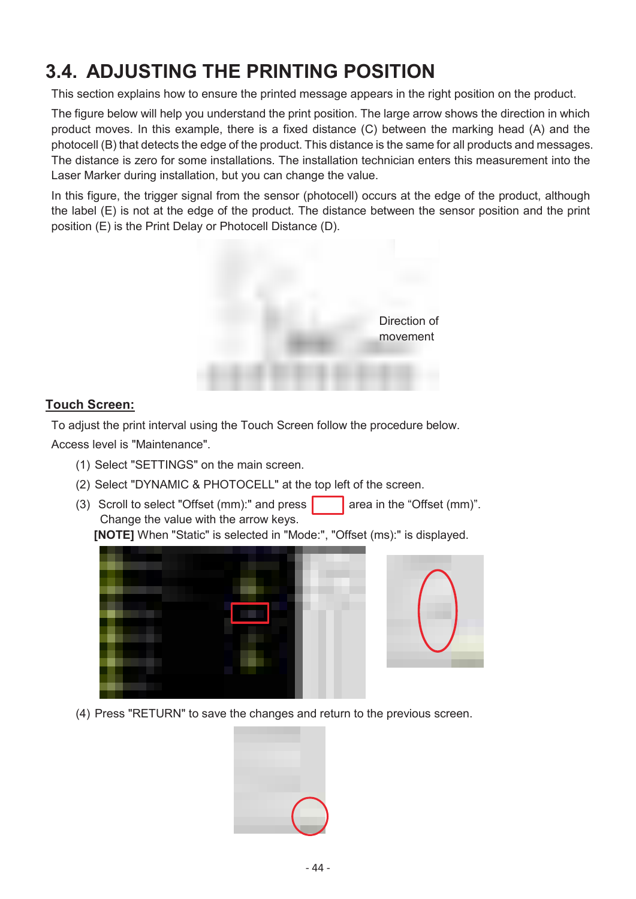# 3.4. ADJUSTING THE PRINTING POSITION

This section explains how to ensure the printed message appears in the right position on the product.

The figure below will help you understand the print position. The large arrow shows the direction in which product moves. In this example, there is a fixed distance (C) between the marking head (A) and the photocell (B) that detects the edge of the product. This distance is the same for all products and messages. The distance is zero for some installations. The installation technician enters this measurement into the Laser Marker during installation, but you can change the value.

In this figure, the trigger signal from the sensor (photocell) occurs at the edge of the product, although the label (E) is not at the edge of the product. The distance between the sensor position and the print position (E) is the Print Delay or Photocell Distance (D).

Direction of movement

## Touch Screen:

To adjust the print interval using the Touch Screen follow the procedure below.

Access level is "Maintenance".

(1) Select "SETTINGS" on the main screen.

(2) Select "DYNAMIC & PHOTOCELL" at the top left of the screen.

(3) Scroll to select "Offset (mm):" and press [ ] area in the “Offset (mm)”. Change the value with the arrow keys.
**[NOTE]** When "Static" is selected in "Mode:", "Offset (ms):" is displayed.

(4) Press "RETURN" to save the changes and return to the previous screen.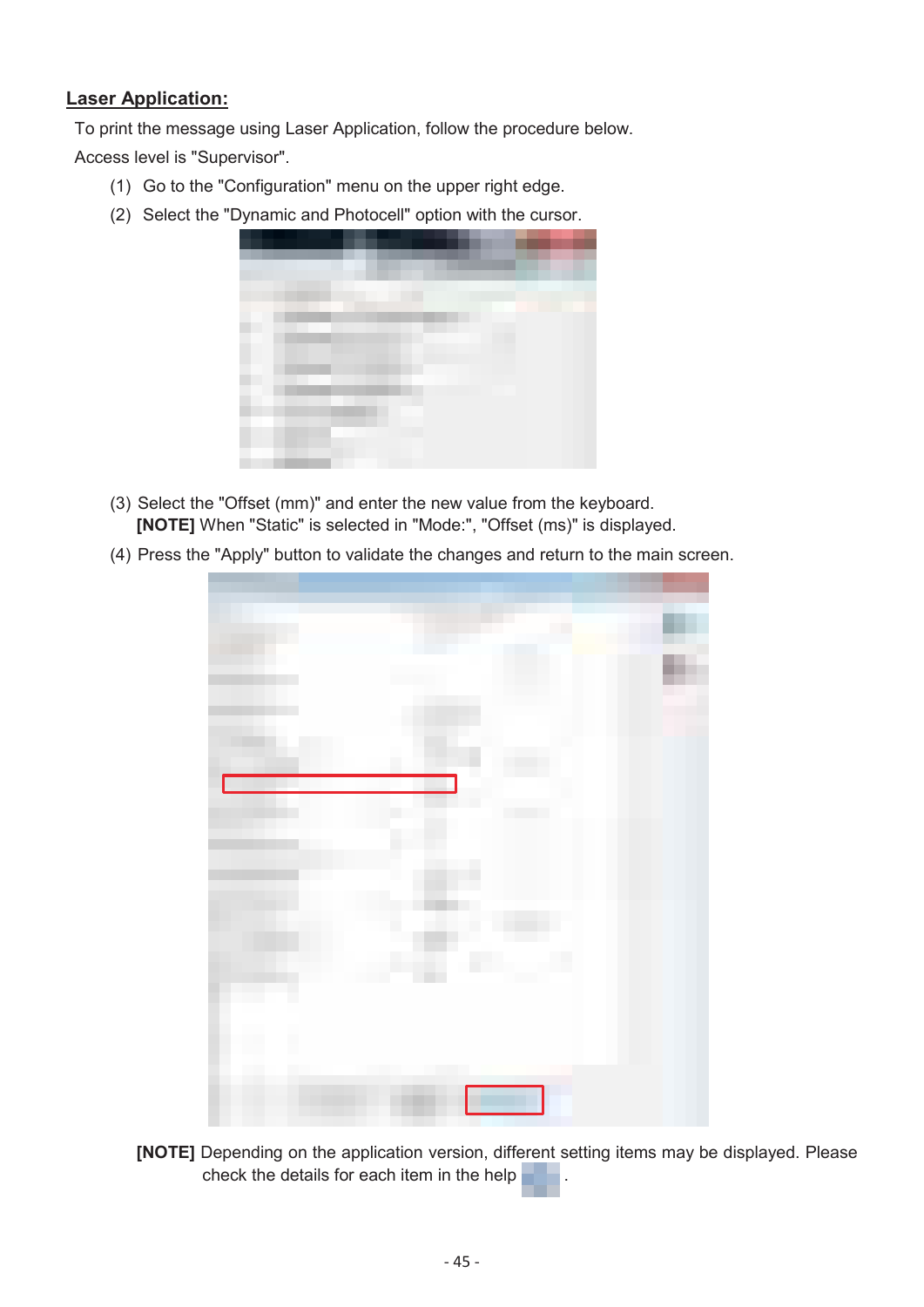## Laser Application:

To print the message using Laser Application, follow the procedure below.

Access level is "Supervisor".

(1) Go to the "Configuration" menu on the upper right edge.

(2) Select the "Dynamic and Photocell" option with the cursor.

(3) Select the "Offset (mm)" and enter the new value from the keyboard.
**[NOTE]** When "Static" is selected in "Mode:", "Offset (ms)" is displayed.

(4) Press the "Apply" button to validate the changes and return to the main screen.

**[NOTE]** Depending on the application version, different setting items may be displayed. Please check the details for each item in the help .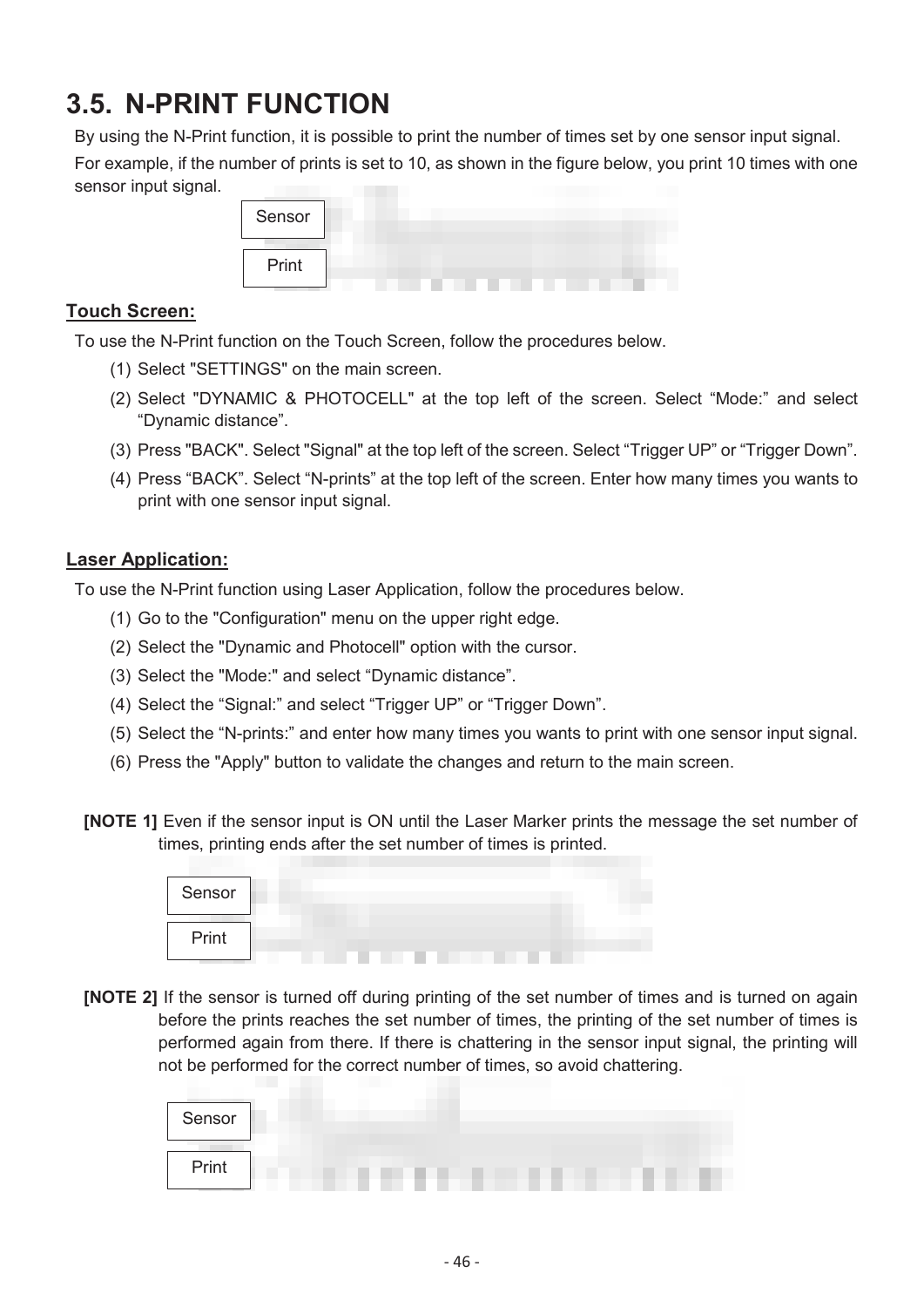# 3.5. N-PRINT FUNCTION

By using the N-Print function, it is possible to print the number of times set by one sensor input signal.

For example, if the number of prints is set to 10, as shown in the figure below, you print 10 times with one sensor input signal.

Sensor

Print

**Touch Screen:**

To use the N-Print function on the Touch Screen, follow the procedures below.

(1) Select "SETTINGS" on the main screen.

(2) Select "DYNAMIC & PHOTOCELL" at the top left of the screen. Select “Mode:” and select “Dynamic distance”.

(3) Press "BACK". Select "Signal" at the top left of the screen. Select “Trigger UP” or “Trigger Down”.

(4) Press “BACK”. Select “N-prints” at the top left of the screen. Enter how many times you wants to print with one sensor input signal.

**Laser Application:**

To use the N-Print function using Laser Application, follow the procedures below.

(1) Go to the "Configuration" menu on the upper right edge.

(2) Select the "Dynamic and Photocell" option with the cursor.

(3) Select the "Mode:" and select “Dynamic distance”.

(4) Select the “Signal:” and select “Trigger UP” or “Trigger Down”.

(5) Select the “N-prints:” and enter how many times you wants to print with one sensor input signal.

(6) Press the "Apply" button to validate the changes and return to the main screen.

**[NOTE 1]** Even if the sensor input is ON until the Laser Marker prints the message the set number of times, printing ends after the set number of times is printed.

Sensor

Print

**[NOTE 2]** If the sensor is turned off during printing of the set number of times and is turned on again before the prints reaches the set number of times, the printing of the set number of times is performed again from there. If there is chattering in the sensor input signal, the printing will not be performed for the correct number of times, so avoid chattering.

Sensor

Print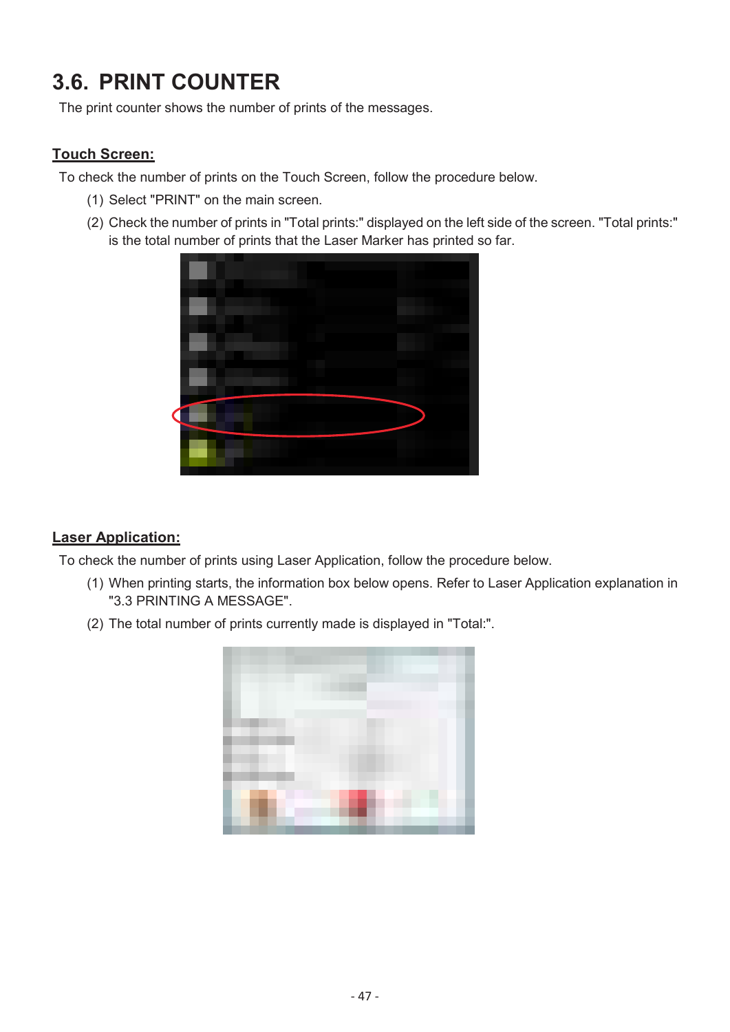# 3.6. PRINT COUNTER

The print counter shows the number of prints of the messages.

## Touch Screen:

To check the number of prints on the Touch Screen, follow the procedure below.

(1) Select "PRINT" on the main screen.

(2) Check the number of prints in "Total prints:" displayed on the left side of the screen. "Total prints:" is the total number of prints that the Laser Marker has printed so far.

## Laser Application:

To check the number of prints using Laser Application, follow the procedure below.

(1) When printing starts, the information box below opens. Refer to Laser Application explanation in "3.3 PRINTING A MESSAGE".

(2) The total number of prints currently made is displayed in "Total:".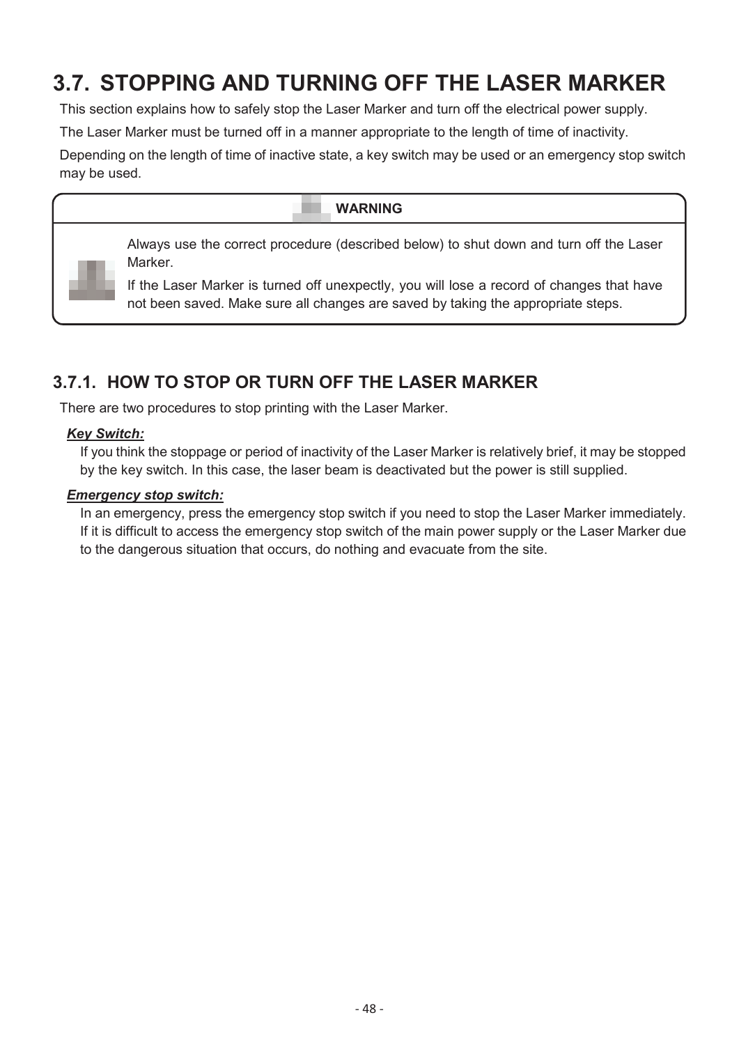# 3.7. STOPPING AND TURNING OFF THE LASER MARKER

This section explains how to safely stop the Laser Marker and turn off the electrical power supply.

The Laser Marker must be turned off in a manner appropriate to the length of time of inactivity.

Depending on the length of time of inactive state, a key switch may be used or an emergency stop switch may be used.

**WARNING**

Always use the correct procedure (described below) to shut down and turn off the Laser Marker.

If the Laser Marker is turned off unexpectly, you will lose a record of changes that have not been saved. Make sure all changes are saved by taking the appropriate steps.

## 3.7.1. HOW TO STOP OR TURN OFF THE LASER MARKER

There are two procedures to stop printing with the Laser Marker.

***Key Switch:***

If you think the stoppage or period of inactivity of the Laser Marker is relatively brief, it may be stopped by the key switch. In this case, the laser beam is deactivated but the power is still supplied.

***Emergency stop switch:***

In an emergency, press the emergency stop switch if you need to stop the Laser Marker immediately. If it is difficult to access the emergency stop switch of the main power supply or the Laser Marker due to the dangerous situation that occurs, do nothing and evacuate from the site.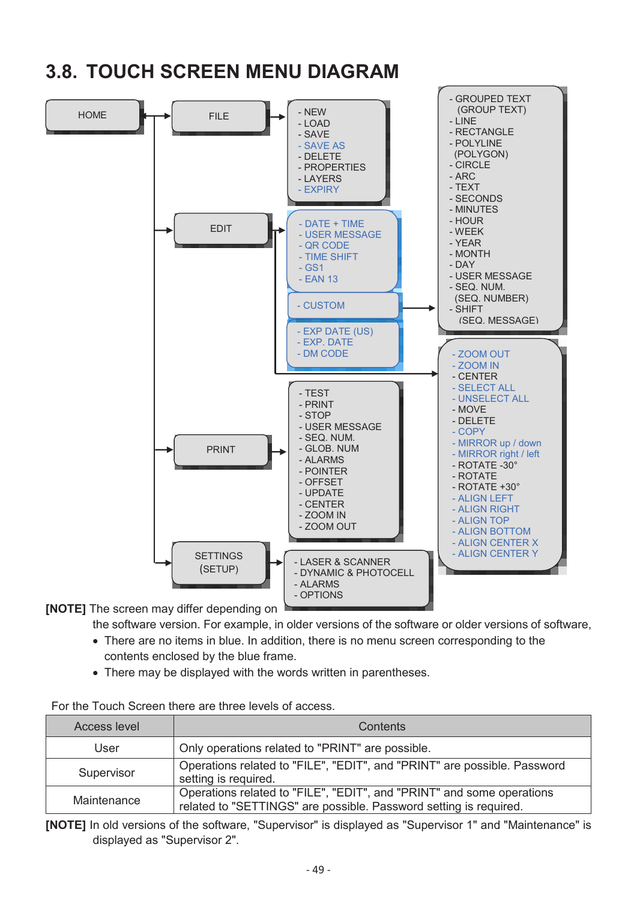## 3.8. TOUCH SCREEN MENU DIAGRAM

HOME

- FILE
  - NEW
  - LOAD
  - SAVE
  - SAVE AS
  - DELETE
  - PROPERTIES
  - LAYERS
  - EXPIRY
- EDIT
  - DATE + TIME
  - USER MESSAGE
  - QR CODE
  - TIME SHIFT
  - GS1
  - EAN 13
  - CUSTOM
    - GROUPED TEXT (GROUP TEXT)
    - LINE
    - RECTANGLE
    - POLYLINE (POLYGON)
    - CIRCLE
    - ARC
    - TEXT
    - SECONDS
    - MINUTES
    - HOUR
    - WEEK
    - YEAR
    - MONTH
    - DAY
    - USER MESSAGE
    - SEQ. NUM. (SEQ. NUMBER)
    - SHIFT (SEQ. MESSAGE)
  - EXP DATE (US)
  - EXP. DATE
  - DM CODE
  - ZOOM OUT
  - ZOOM IN
  - CENTER
  - SELECT ALL
  - UNSELECT ALL
  - MOVE
  - DELETE
  - COPY
  - MIRROR up / down
  - MIRROR right / left
  - ROTATE -30°
  - ROTATE
  - ROTATE +30°
  - ALIGN LEFT
  - ALIGN RIGHT
  - ALIGN TOP
  - ALIGN BOTTOM
  - ALIGN CENTER X
  - ALIGN CENTER Y
- PRINT
  - TEST
  - PRINT
  - STOP
  - USER MESSAGE
  - SEQ. NUM.
  - GLOB. NUM
  - ALARMS
  - POINTER
  - OFFSET
  - UPDATE
  - CENTER
  - ZOOM IN
  - ZOOM OUT
- SETTINGS (SETUP)
  - LASER & SCANNER
  - DYNAMIC & PHOTOCELL
  - ALARMS
  - OPTIONS

**[NOTE]** The screen may differ depending on the software version. For example, in older versions of the software or older versions of software,

- There are no items in blue. In addition, there is no menu screen corresponding to the contents enclosed by the blue frame.
- There may be displayed with the words written in parentheses.

For the Touch Screen there are three levels of access.

| Access level | Contents |
|---|---|
| User | Only operations related to "PRINT" are possible. |
| Supervisor | Operations related to "FILE", "EDIT", and "PRINT" are possible. Password setting is required. |
| Maintenance | Operations related to "FILE", "EDIT", and "PRINT" and some operations related to "SETTINGS" are possible. Password setting is required. |

**[NOTE]** In old versions of the software, "Supervisor" is displayed as "Supervisor 1" and "Maintenance" is displayed as "Supervisor 2".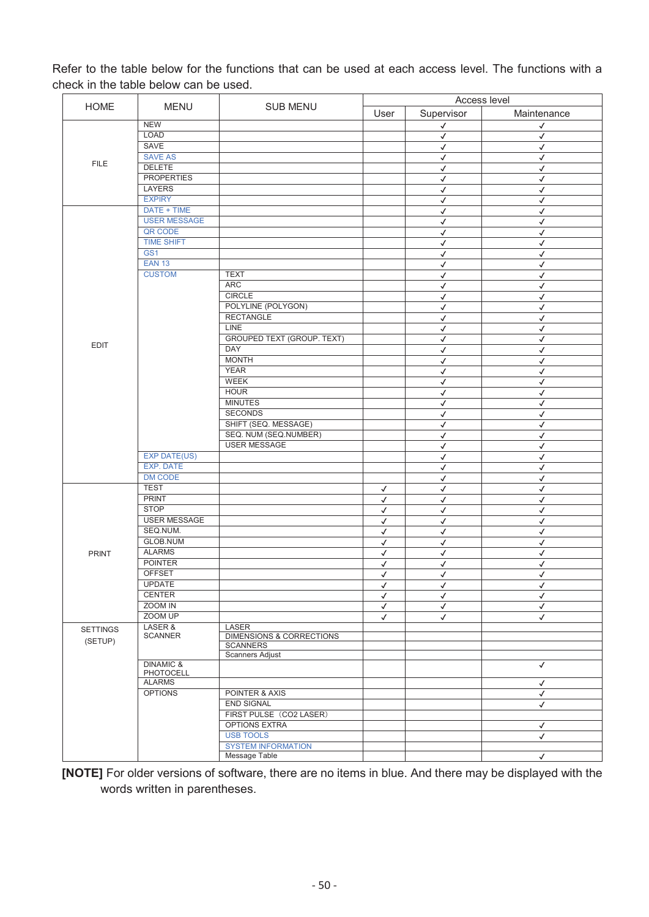Refer to the table below for the functions that can be used at each access level. The functions with a check in the table below can be used.

| HOME | MENU | SUB MENU | Access level | | |
|---|---|---|---|---|---|
| | | | User | Supervisor | Maintenance |
| FILE | NEW | | | ✓ | ✓ |
| | LOAD | | | ✓ | ✓ |
| | SAVE | | | ✓ | ✓ |
| | SAVE AS | | | ✓ | ✓ |
| | DELETE | | | ✓ | ✓ |
| | PROPERTIES | | | ✓ | ✓ |
| | LAYERS | | | ✓ | ✓ |
| | EXPIRY | | | ✓ | ✓ |
| EDIT | DATE + TIME | | | ✓ | ✓ |
| | USER MESSAGE | | | ✓ | ✓ |
| | QR CODE | | | ✓ | ✓ |
| | TIME SHIFT | | | ✓ | ✓ |
| | GS1 | | | ✓ | ✓ |
| | EAN 13 | | | ✓ | ✓ |
| | CUSTOM | TEXT | | ✓ | ✓ |
| | | ARC | | ✓ | ✓ |
| | | CIRCLE | | ✓ | ✓ |
| | | POLYLINE (POLYGON) | | ✓ | ✓ |
| | | RECTANGLE | | ✓ | ✓ |
| | | LINE | | ✓ | ✓ |
| | | GROUPED TEXT (GROUP. TEXT) | | ✓ | ✓ |
| | | DAY | | ✓ | ✓ |
| | | MONTH | | ✓ | ✓ |
| | | YEAR | | ✓ | ✓ |
| | | WEEK | | ✓ | ✓ |
| | | HOUR | | ✓ | ✓ |
| | | MINUTES | | ✓ | ✓ |
| | | SECONDS | | ✓ | ✓ |
| | | SHIFT (SEQ. MESSAGE) | | ✓ | ✓ |
| | | SEQ. NUM (SEQ.NUMBER) | | ✓ | ✓ |
| | | USER MESSAGE | | ✓ | ✓ |
| | EXP DATE(US) | | | ✓ | ✓ |
| | EXP. DATE | | | ✓ | ✓ |
| | DM CODE | | | ✓ | ✓ |
| PRINT | TEST | | ✓ | ✓ | ✓ |
| | PRINT | | ✓ | ✓ | ✓ |
| | STOP | | ✓ | ✓ | ✓ |
| | USER MESSAGE | | ✓ | ✓ | ✓ |
| | SEQ.NUM. | | ✓ | ✓ | ✓ |
| | GLOB.NUM | | ✓ | ✓ | ✓ |
| | ALARMS | | ✓ | ✓ | ✓ |
| | POINTER | | ✓ | ✓ | ✓ |
| | OFFSET | | ✓ | ✓ | ✓ |
| | UPDATE | | ✓ | ✓ | ✓ |
| | CENTER | | ✓ | ✓ | ✓ |
| | ZOOM IN | | ✓ | ✓ | ✓ |
| | ZOOM UP | | ✓ | ✓ | ✓ |
| SETTINGS (SETUP) | LASER & SCANNER | LASER | | | |
| | | DIMENSIONS & CORRECTIONS | | | |
| | | SCANNERS | | | |
| | | Scanners Adjust | | | |
| | DINAMIC & PHOTOCELL | | | | ✓ |
| | ALARMS | | | | ✓ |
| | OPTIONS | POINTER & AXIS | | | ✓ |
| | | END SIGNAL | | | ✓ |
| | | FIRST PULSE（CO2 LASER） | | | |
| | | OPTIONS EXTRA | | | ✓ |
| | | USB TOOLS | | | ✓ |
| | | SYSTEM INFORMATION | | | |
| | | Message Table | | | ✓ |

**[NOTE]** For older versions of software, there are no items in blue. And there may be displayed with the words written in parentheses.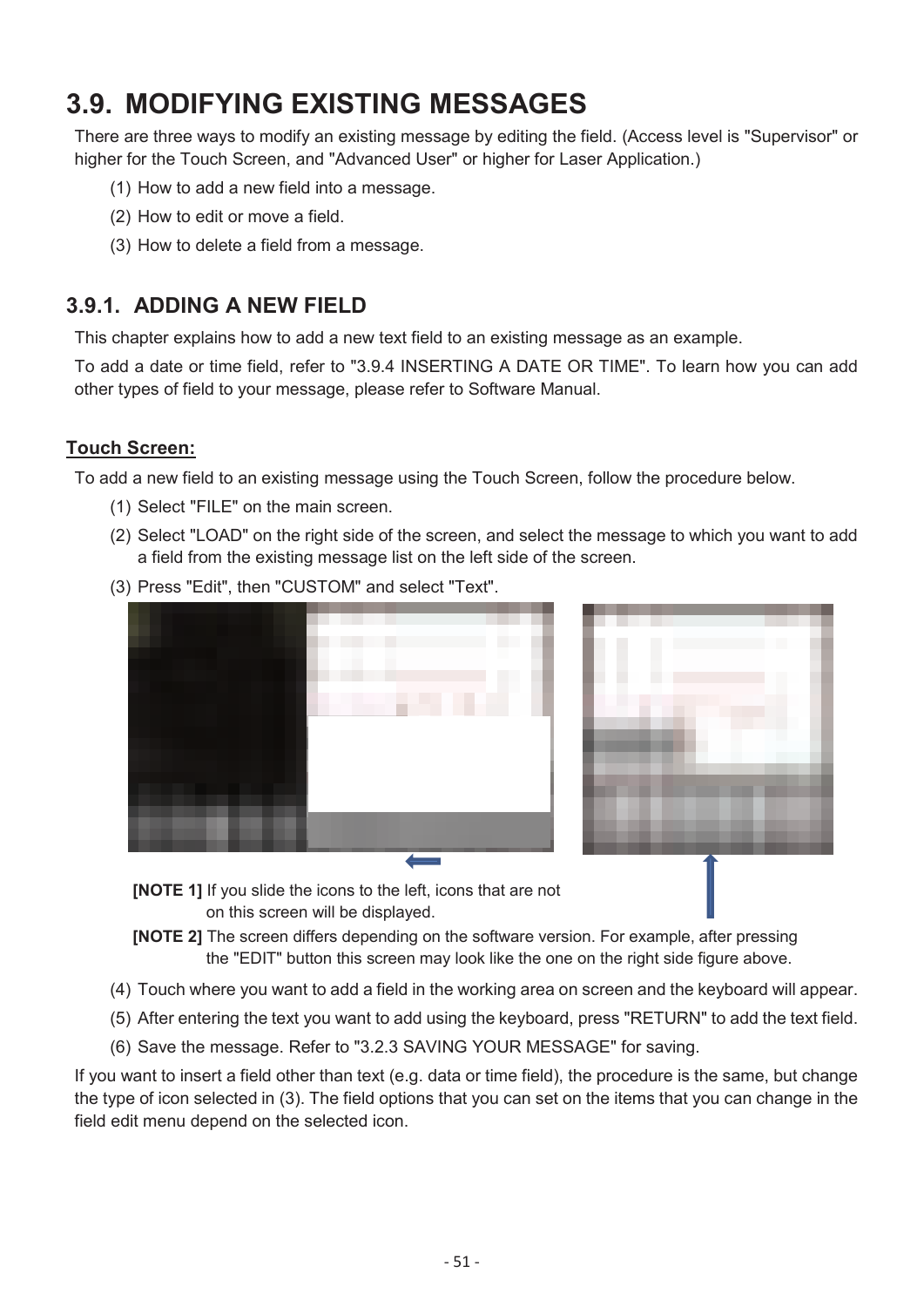# 3.9. MODIFYING EXISTING MESSAGES

There are three ways to modify an existing message by editing the field. (Access level is "Supervisor" or higher for the Touch Screen, and "Advanced User" or higher for Laser Application.)

(1) How to add a new field into a message.

(2) How to edit or move a field.

(3) How to delete a field from a message.

## 3.9.1. ADDING A NEW FIELD

This chapter explains how to add a new text field to an existing message as an example.

To add a date or time field, refer to "3.9.4 INSERTING A DATE OR TIME". To learn how you can add other types of field to your message, please refer to Software Manual.

**Touch Screen:**

To add a new field to an existing message using the Touch Screen, follow the procedure below.

(1) Select "FILE" on the main screen.

(2) Select "LOAD" on the right side of the screen, and select the message to which you want to add a field from the existing message list on the left side of the screen.

(3) Press "Edit", then "CUSTOM" and select "Text".

**[NOTE 1]** If you slide the icons to the left, icons that are not on this screen will be displayed.

**[NOTE 2]** The screen differs depending on the software version. For example, after pressing the "EDIT" button this screen may look like the one on the right side figure above.

(4) Touch where you want to add a field in the working area on screen and the keyboard will appear.

(5) After entering the text you want to add using the keyboard, press "RETURN" to add the text field.

(6) Save the message. Refer to "3.2.3 SAVING YOUR MESSAGE" for saving.

If you want to insert a field other than text (e.g. data or time field), the procedure is the same, but change the type of icon selected in (3). The field options that you can set on the items that you can change in the field edit menu depend on the selected icon.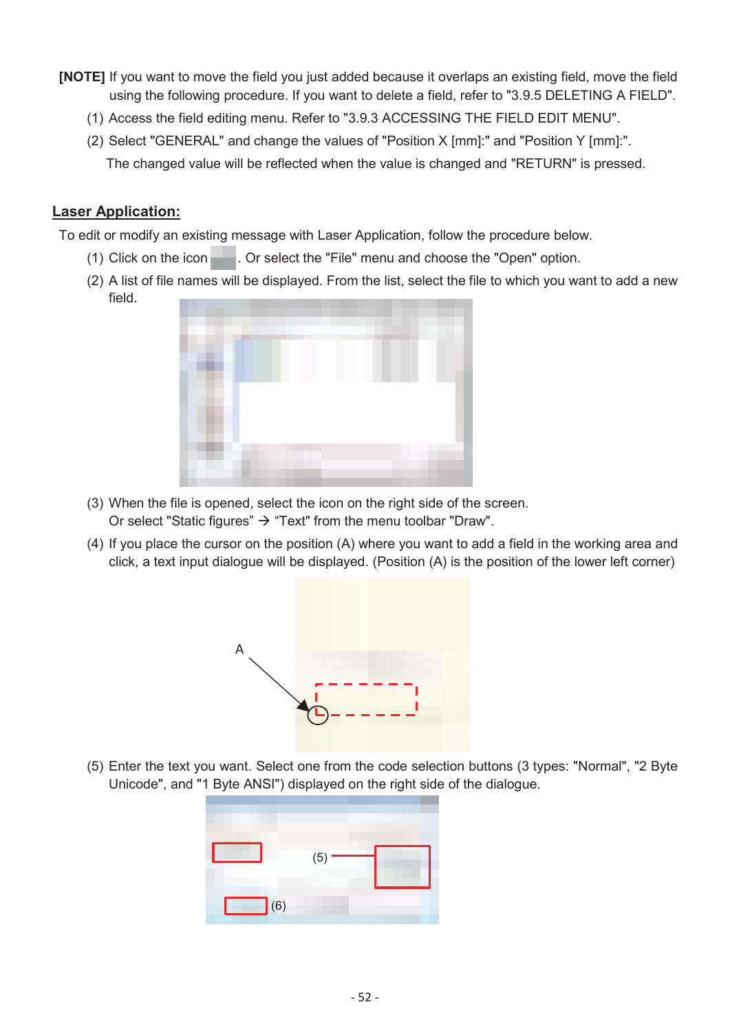**[NOTE]** If you want to move the field you just added because it overlaps an existing field, move the field using the following procedure. If you want to delete a field, refer to "3.9.5 DELETING A FIELD".

(1) Access the field editing menu. Refer to "3.9.3 ACCESSING THE FIELD EDIT MENU".

(2) Select "GENERAL" and change the values of "Position X [mm]:" and "Position Y [mm]:".

The changed value will be reflected when the value is changed and "RETURN" is pressed.

## Laser Application:

To edit or modify an existing message with Laser Application, follow the procedure below.

(1) Click on the icon . Or select the "File" menu and choose the "Open" option.

(2) A list of file names will be displayed. From the list, select the file to which you want to add a new field.

(3) When the file is opened, select the icon on the right side of the screen.
Or select "Static figures" → "Text" from the menu toolbar "Draw".

(4) If you place the cursor on the position (A) where you want to add a field in the working area and click, a text input dialogue will be displayed. (Position (A) is the position of the lower left corner)

A

(5) Enter the text you want. Select one from the code selection buttons (3 types: "Normal", "2 Byte Unicode", and "1 Byte ANSI") displayed on the right side of the dialogue.

(5)

(6)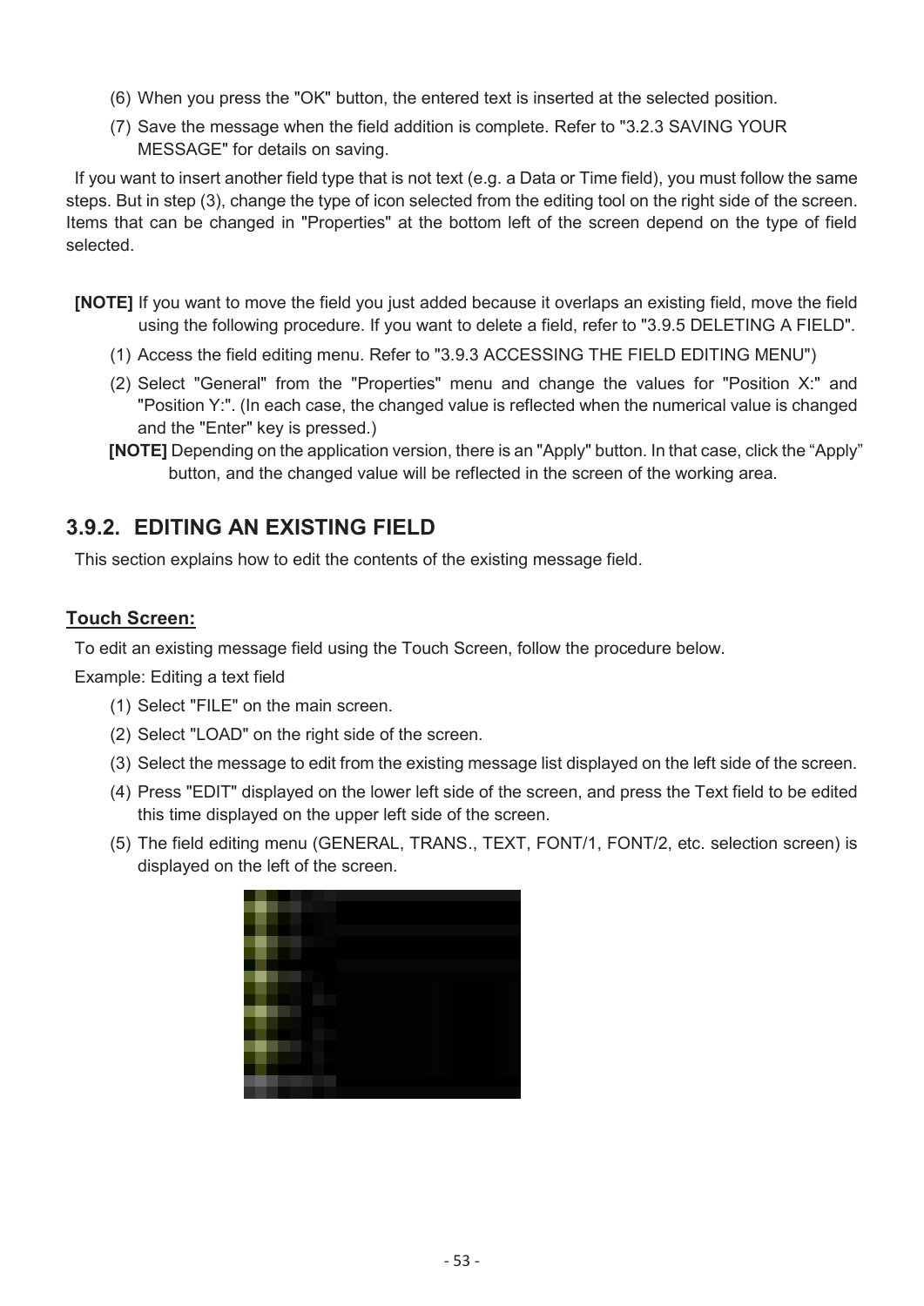(6) When you press the "OK" button, the entered text is inserted at the selected position.

(7) Save the message when the field addition is complete. Refer to "3.2.3 SAVING YOUR MESSAGE" for details on saving.

If you want to insert another field type that is not text (e.g. a Data or Time field), you must follow the same steps. But in step (3), change the type of icon selected from the editing tool on the right side of the screen. Items that can be changed in "Properties" at the bottom left of the screen depend on the type of field selected.

**[NOTE]** If you want to move the field you just added because it overlaps an existing field, move the field using the following procedure. If you want to delete a field, refer to "3.9.5 DELETING A FIELD".

(1) Access the field editing menu. Refer to "3.9.3 ACCESSING THE FIELD EDITING MENU")

(2) Select "General" from the "Properties" menu and change the values for "Position X:" and "Position Y:". (In each case, the changed value is reflected when the numerical value is changed and the "Enter" key is pressed.)

**[NOTE]** Depending on the application version, there is an "Apply" button. In that case, click the “Apply” button, and the changed value will be reflected in the screen of the working area.

## 3.9.2. EDITING AN EXISTING FIELD

This section explains how to edit the contents of the existing message field.

**Touch Screen:**

To edit an existing message field using the Touch Screen, follow the procedure below.

Example: Editing a text field

(1) Select "FILE" on the main screen.

(2) Select "LOAD" on the right side of the screen.

(3) Select the message to edit from the existing message list displayed on the left side of the screen.

(4) Press "EDIT" displayed on the lower left side of the screen, and press the Text field to be edited this time displayed on the upper left side of the screen.

(5) The field editing menu (GENERAL, TRANS., TEXT, FONT/1, FONT/2, etc. selection screen) is displayed on the left of the screen.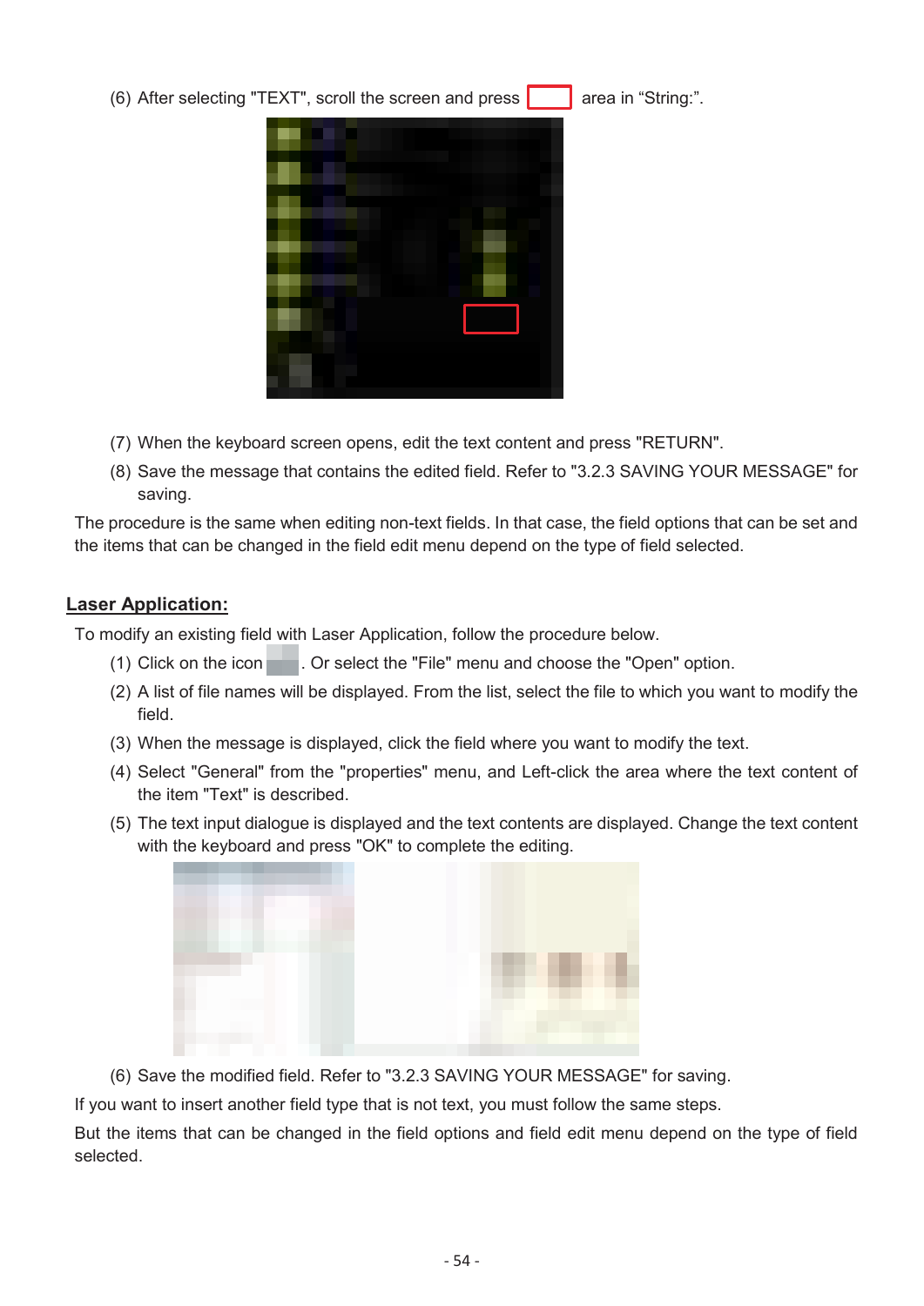(6) After selecting "TEXT", scroll the screen and press area in “String:”.

(7) When the keyboard screen opens, edit the text content and press "RETURN".

(8) Save the message that contains the edited field. Refer to "3.2.3 SAVING YOUR MESSAGE" for saving.

The procedure is the same when editing non-text fields. In that case, the field options that can be set and the items that can be changed in the field edit menu depend on the type of field selected.

**Laser Application:**

To modify an existing field with Laser Application, follow the procedure below.

(1) Click on the icon . Or select the "File" menu and choose the "Open" option.

(2) A list of file names will be displayed. From the list, select the file to which you want to modify the field.

(3) When the message is displayed, click the field where you want to modify the text.

(4) Select "General" from the "properties" menu, and Left-click the area where the text content of the item "Text" is described.

(5) The text input dialogue is displayed and the text contents are displayed. Change the text content with the keyboard and press "OK" to complete the editing.

(6) Save the modified field. Refer to "3.2.3 SAVING YOUR MESSAGE" for saving.

If you want to insert another field type that is not text, you must follow the same steps.

But the items that can be changed in the field options and field edit menu depend on the type of field selected.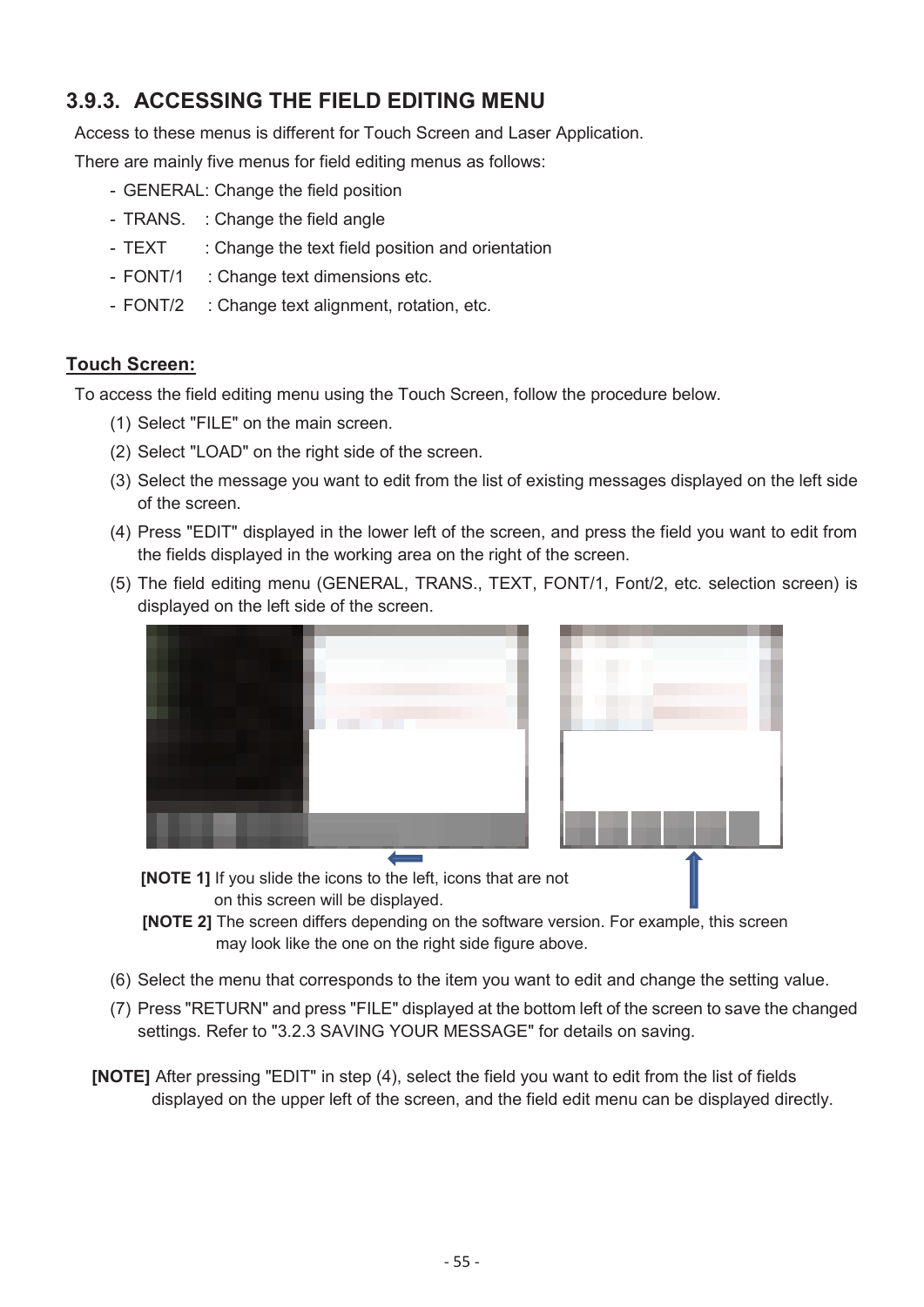### 3.9.3. ACCESSING THE FIELD EDITING MENU

Access to these menus is different for Touch Screen and Laser Application.

There are mainly five menus for field editing menus as follows:

- GENERAL: Change the field position
- TRANS. : Change the field angle
- TEXT : Change the text field position and orientation
- FONT/1 : Change text dimensions etc.
- FONT/2 : Change text alignment, rotation, etc.

**Touch Screen:**

To access the field editing menu using the Touch Screen, follow the procedure below.

(1) Select "FILE" on the main screen.

(2) Select "LOAD" on the right side of the screen.

(3) Select the message you want to edit from the list of existing messages displayed on the left side of the screen.

(4) Press "EDIT" displayed in the lower left of the screen, and press the field you want to edit from the fields displayed in the working area on the right of the screen.

(5) The field editing menu (GENERAL, TRANS., TEXT, FONT/1, Font/2, etc. selection screen) is displayed on the left side of the screen.

**[NOTE 1]** If you slide the icons to the left, icons that are not on this screen will be displayed.

**[NOTE 2]** The screen differs depending on the software version. For example, this screen may look like the one on the right side figure above.

(6) Select the menu that corresponds to the item you want to edit and change the setting value.

(7) Press "RETURN" and press "FILE" displayed at the bottom left of the screen to save the changed settings. Refer to "3.2.3 SAVING YOUR MESSAGE" for details on saving.

**[NOTE]** After pressing "EDIT" in step (4), select the field you want to edit from the list of fields displayed on the upper left of the screen, and the field edit menu can be displayed directly.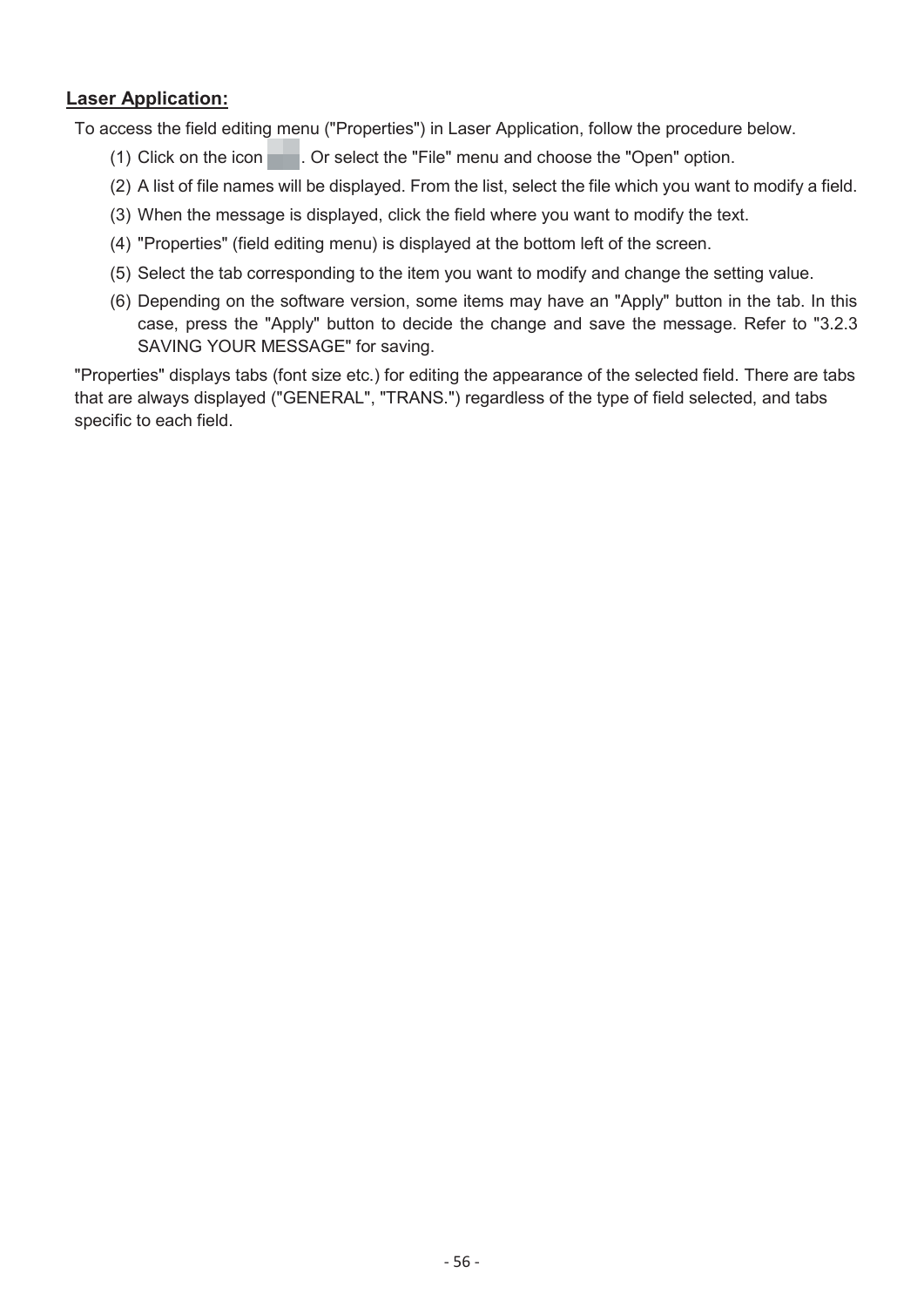**Laser Application:**

To access the field editing menu ("Properties") in Laser Application, follow the procedure below.

(1) Click on the icon . Or select the "File" menu and choose the "Open" option.

(2) A list of file names will be displayed. From the list, select the file which you want to modify a field.

(3) When the message is displayed, click the field where you want to modify the text.

(4) "Properties" (field editing menu) is displayed at the bottom left of the screen.

(5) Select the tab corresponding to the item you want to modify and change the setting value.

(6) Depending on the software version, some items may have an "Apply" button in the tab. In this case, press the "Apply" button to decide the change and save the message. Refer to "3.2.3 SAVING YOUR MESSAGE" for saving.

"Properties" displays tabs (font size etc.) for editing the appearance of the selected field. There are tabs that are always displayed ("GENERAL", "TRANS.") regardless of the type of field selected, and tabs specific to each field.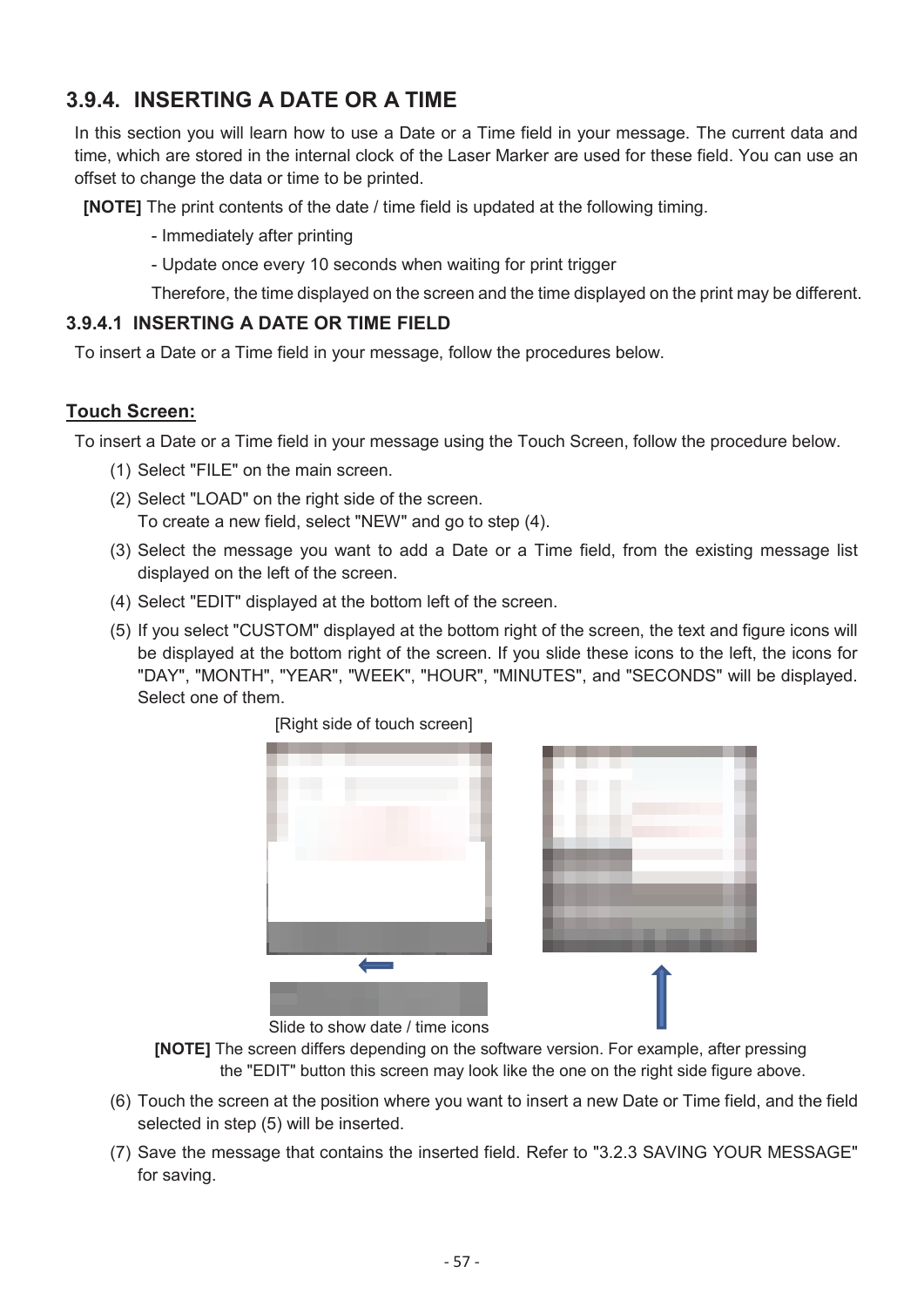## 3.9.4. INSERTING A DATE OR A TIME

In this section you will learn how to use a Date or a Time field in your message. The current data and time, which are stored in the internal clock of the Laser Marker are used for these field. You can use an offset to change the data or time to be printed.

**[NOTE]** The print contents of the date / time field is updated at the following timing.

- Immediately after printing
- Update once every 10 seconds when waiting for print trigger

Therefore, the time displayed on the screen and the time displayed on the print may be different.

### 3.9.4.1 INSERTING A DATE OR TIME FIELD

To insert a Date or a Time field in your message, follow the procedures below.

**Touch Screen:**

To insert a Date or a Time field in your message using the Touch Screen, follow the procedure below.

(1) Select "FILE" on the main screen.

(2) Select "LOAD" on the right side of the screen.
To create a new field, select "NEW" and go to step (4).

(3) Select the message you want to add a Date or a Time field, from the existing message list displayed on the left of the screen.

(4) Select "EDIT" displayed at the bottom left of the screen.

(5) If you select "CUSTOM" displayed at the bottom right of the screen, the text and figure icons will be displayed at the bottom right of the screen. If you slide these icons to the left, the icons for "DAY", "MONTH", "YEAR", "WEEK", "HOUR", "MINUTES", and "SECONDS" will be displayed. Select one of them.

[Right side of touch screen]

Slide to show date / time icons

**[NOTE]** The screen differs depending on the software version. For example, after pressing the "EDIT" button this screen may look like the one on the right side figure above.

(6) Touch the screen at the position where you want to insert a new Date or Time field, and the field selected in step (5) will be inserted.

(7) Save the message that contains the inserted field. Refer to "3.2.3 SAVING YOUR MESSAGE" for saving.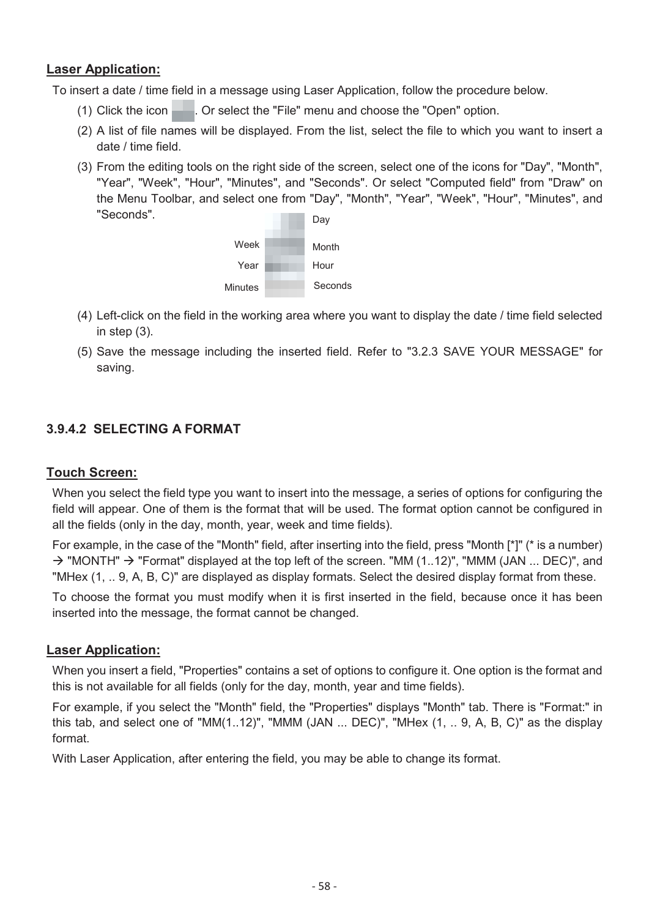**Laser Application:**

To insert a date / time field in a message using Laser Application, follow the procedure below.

(1) Click the icon . Or select the "File" menu and choose the "Open" option.

(2) A list of file names will be displayed. From the list, select the file to which you want to insert a date / time field.

(3) From the editing tools on the right side of the screen, select one of the icons for "Day", "Month", "Year", "Week", "Hour", "Minutes", and "Seconds". Or select "Computed field" from "Draw" on the Menu Toolbar, and select one from "Day", "Month", "Year", "Week", "Hour", "Minutes", and "Seconds".

Day
Week Month
Year Hour
Minutes Seconds

(4) Left-click on the field in the working area where you want to display the date / time field selected in step (3).

(5) Save the message including the inserted field. Refer to "3.2.3 SAVE YOUR MESSAGE" for saving.

### 3.9.4.2 SELECTING A FORMAT

**Touch Screen:**

When you select the field type you want to insert into the message, a series of options for configuring the field will appear. One of them is the format that will be used. The format option cannot be configured in all the fields (only in the day, month, year, week and time fields).

For example, in the case of the "Month" field, after inserting into the field, press "Month [*]" (* is a number) → "MONTH" → "Format" displayed at the top left of the screen. "MM (1..12)", "MMM (JAN ... DEC)", and "MHex (1, .. 9, A, B, C)" are displayed as display formats. Select the desired display format from these.

To choose the format you must modify when it is first inserted in the field, because once it has been inserted into the message, the format cannot be changed.

**Laser Application:**

When you insert a field, "Properties" contains a set of options to configure it. One option is the format and this is not available for all fields (only for the day, month, year and time fields).

For example, if you select the "Month" field, the "Properties" displays "Month" tab. There is "Format:" in this tab, and select one of "MM(1..12)", "MMM (JAN ... DEC)", "MHex (1, .. 9, A, B, C)" as the display format.

With Laser Application, after entering the field, you may be able to change its format.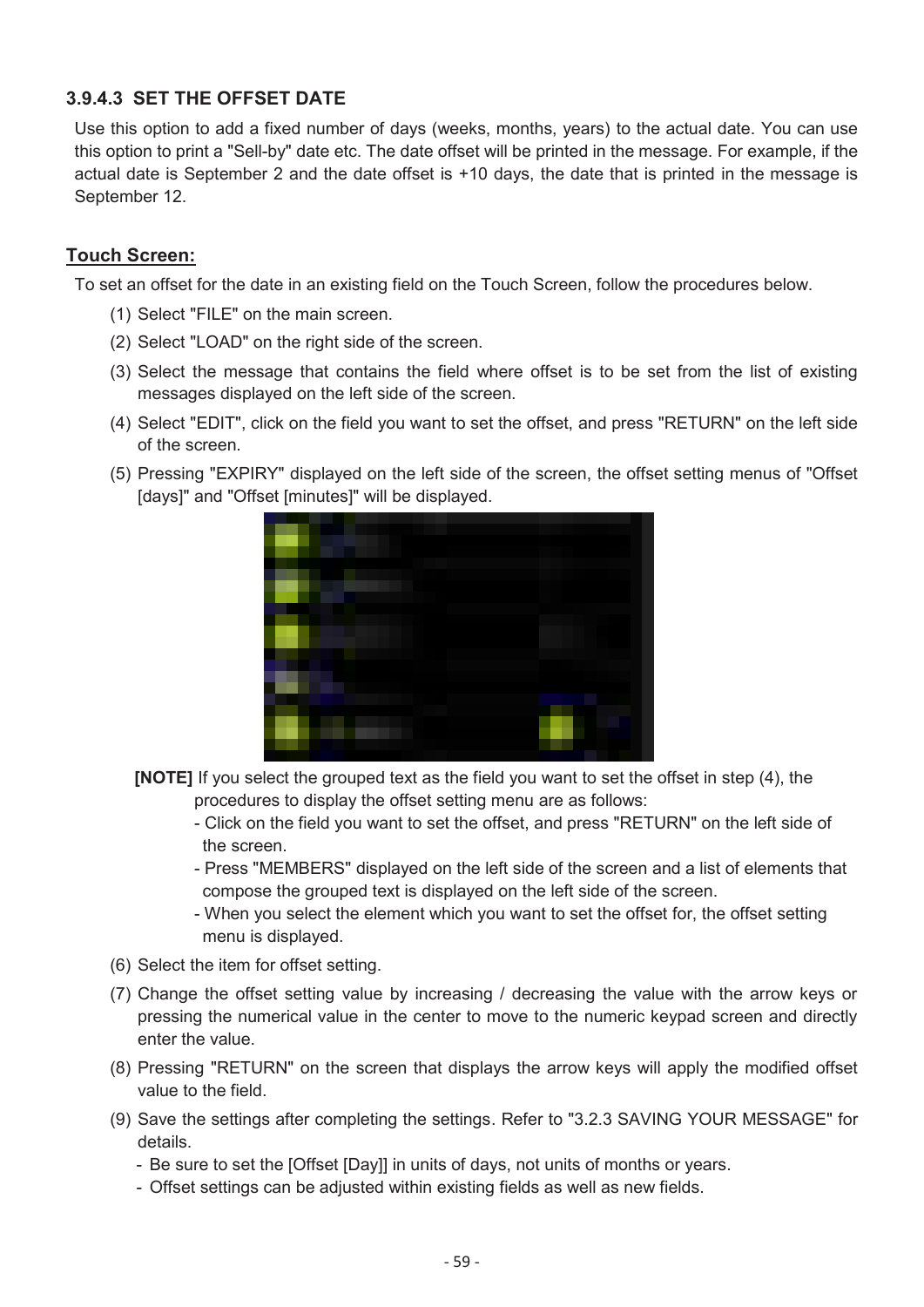### 3.9.4.3 SET THE OFFSET DATE

Use this option to add a fixed number of days (weeks, months, years) to the actual date. You can use this option to print a "Sell-by" date etc. The date offset will be printed in the message. For example, if the actual date is September 2 and the date offset is +10 days, the date that is printed in the message is September 12.

**Touch Screen:**

To set an offset for the date in an existing field on the Touch Screen, follow the procedures below.

(1) Select "FILE" on the main screen.

(2) Select "LOAD" on the right side of the screen.

(3) Select the message that contains the field where offset is to be set from the list of existing messages displayed on the left side of the screen.

(4) Select "EDIT", click on the field you want to set the offset, and press "RETURN" on the left side of the screen.

(5) Pressing "EXPIRY" displayed on the left side of the screen, the offset setting menus of "Offset [days]" and "Offset [minutes]" will be displayed.

**[NOTE]** If you select the grouped text as the field you want to set the offset in step (4), the procedures to display the offset setting menu are as follows:

- Click on the field you want to set the offset, and press "RETURN" on the left side of the screen.
- Press "MEMBERS" displayed on the left side of the screen and a list of elements that compose the grouped text is displayed on the left side of the screen.
- When you select the element which you want to set the offset for, the offset setting menu is displayed.

(6) Select the item for offset setting.

(7) Change the offset setting value by increasing / decreasing the value with the arrow keys or pressing the numerical value in the center to move to the numeric keypad screen and directly enter the value.

(8) Pressing "RETURN" on the screen that displays the arrow keys will apply the modified offset value to the field.

(9) Save the settings after completing the settings. Refer to "3.2.3 SAVING YOUR MESSAGE" for details.

- Be sure to set the [Offset [Day]] in units of days, not units of months or years.
- Offset settings can be adjusted within existing fields as well as new fields.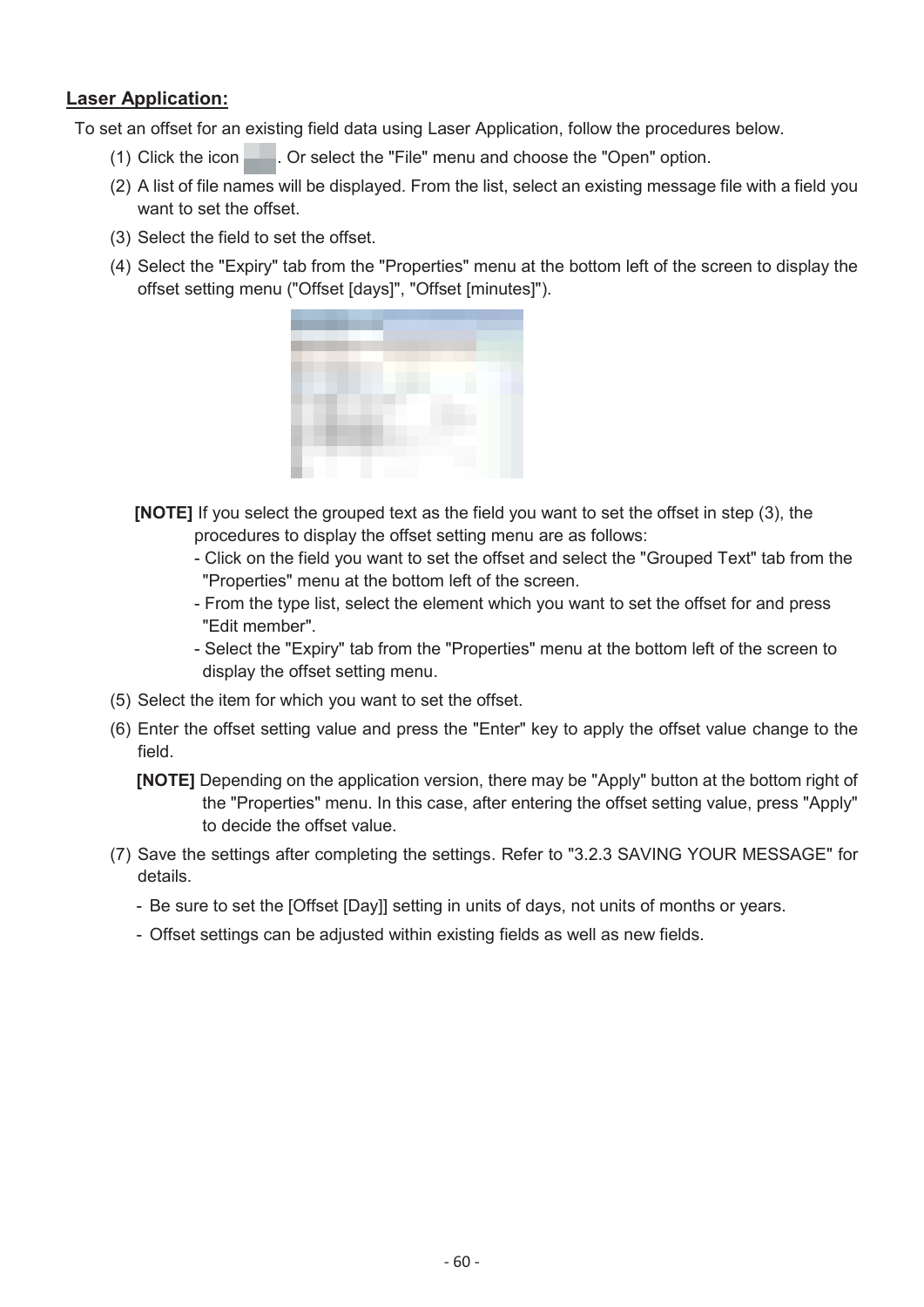**Laser Application:**

To set an offset for an existing field data using Laser Application, follow the procedures below.

(1) Click the icon . Or select the "File" menu and choose the "Open" option.

(2) A list of file names will be displayed. From the list, select an existing message file with a field you want to set the offset.

(3) Select the field to set the offset.

(4) Select the "Expiry" tab from the "Properties" menu at the bottom left of the screen to display the offset setting menu ("Offset [days]", "Offset [minutes]").

**[NOTE]** If you select the grouped text as the field you want to set the offset in step (3), the procedures to display the offset setting menu are as follows:
- Click on the field you want to set the offset and select the "Grouped Text" tab from the "Properties" menu at the bottom left of the screen.
- From the type list, select the element which you want to set the offset for and press "Edit member".
- Select the "Expiry" tab from the "Properties" menu at the bottom left of the screen to display the offset setting menu.

(5) Select the item for which you want to set the offset.

(6) Enter the offset setting value and press the "Enter" key to apply the offset value change to the field.

**[NOTE]** Depending on the application version, there may be "Apply" button at the bottom right of the "Properties" menu. In this case, after entering the offset setting value, press "Apply" to decide the offset value.

(7) Save the settings after completing the settings. Refer to "3.2.3 SAVING YOUR MESSAGE" for details.

- Be sure to set the [Offset [Day]] setting in units of days, not units of months or years.
- Offset settings can be adjusted within existing fields as well as new fields.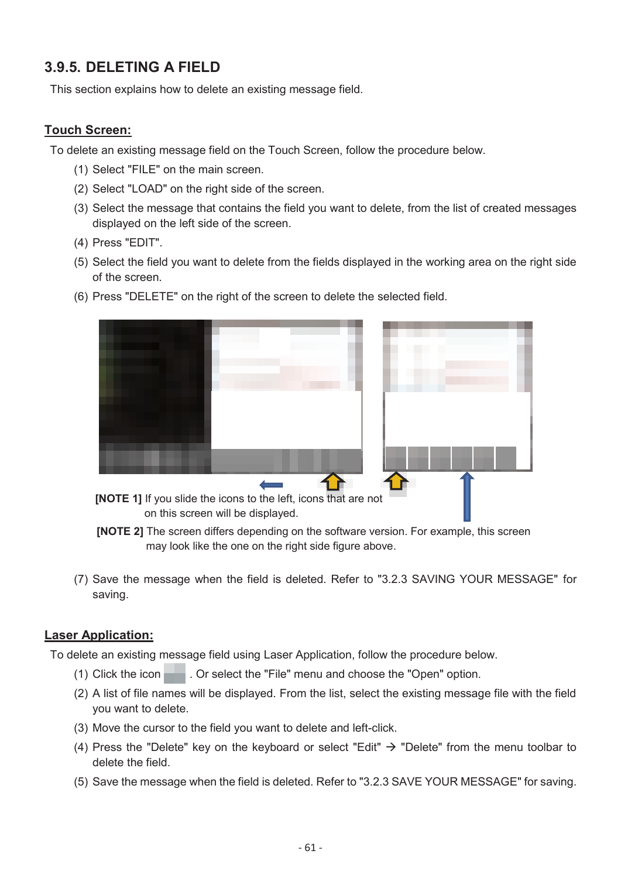### 3.9.5. DELETING A FIELD

This section explains how to delete an existing message field.

**Touch Screen:**

To delete an existing message field on the Touch Screen, follow the procedure below.

(1) Select "FILE" on the main screen.

(2) Select "LOAD" on the right side of the screen.

(3) Select the message that contains the field you want to delete, from the list of created messages displayed on the left side of the screen.

(4) Press "EDIT".

(5) Select the field you want to delete from the fields displayed in the working area on the right side of the screen.

(6) Press "DELETE" on the right of the screen to delete the selected field.

**[NOTE 1]** If you slide the icons to the left, icons that are not on this screen will be displayed.

**[NOTE 2]** The screen differs depending on the software version. For example, this screen may look like the one on the right side figure above.

(7) Save the message when the field is deleted. Refer to "3.2.3 SAVING YOUR MESSAGE" for saving.

**Laser Application:**

To delete an existing message field using Laser Application, follow the procedure below.

(1) Click the icon . Or select the "File" menu and choose the "Open" option.

(2) A list of file names will be displayed. From the list, select the existing message file with the field you want to delete.

(3) Move the cursor to the field you want to delete and left-click.

(4) Press the "Delete" key on the keyboard or select "Edit" → "Delete" from the menu toolbar to delete the field.

(5) Save the message when the field is deleted. Refer to "3.2.3 SAVE YOUR MESSAGE" for saving.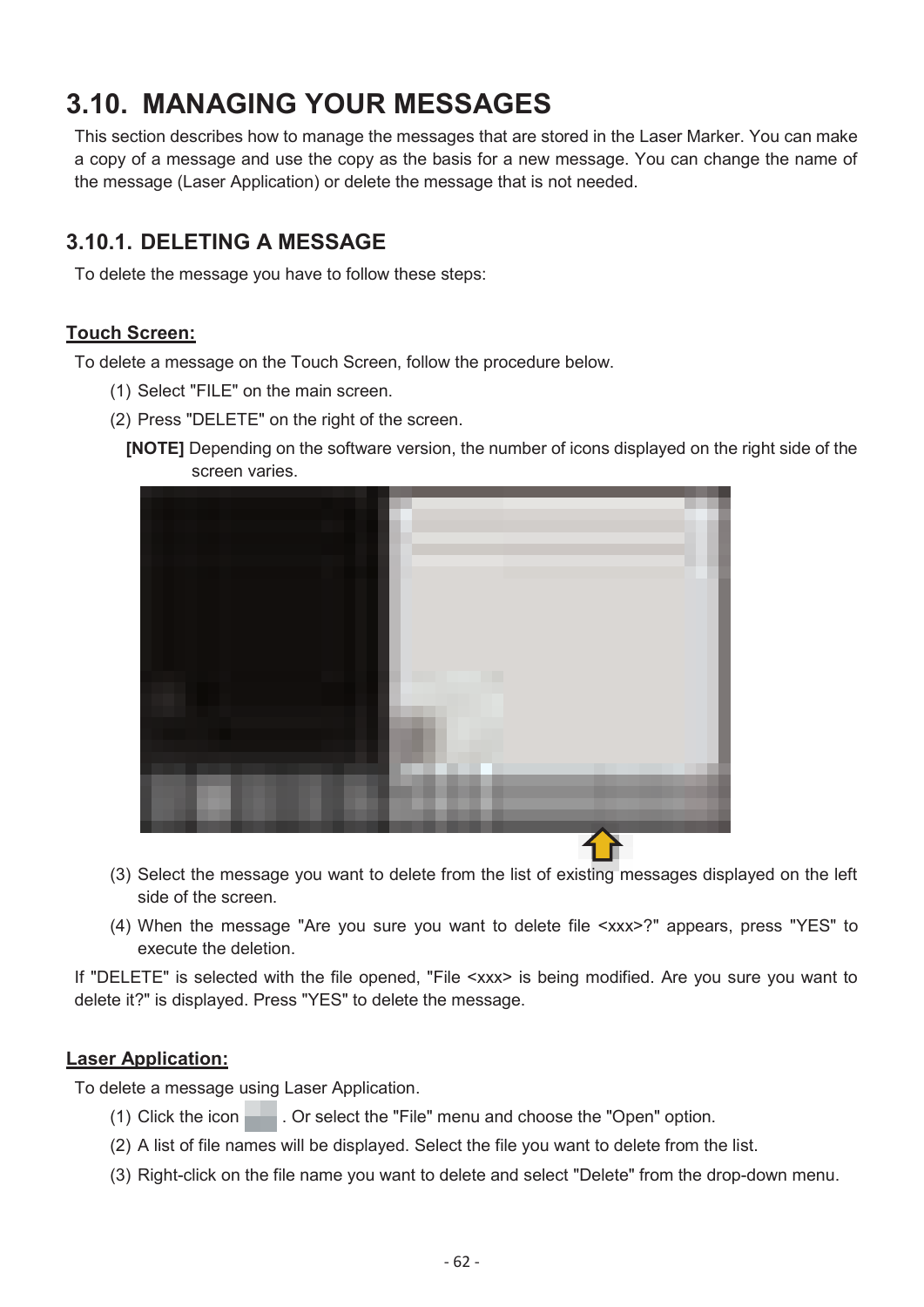# 3.10. MANAGING YOUR MESSAGES

This section describes how to manage the messages that are stored in the Laser Marker. You can make a copy of a message and use the copy as the basis for a new message. You can change the name of the message (Laser Application) or delete the message that is not needed.

## 3.10.1. DELETING A MESSAGE

To delete the message you have to follow these steps:

**Touch Screen:**

To delete a message on the Touch Screen, follow the procedure below.

(1) Select "FILE" on the main screen.

(2) Press "DELETE" on the right of the screen.

**[NOTE]** Depending on the software version, the number of icons displayed on the right side of the screen varies.

(3) Select the message you want to delete from the list of existing messages displayed on the left side of the screen.

(4) When the message "Are you sure you want to delete file <xxx>?" appears, press "YES" to execute the deletion.

If "DELETE" is selected with the file opened, "File <xxx> is being modified. Are you sure you want to delete it?" is displayed. Press "YES" to delete the message.

**Laser Application:**

To delete a message using Laser Application.

(1) Click the icon . Or select the "File" menu and choose the "Open" option.

(2) A list of file names will be displayed. Select the file you want to delete from the list.

(3) Right-click on the file name you want to delete and select "Delete" from the drop-down menu.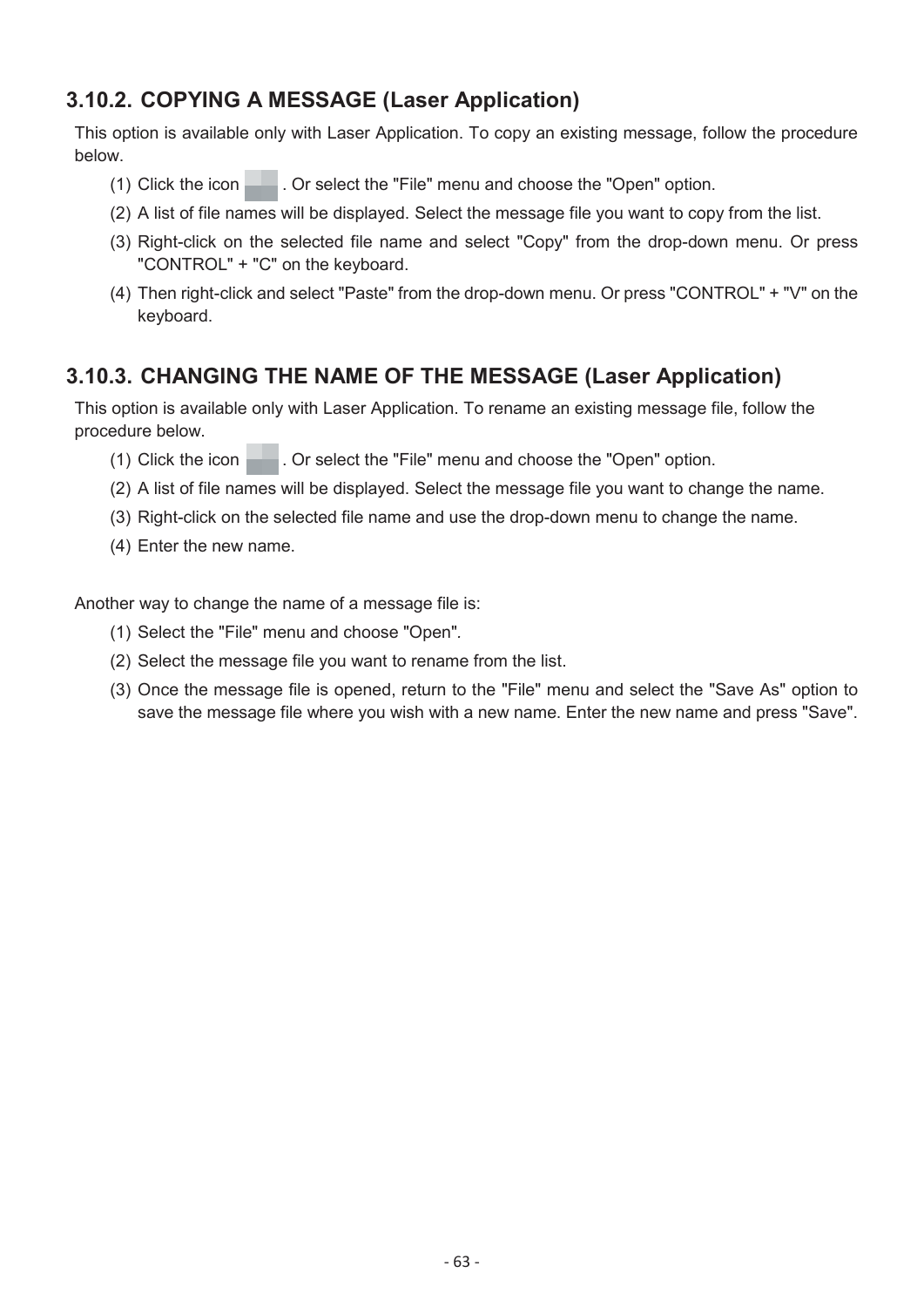### 3.10.2. COPYING A MESSAGE (Laser Application)

This option is available only with Laser Application. To copy an existing message, follow the procedure below.

(1) Click the icon . Or select the "File" menu and choose the "Open" option.

(2) A list of file names will be displayed. Select the message file you want to copy from the list.

(3) Right-click on the selected file name and select "Copy" from the drop-down menu. Or press "CONTROL" + "C" on the keyboard.

(4) Then right-click and select "Paste" from the drop-down menu. Or press "CONTROL" + "V" on the keyboard.

### 3.10.3. CHANGING THE NAME OF THE MESSAGE (Laser Application)

This option is available only with Laser Application. To rename an existing message file, follow the procedure below.

(1) Click the icon . Or select the "File" menu and choose the "Open" option.

(2) A list of file names will be displayed. Select the message file you want to change the name.

(3) Right-click on the selected file name and use the drop-down menu to change the name.

(4) Enter the new name.

Another way to change the name of a message file is:

(1) Select the "File" menu and choose "Open".

(2) Select the message file you want to rename from the list.

(3) Once the message file is opened, return to the "File" menu and select the "Save As" option to save the message file where you wish with a new name. Enter the new name and press "Save".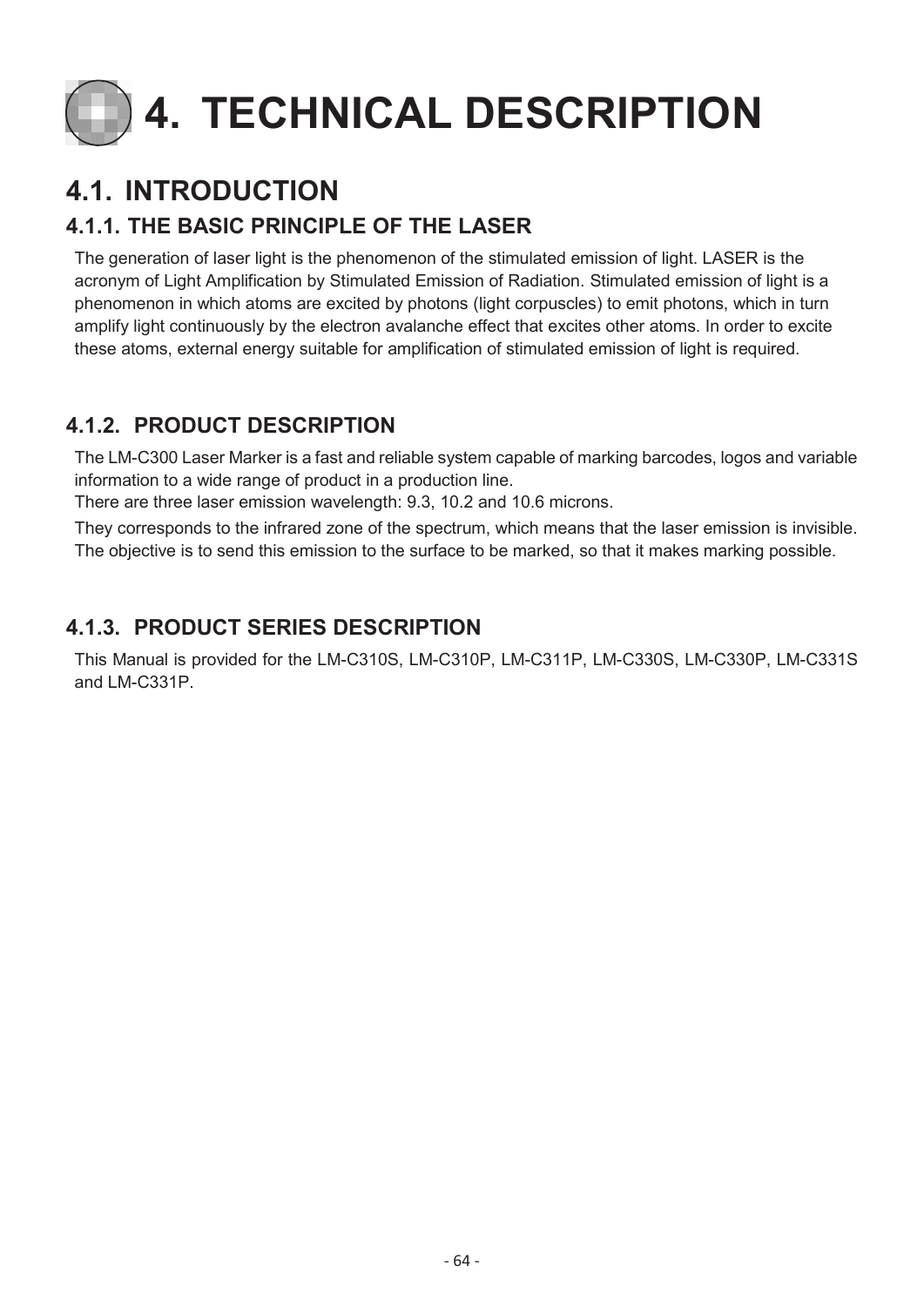# 4. TECHNICAL DESCRIPTION

## 4.1. INTRODUCTION

### 4.1.1. THE BASIC PRINCIPLE OF THE LASER

The generation of laser light is the phenomenon of the stimulated emission of light. LASER is the acronym of Light Amplification by Stimulated Emission of Radiation. Stimulated emission of light is a phenomenon in which atoms are excited by photons (light corpuscles) to emit photons, which in turn amplify light continuously by the electron avalanche effect that excites other atoms. In order to excite these atoms, external energy suitable for amplification of stimulated emission of light is required.

### 4.1.2. PRODUCT DESCRIPTION

The LM-C300 Laser Marker is a fast and reliable system capable of marking barcodes, logos and variable information to a wide range of product in a production line.

There are three laser emission wavelength: 9.3, 10.2 and 10.6 microns.

They corresponds to the infrared zone of the spectrum, which means that the laser emission is invisible. The objective is to send this emission to the surface to be marked, so that it makes marking possible.

### 4.1.3. PRODUCT SERIES DESCRIPTION

This Manual is provided for the LM-C310S, LM-C310P, LM-C311P, LM-C330S, LM-C330P, LM-C331S and LM-C331P.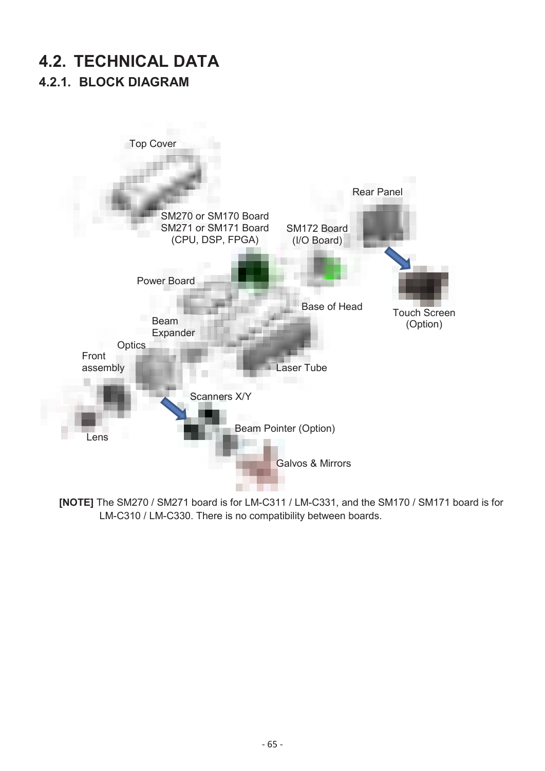# 4.2. TECHNICAL DATA

## 4.2.1. BLOCK DIAGRAM

Top Cover

Rear Panel

SM270 or SM170 Board
SM271 or SM171 Board
(CPU, DSP, FPGA)

SM172 Board
(I/O Board)

Power Board

Base of Head

Touch Screen
(Option)

Beam
Expander

Optics

Front
assembly

Laser Tube

Scanners X/Y

Beam Pointer (Option)

Lens

Galvos & Mirrors

**[NOTE]** The SM270 / SM271 board is for LM-C311 / LM-C331, and the SM170 / SM171 board is for LM-C310 / LM-C330. There is no compatibility between boards.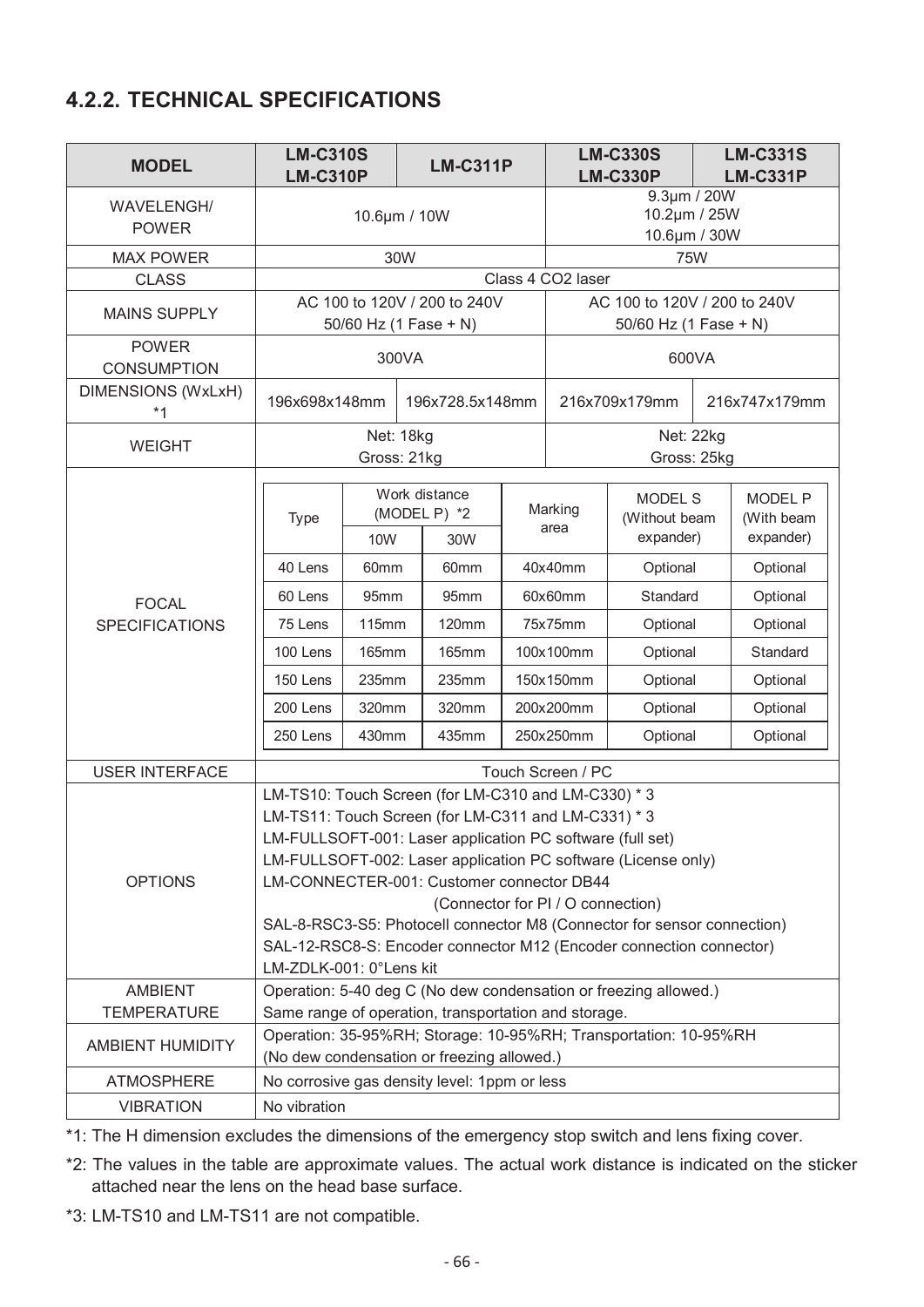## 4.2.2. TECHNICAL SPECIFICATIONS

| MODEL | LM-C310S LM-C310P | LM-C311P | LM-C330S LM-C330P | LM-C331S LM-C331P |
|---|---|---|---|---|
| WAVELENGH/ POWER | 10.6μm / 10W | | 9.3μm / 20W 10.2μm / 25W 10.6μm / 30W | |
| MAX POWER | 30W | | 75W | |
| CLASS | Class 4 CO2 laser | | | |
| MAINS SUPPLY | AC 100 to 120V / 200 to 240V 50/60 Hz (1 Fase + N) | | AC 100 to 120V / 200 to 240V 50/60 Hz (1 Fase + N) | |
| POWER CONSUMPTION | 300VA | | 600VA | |
| DIMENSIONS (WxLxH) *1 | 196x698x148mm | 196x728.5x148mm | 216x709x179mm | 216x747x179mm |
| WEIGHT | Net: 18kg Gross: 21kg | | Net: 22kg Gross: 25kg | |
| FOCAL SPECIFICATIONS | (see table below) | | | |
| USER INTERFACE | Touch Screen / PC | | | |
| OPTIONS | LM-TS10: Touch Screen (for LM-C310 and LM-C330) * 3<br>LM-TS11: Touch Screen (for LM-C311 and LM-C331) * 3<br>LM-FULLSOFT-001: Laser application PC software (full set)<br>LM-FULLSOFT-002: Laser application PC software (License only)<br>LM-CONNECTER-001: Customer connector DB44 (Connector for PI / O connection)<br>SAL-8-RSC3-S5: Photocell connector M8 (Connector for sensor connection)<br>SAL-12-RSC8-S: Encoder connector M12 (Encoder connection connector)<br>LM-ZDLK-001: 0°Lens kit | | | |
| AMBIENT TEMPERATURE | Operation: 5-40 deg C (No dew condensation or freezing allowed.) Same range of operation, transportation and storage. | | | |
| AMBIENT HUMIDITY | Operation: 35-95%RH; Storage: 10-95%RH; Transportation: 10-95%RH (No dew condensation or freezing allowed.) | | | |
| ATMOSPHERE | No corrosive gas density level: 1ppm or less | | | |
| VIBRATION | No vibration | | | |

FOCAL SPECIFICATIONS:

| Type | Work distance (MODEL P) *2 | | Marking area | MODEL S (Without beam expander) | MODEL P (With beam expander) |
|---|---|---|---|---|---|
| | 10W | 30W | | | |
| 40 Lens | 60mm | 60mm | 40x40mm | Optional | Optional |
| 60 Lens | 95mm | 95mm | 60x60mm | Standard | Optional |
| 75 Lens | 115mm | 120mm | 75x75mm | Optional | Optional |
| 100 Lens | 165mm | 165mm | 100x100mm | Optional | Standard |
| 150 Lens | 235mm | 235mm | 150x150mm | Optional | Optional |
| 200 Lens | 320mm | 320mm | 200x200mm | Optional | Optional |
| 250 Lens | 430mm | 435mm | 250x250mm | Optional | Optional |

*1: The H dimension excludes the dimensions of the emergency stop switch and lens fixing cover.

*2: The values in the table are approximate values. The actual work distance is indicated on the sticker attached near the lens on the head base surface.

*3: LM-TS10 and LM-TS11 are not compatible.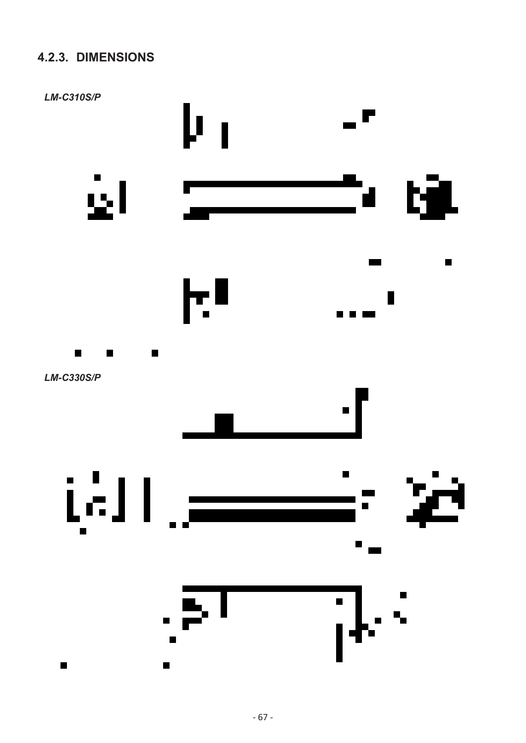### 4.2.3. DIMENSIONS

*LM-C310S/P*

*LM-C330S/P*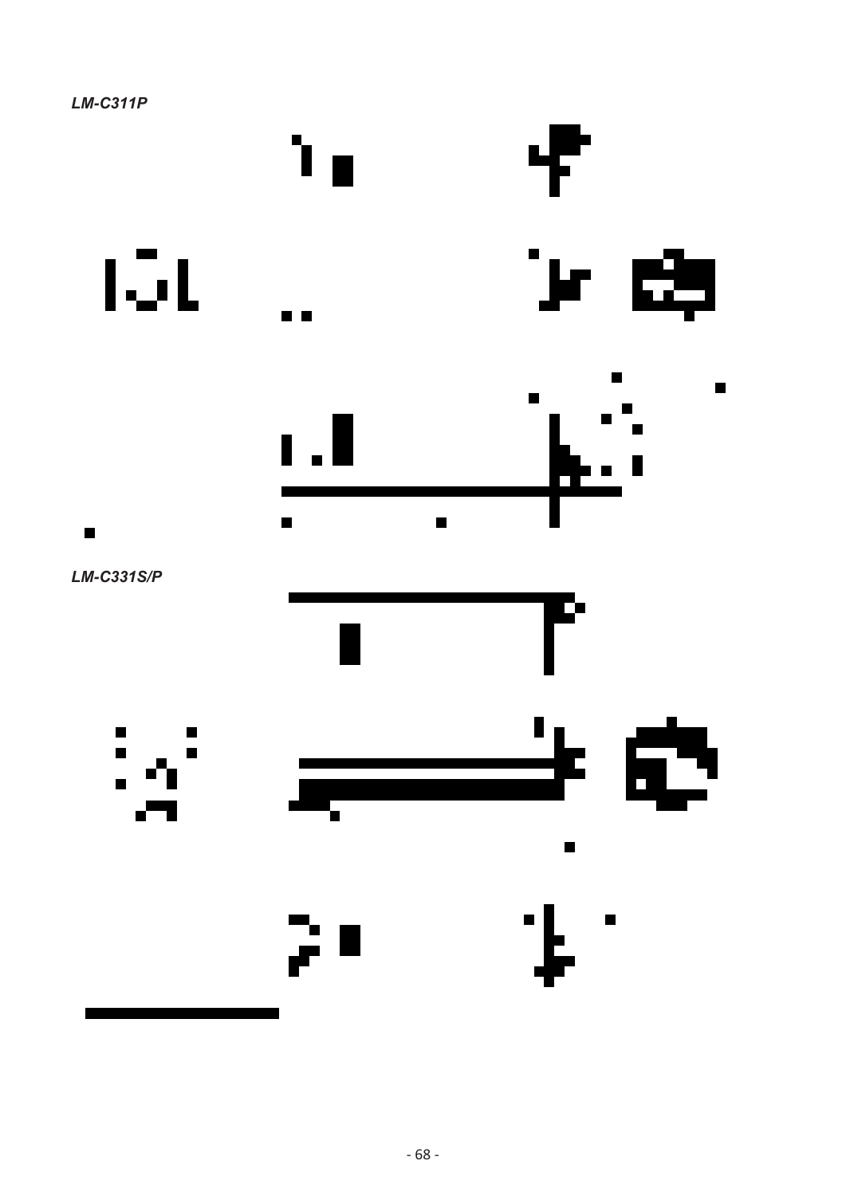***LM-C311P***

***LM-C331S/P***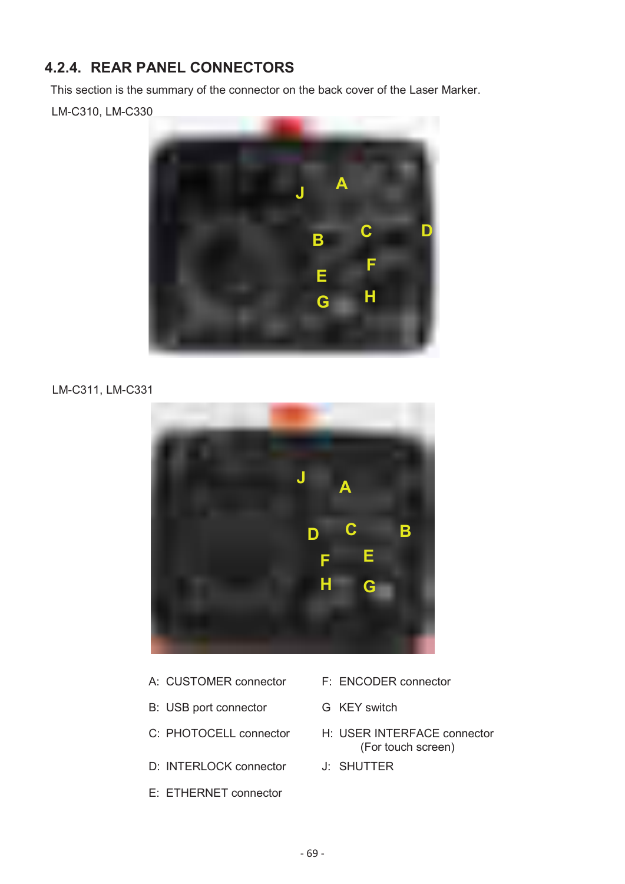## 4.2.4. REAR PANEL CONNECTORS

This section is the summary of the connector on the back cover of the Laser Marker.

LM-C310, LM-C330

LM-C311, LM-C331

A: CUSTOMER connector

B: USB port connector

C: PHOTOCELL connector

D: INTERLOCK connector

E: ETHERNET connector

F: ENCODER connector

G KEY switch

H: USER INTERFACE connector (For touch screen)

J: SHUTTER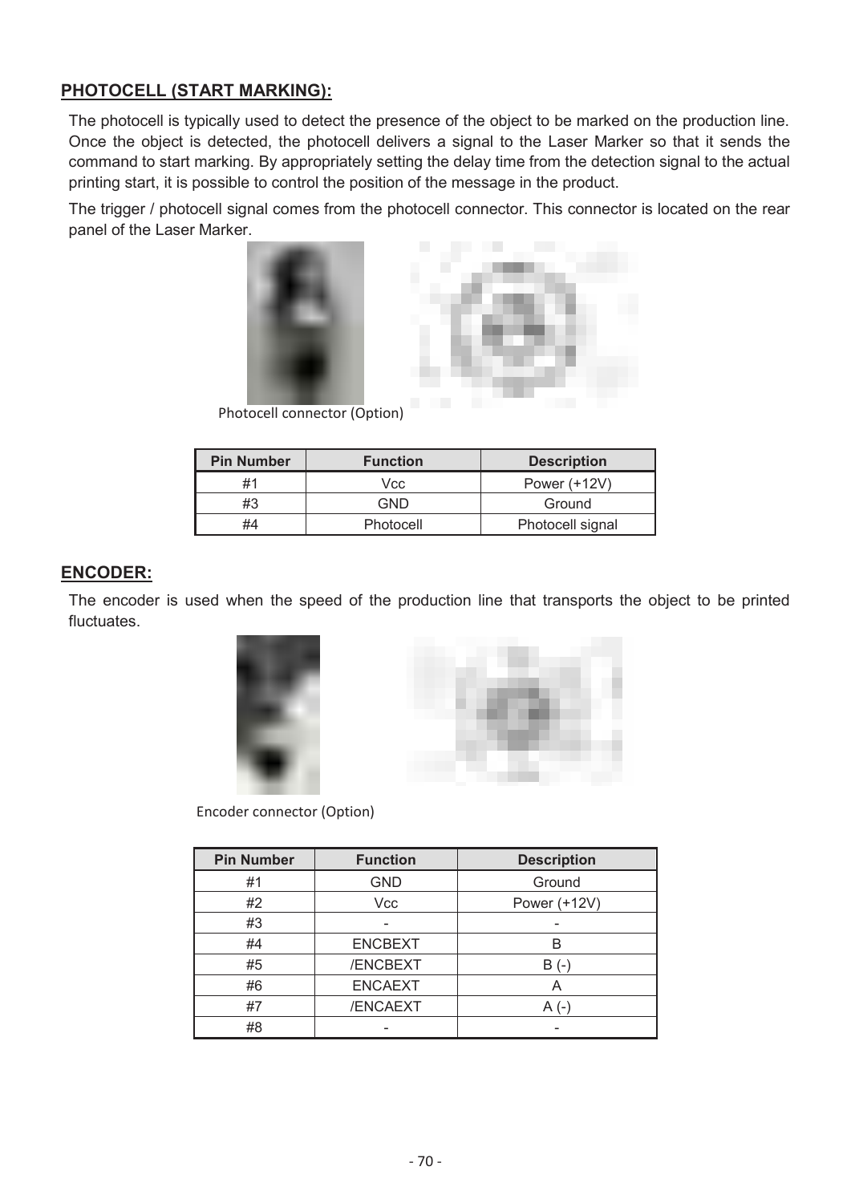## PHOTOCELL (START MARKING):

The photocell is typically used to detect the presence of the object to be marked on the production line. Once the object is detected, the photocell delivers a signal to the Laser Marker so that it sends the command to start marking. By appropriately setting the delay time from the detection signal to the actual printing start, it is possible to control the position of the message in the product.

The trigger / photocell signal comes from the photocell connector. This connector is located on the rear panel of the Laser Marker.

Photocell connector (Option)

| Pin Number | Function | Description |
|---|---|---|
| #1 | Vcc | Power (+12V) |
| #3 | GND | Ground |
| #4 | Photocell | Photocell signal |

## ENCODER:

The encoder is used when the speed of the production line that transports the object to be printed fluctuates.

Encoder connector (Option)

| Pin Number | Function | Description |
|---|---|---|
| #1 | GND | Ground |
| #2 | Vcc | Power (+12V) |
| #3 | - | - |
| #4 | ENCBEXT | B |
| #5 | /ENCBEXT | B (-) |
| #6 | ENCAEXT | A |
| #7 | /ENCAEXT | A (-) |
| #8 | - | - |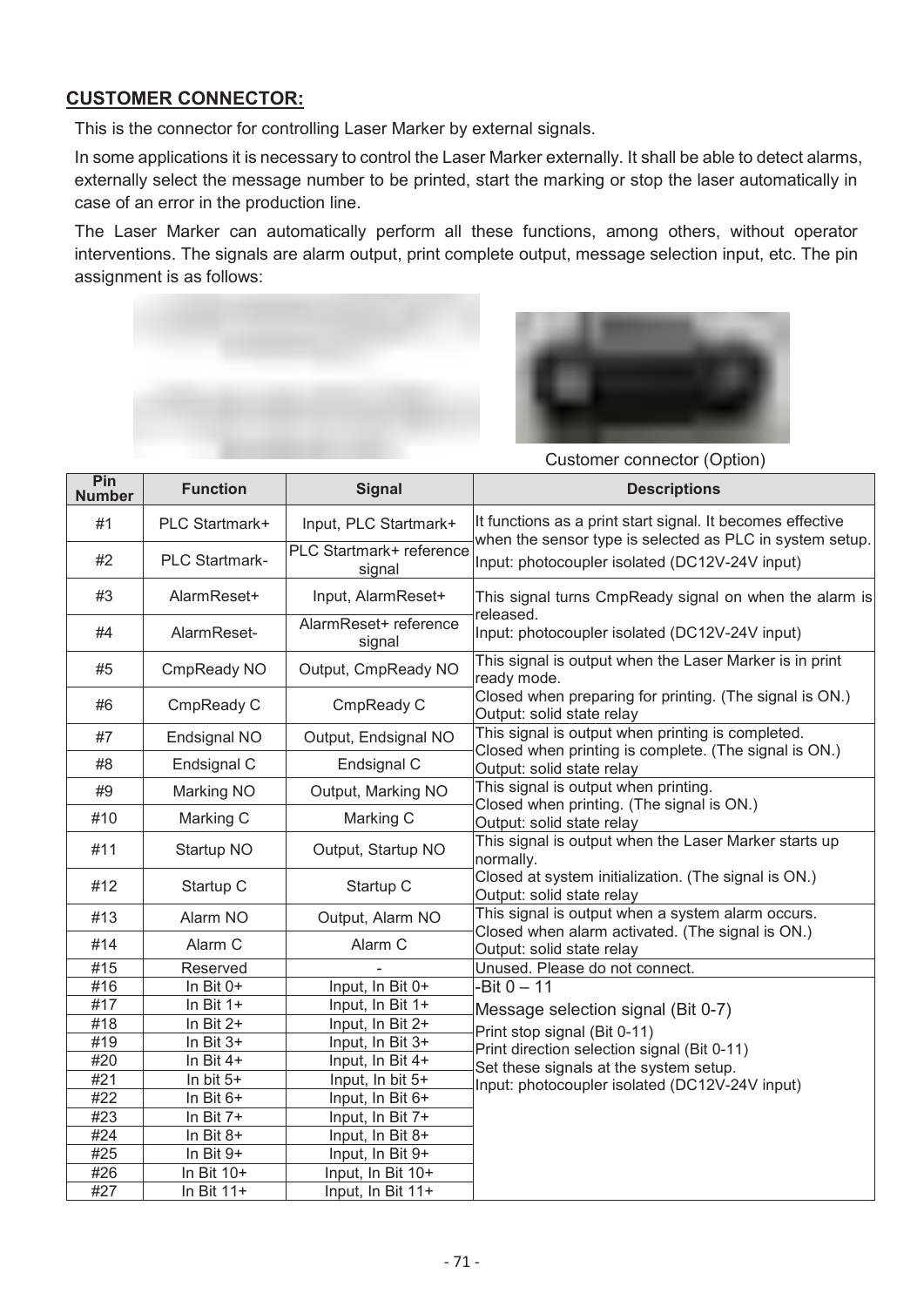## CUSTOMER CONNECTOR:

This is the connector for controlling Laser Marker by external signals.

In some applications it is necessary to control the Laser Marker externally. It shall be able to detect alarms, externally select the message number to be printed, start the marking or stop the laser automatically in case of an error in the production line.

The Laser Marker can automatically perform all these functions, among others, without operator interventions. The signals are alarm output, print complete output, message selection input, etc. The pin assignment is as follows:

Customer connector (Option)

| Pin Number | Function | Signal | Descriptions |
|---|---|---|---|
| #1 | PLC Startmark+ | Input, PLC Startmark+ | It functions as a print start signal. It becomes effective when the sensor type is selected as PLC in system setup. |
| #2 | PLC Startmark- | PLC Startmark+ reference signal | Input: photocoupler isolated (DC12V-24V input) |
| #3 | AlarmReset+ | Input, AlarmReset+ | This signal turns CmpReady signal on when the alarm is released. |
| #4 | AlarmReset- | AlarmReset+ reference signal | Input: photocoupler isolated (DC12V-24V input) |
| #5 | CmpReady NO | Output, CmpReady NO | This signal is output when the Laser Marker is in print ready mode. |
| #6 | CmpReady C | CmpReady C | Closed when preparing for printing. (The signal is ON.) Output: solid state relay |
| #7 | Endsignal NO | Output, Endsignal NO | This signal is output when printing is completed. |
| #8 | Endsignal C | Endsignal C | Closed when printing is complete. (The signal is ON.) Output: solid state relay |
| #9 | Marking NO | Output, Marking NO | This signal is output when printing. |
| #10 | Marking C | Marking C | Closed when printing. (The signal is ON.) Output: solid state relay |
| #11 | Startup NO | Output, Startup NO | This signal is output when the Laser Marker starts up normally. |
| #12 | Startup C | Startup C | Closed at system initialization. (The signal is ON.) Output: solid state relay |
| #13 | Alarm NO | Output, Alarm NO | This signal is output when a system alarm occurs. |
| #14 | Alarm C | Alarm C | Closed when alarm activated. (The signal is ON.) Output: solid state relay |
| #15 | Reserved | - | Unused. Please do not connect. |
| #16 | In Bit 0+ | Input, In Bit 0+ | -Bit 0 – 11 |
| #17 | In Bit 1+ | Input, In Bit 1+ | Message selection signal (Bit 0-7) |
| #18 | In Bit 2+ | Input, In Bit 2+ | Print stop signal (Bit 0-11) |
| #19 | In Bit 3+ | Input, In Bit 3+ | Print direction selection signal (Bit 0-11) |
| #20 | In Bit 4+ | Input, In Bit 4+ | Set these signals at the system setup. |
| #21 | In bit 5+ | Input, In bit 5+ | Input: photocoupler isolated (DC12V-24V input) |
| #22 | In Bit 6+ | Input, In Bit 6+ | |
| #23 | In Bit 7+ | Input, In Bit 7+ | |
| #24 | In Bit 8+ | Input, In Bit 8+ | |
| #25 | In Bit 9+ | Input, In Bit 9+ | |
| #26 | In Bit 10+ | Input, In Bit 10+ | |
| #27 | In Bit 11+ | Input, In Bit 11+ | |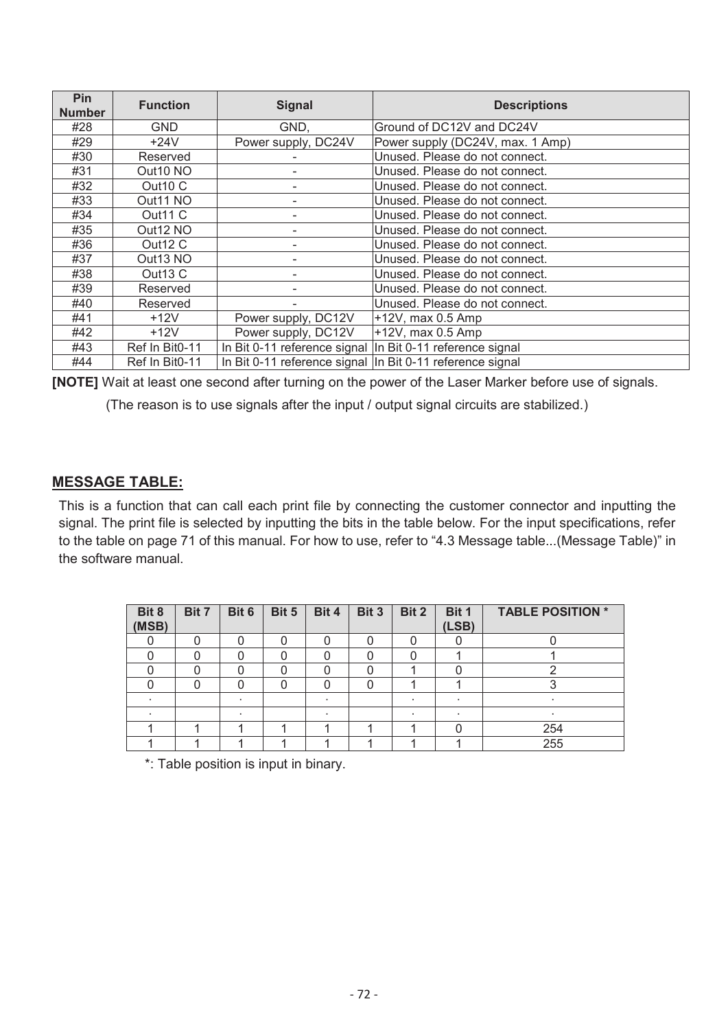| Pin Number | Function | Signal | Descriptions |
|---|---|---|---|
| #28 | GND | GND, | Ground of DC12V and DC24V |
| #29 | +24V | Power supply, DC24V | Power supply (DC24V, max. 1 Amp) |
| #30 | Reserved | - | Unused. Please do not connect. |
| #31 | Out10 NO | - | Unused. Please do not connect. |
| #32 | Out10 C | - | Unused. Please do not connect. |
| #33 | Out11 NO | - | Unused. Please do not connect. |
| #34 | Out11 C | - | Unused. Please do not connect. |
| #35 | Out12 NO | - | Unused. Please do not connect. |
| #36 | Out12 C | - | Unused. Please do not connect. |
| #37 | Out13 NO | - | Unused. Please do not connect. |
| #38 | Out13 C | - | Unused. Please do not connect. |
| #39 | Reserved | - | Unused. Please do not connect. |
| #40 | Reserved | - | Unused. Please do not connect. |
| #41 | +12V | Power supply, DC12V | +12V, max 0.5 Amp |
| #42 | +12V | Power supply, DC12V | +12V, max 0.5 Amp |
| #43 | Ref In Bit0-11 | In Bit 0-11 reference signal | In Bit 0-11 reference signal |
| #44 | Ref In Bit0-11 | In Bit 0-11 reference signal | In Bit 0-11 reference signal |

**[NOTE]** Wait at least one second after turning on the power of the Laser Marker before use of signals.

(The reason is to use signals after the input / output signal circuits are stabilized.)

## MESSAGE TABLE:

This is a function that can call each print file by connecting the customer connector and inputting the signal. The print file is selected by inputting the bits in the table below. For the input specifications, refer to the table on page 71 of this manual. For how to use, refer to "4.3 Message table...(Message Table)" in the software manual.

| Bit 8 (MSB) | Bit 7 | Bit 6 | Bit 5 | Bit 4 | Bit 3 | Bit 2 | Bit 1 (LSB) | TABLE POSITION * |
|---|---|---|---|---|---|---|---|---|
| 0 | 0 | 0 | 0 | 0 | 0 | 0 | 0 | 0 |
| 0 | 0 | 0 | 0 | 0 | 0 | 0 | 1 | 1 |
| 0 | 0 | 0 | 0 | 0 | 0 | 1 | 0 | 2 |
| 0 | 0 | 0 | 0 | 0 | 0 | 1 | 1 | 3 |
| . | | . | | . | | . | . | . |
| . | | . | | . | | . | . | . |
| 1 | 1 | 1 | 1 | 1 | 1 | 1 | 0 | 254 |
| 1 | 1 | 1 | 1 | 1 | 1 | 1 | 1 | 255 |

*: Table position is input in binary.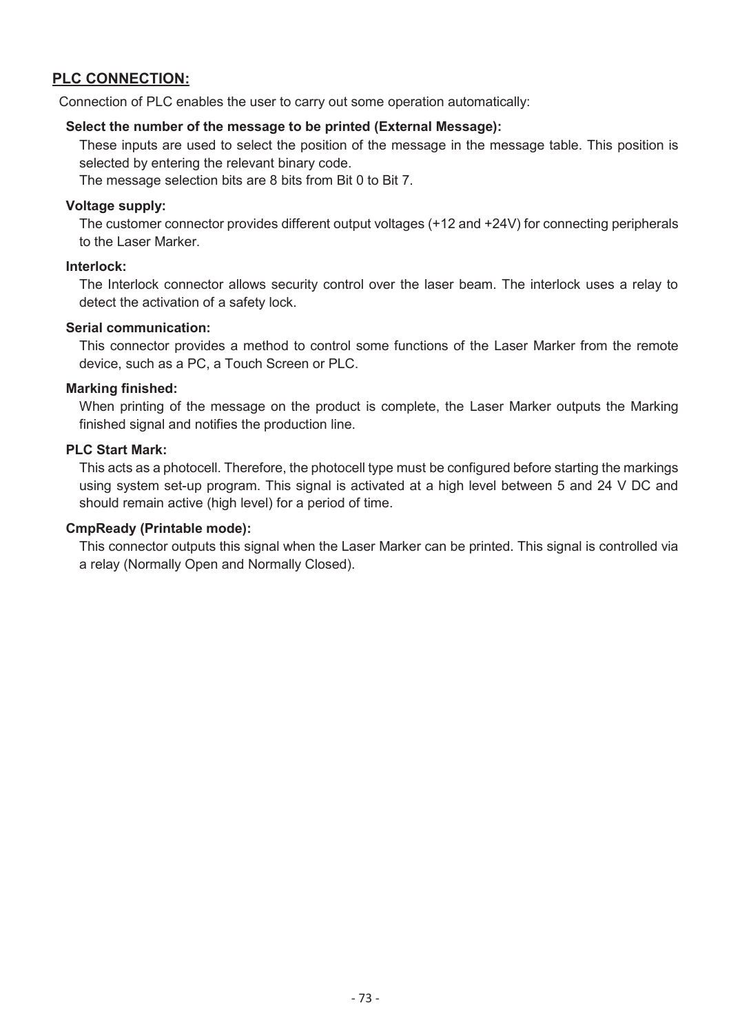## PLC CONNECTION:

Connection of PLC enables the user to carry out some operation automatically:

### Select the number of the message to be printed (External Message):

These inputs are used to select the position of the message in the message table. This position is selected by entering the relevant binary code.
The message selection bits are 8 bits from Bit 0 to Bit 7.

### Voltage supply:

The customer connector provides different output voltages (+12 and +24V) for connecting peripherals to the Laser Marker.

### Interlock:

The Interlock connector allows security control over the laser beam. The interlock uses a relay to detect the activation of a safety lock.

### Serial communication:

This connector provides a method to control some functions of the Laser Marker from the remote device, such as a PC, a Touch Screen or PLC.

### Marking finished:

When printing of the message on the product is complete, the Laser Marker outputs the Marking finished signal and notifies the production line.

### PLC Start Mark:

This acts as a photocell. Therefore, the photocell type must be configured before starting the markings using system set-up program. This signal is activated at a high level between 5 and 24 V DC and should remain active (high level) for a period of time.

### CmpReady (Printable mode):

This connector outputs this signal when the Laser Marker can be printed. This signal is controlled via a relay (Normally Open and Normally Closed).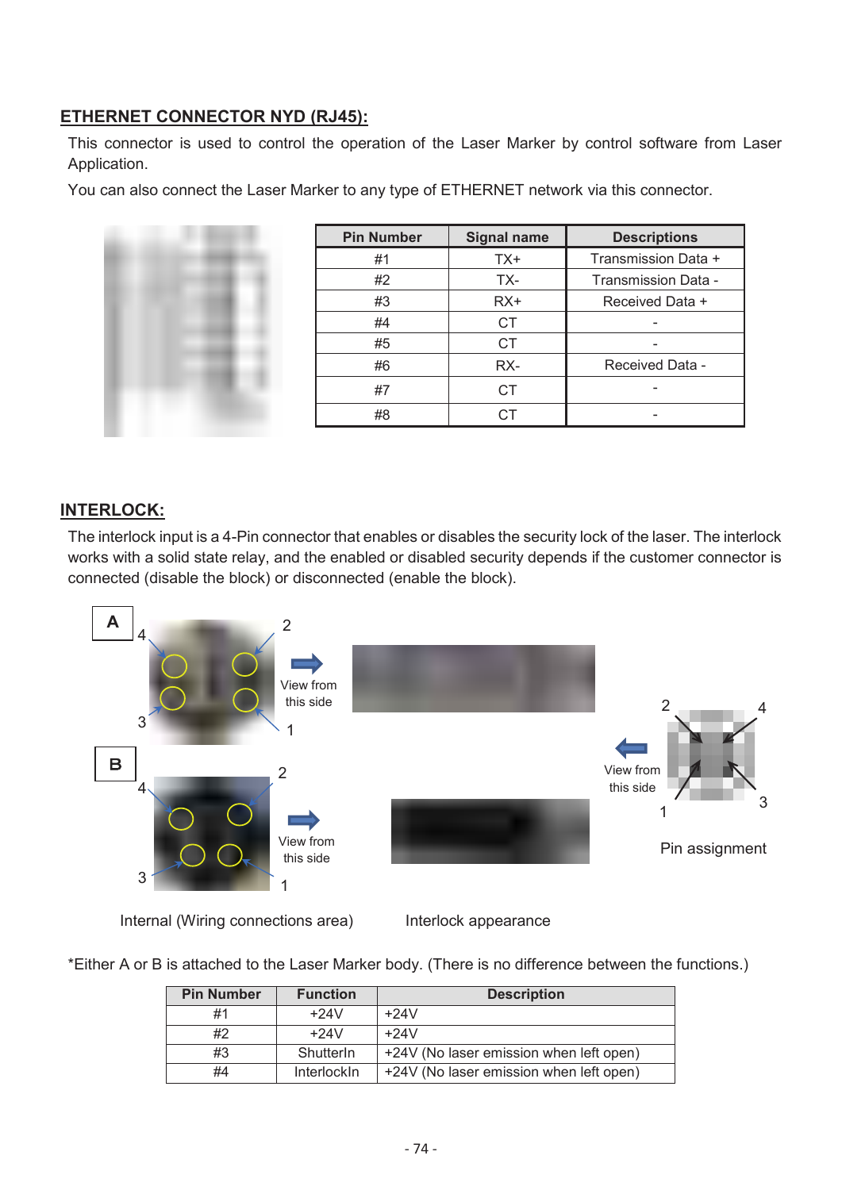## ETHERNET CONNECTOR NYD (RJ45):

This connector is used to control the operation of the Laser Marker by control software from Laser Application.

You can also connect the Laser Marker to any type of ETHERNET network via this connector.

| Pin Number | Signal name | Descriptions |
|---|---|---|
| #1 | TX+ | Transmission Data + |
| #2 | TX- | Transmission Data - |
| #3 | RX+ | Received Data + |
| #4 | CT | - |
| #5 | CT | - |
| #6 | RX- | Received Data - |
| #7 | CT | - |
| #8 | CT | - |

## INTERLOCK:

The interlock input is a 4-Pin connector that enables or disables the security lock of the laser. The interlock works with a solid state relay, and the enabled or disabled security depends if the customer connector is connected (disable the block) or disconnected (enable the block).

A: 4, 2, 3, 1 — View from this side

B: 4, 2, 3, 1 — View from this side

2, 4, 1, 3 — View from this side

Pin assignment

Internal (Wiring connections area)

Interlock appearance

*Either A or B is attached to the Laser Marker body. (There is no difference between the functions.)

| Pin Number | Function | Description |
|---|---|---|
| #1 | +24V | +24V |
| #2 | +24V | +24V |
| #3 | ShutterIn | +24V (No laser emission when left open) |
| #4 | InterlockIn | +24V (No laser emission when left open) |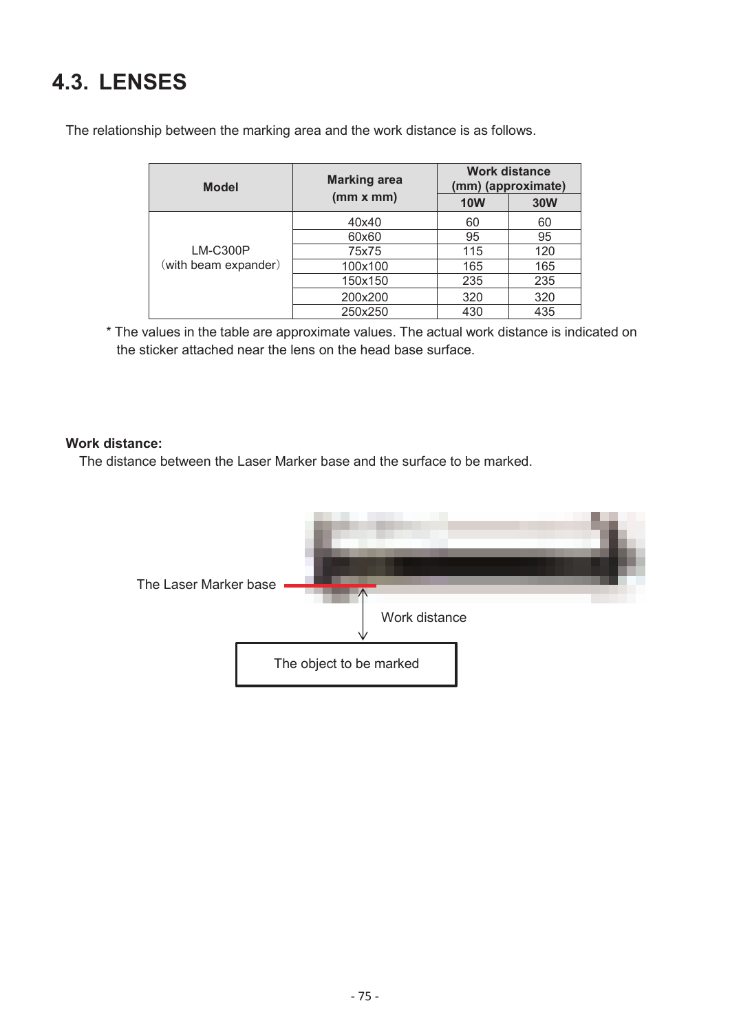# 4.3. LENSES

The relationship between the marking area and the work distance is as follows.

| Model | Marking area (mm x mm) | Work distance (mm) (approximate) | |
|---|---|---|---|
| | | 10W | 30W |
| LM-C300P (with beam expander) | 40x40 | 60 | 60 |
| | 60x60 | 95 | 95 |
| | 75x75 | 115 | 120 |
| | 100x100 | 165 | 165 |
| | 150x150 | 235 | 235 |
| | 200x200 | 320 | 320 |
| | 250x250 | 430 | 435 |

* The values in the table are approximate values. The actual work distance is indicated on the sticker attached near the lens on the head base surface.

**Work distance:**

The distance between the Laser Marker base and the surface to be marked.

The Laser Marker base

Work distance

The object to be marked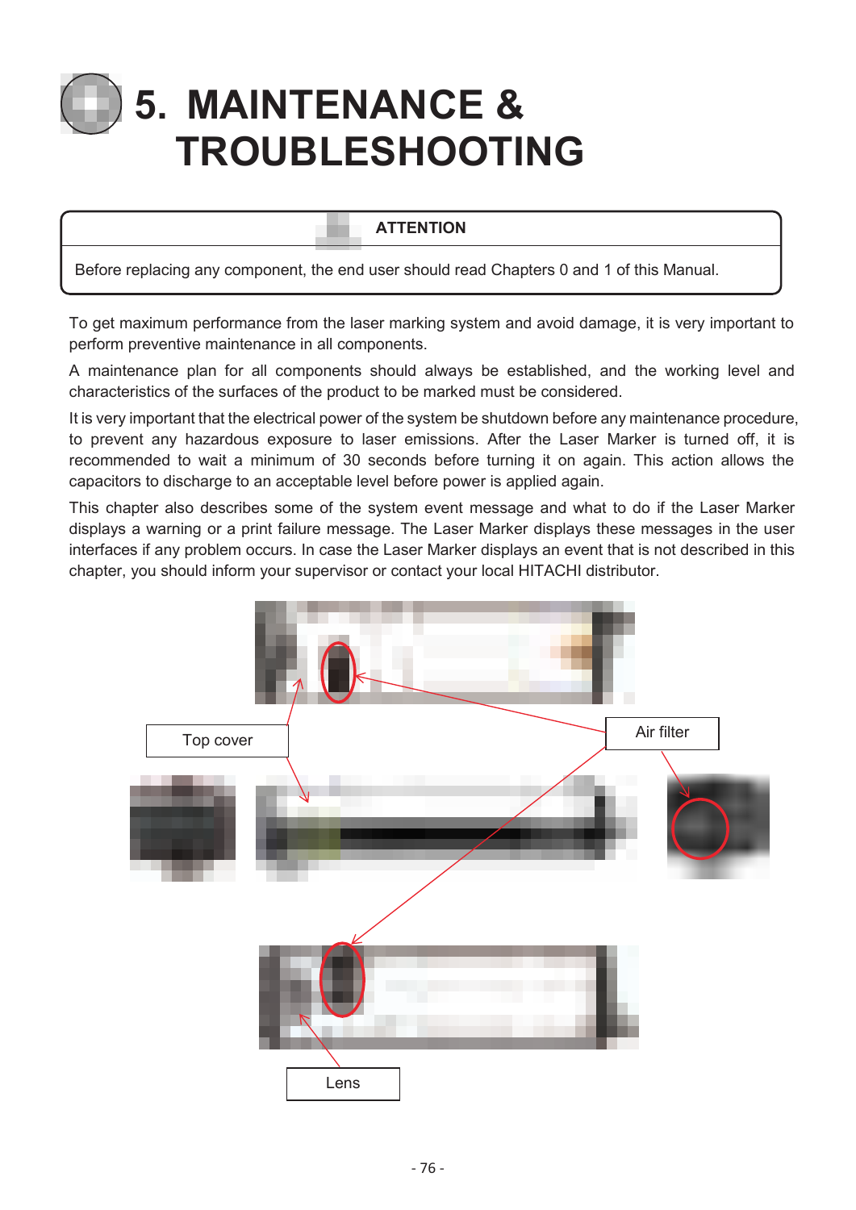# 5. MAINTENANCE & TROUBLESHOOTING

| ATTENTION |
| --- |
| Before replacing any component, the end user should read Chapters 0 and 1 of this Manual. |

To get maximum performance from the laser marking system and avoid damage, it is very important to perform preventive maintenance in all components.

A maintenance plan for all components should always be established, and the working level and characteristics of the surfaces of the product to be marked must be considered.

It is very important that the electrical power of the system be shutdown before any maintenance procedure, to prevent any hazardous exposure to laser emissions. After the Laser Marker is turned off, it is recommended to wait a minimum of 30 seconds before turning it on again. This action allows the capacitors to discharge to an acceptable level before power is applied again.

This chapter also describes some of the system event message and what to do if the Laser Marker displays a warning or a print failure message. The Laser Marker displays these messages in the user interfaces if any problem occurs. In case the Laser Marker displays an event that is not described in this chapter, you should inform your supervisor or contact your local HITACHI distributor.

Top cover

Air filter

Lens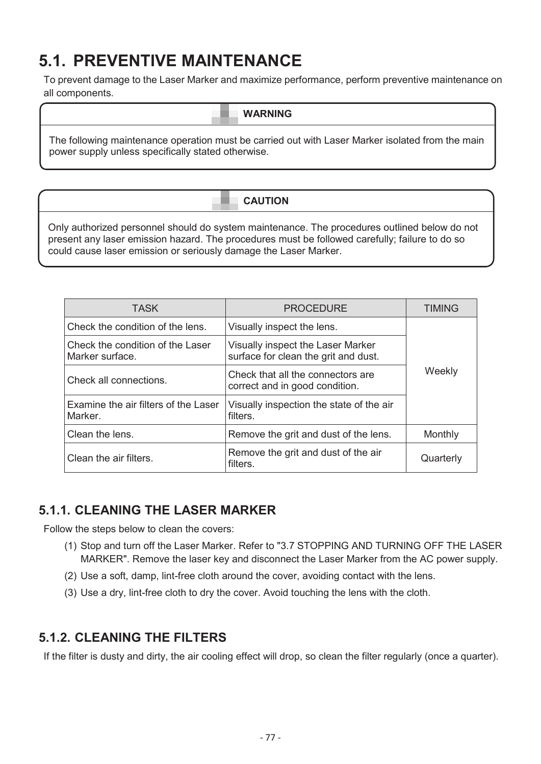# 5.1. PREVENTIVE MAINTENANCE

To prevent damage to the Laser Marker and maximize performance, perform preventive maintenance on all components.

**WARNING**

The following maintenance operation must be carried out with Laser Marker isolated from the main power supply unless specifically stated otherwise.

**CAUTION**

Only authorized personnel should do system maintenance. The procedures outlined below do not present any laser emission hazard. The procedures must be followed carefully; failure to do so could cause laser emission or seriously damage the Laser Marker.

| TASK | PROCEDURE | TIMING |
|---|---|---|
| Check the condition of the lens. | Visually inspect the lens. | Weekly |
| Check the condition of the Laser Marker surface. | Visually inspect the Laser Marker surface for clean the grit and dust. | |
| Check all connections. | Check that all the connectors are correct and in good condition. | |
| Examine the air filters of the Laser Marker. | Visually inspection the state of the air filters. | |
| Clean the lens. | Remove the grit and dust of the lens. | Monthly |
| Clean the air filters. | Remove the grit and dust of the air filters. | Quarterly |

## 5.1.1. CLEANING THE LASER MARKER

Follow the steps below to clean the covers:

(1) Stop and turn off the Laser Marker. Refer to "3.7 STOPPING AND TURNING OFF THE LASER MARKER". Remove the laser key and disconnect the Laser Marker from the AC power supply.

(2) Use a soft, damp, lint-free cloth around the cover, avoiding contact with the lens.

(3) Use a dry, lint-free cloth to dry the cover. Avoid touching the lens with the cloth.

## 5.1.2. CLEANING THE FILTERS

If the filter is dusty and dirty, the air cooling effect will drop, so clean the filter regularly (once a quarter).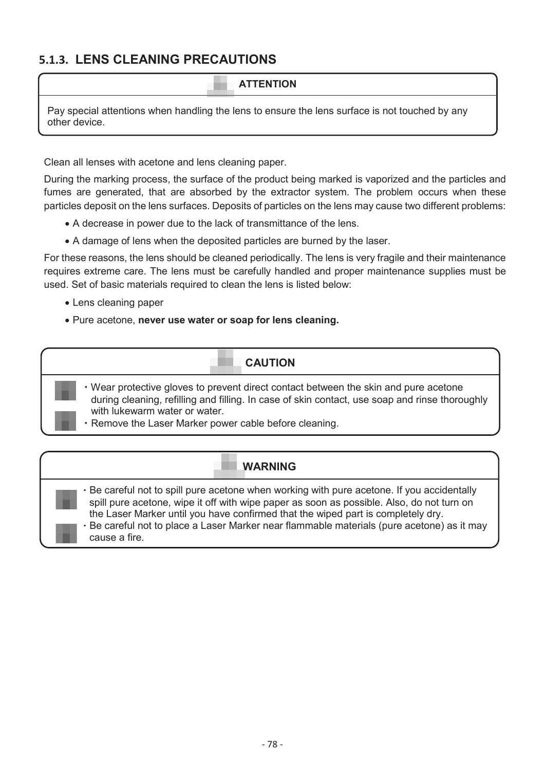### 5.1.3. LENS CLEANING PRECAUTIONS

**ATTENTION**

Pay special attentions when handling the lens to ensure the lens surface is not touched by any other device.

Clean all lenses with acetone and lens cleaning paper.

During the marking process, the surface of the product being marked is vaporized and the particles and fumes are generated, that are absorbed by the extractor system. The problem occurs when these particles deposit on the lens surfaces. Deposits of particles on the lens may cause two different problems:

- A decrease in power due to the lack of transmittance of the lens.
- A damage of lens when the deposited particles are burned by the laser.

For these reasons, the lens should be cleaned periodically. The lens is very fragile and their maintenance requires extreme care. The lens must be carefully handled and proper maintenance supplies must be used. Set of basic materials required to clean the lens is listed below:

- Lens cleaning paper
- Pure acetone, **never use water or soap for lens cleaning.**

**CAUTION**

- Wear protective gloves to prevent direct contact between the skin and pure acetone during cleaning, refilling and filling. In case of skin contact, use soap and rinse thoroughly with lukewarm water or water.
- Remove the Laser Marker power cable before cleaning.

**WARNING**

- Be careful not to spill pure acetone when working with pure acetone. If you accidentally spill pure acetone, wipe it off with wipe paper as soon as possible. Also, do not turn on the Laser Marker until you have confirmed that the wiped part is completely dry.
- Be careful not to place a Laser Marker near flammable materials (pure acetone) as it may cause a fire.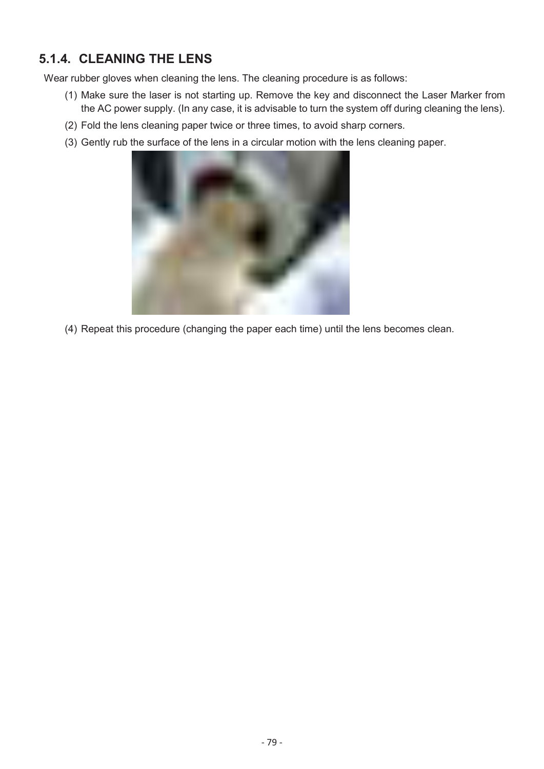### 5.1.4. CLEANING THE LENS

Wear rubber gloves when cleaning the lens. The cleaning procedure is as follows:

(1) Make sure the laser is not starting up. Remove the key and disconnect the Laser Marker from the AC power supply. (In any case, it is advisable to turn the system off during cleaning the lens).

(2) Fold the lens cleaning paper twice or three times, to avoid sharp corners.

(3) Gently rub the surface of the lens in a circular motion with the lens cleaning paper.

(4) Repeat this procedure (changing the paper each time) until the lens becomes clean.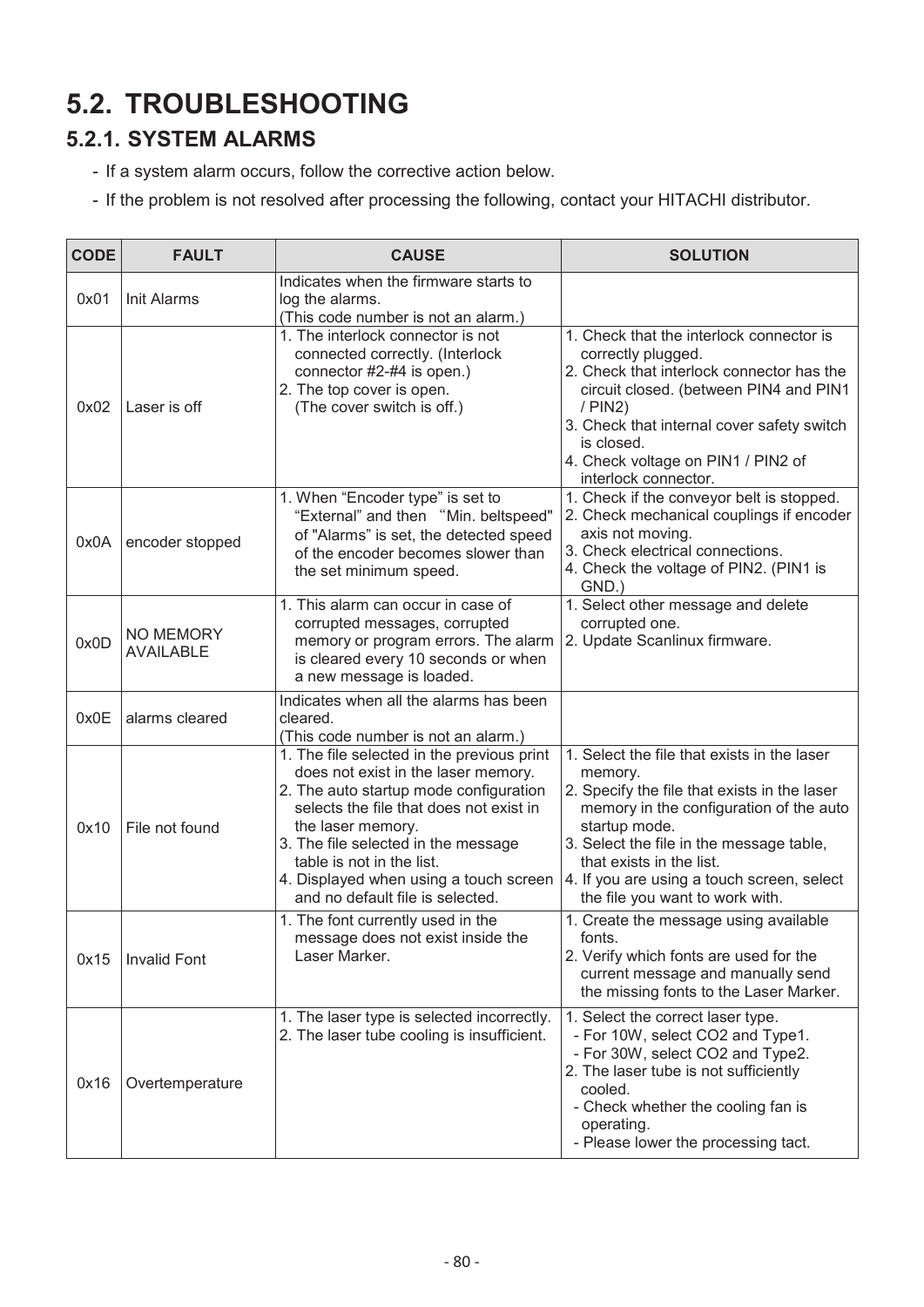# 5.2. TROUBLESHOOTING

## 5.2.1. SYSTEM ALARMS

- If a system alarm occurs, follow the corrective action below.
- If the problem is not resolved after processing the following, contact your HITACHI distributor.

| CODE | FAULT | CAUSE | SOLUTION |
|---|---|---|---|
| 0x01 | Init Alarms | Indicates when the firmware starts to log the alarms.<br>(This code number is not an alarm.) | |
| 0x02 | Laser is off | 1. The interlock connector is not connected correctly. (Interlock connector #2-#4 is open.)<br>2. The top cover is open. (The cover switch is off.) | 1. Check that the interlock connector is correctly plugged.<br>2. Check that interlock connector has the circuit closed. (between PIN4 and PIN1 / PIN2)<br>3. Check that internal cover safety switch is closed.<br>4. Check voltage on PIN1 / PIN2 of interlock connector. |
| 0x0A | encoder stopped | 1. When "Encoder type" is set to "External" and then "Min. beltspeed" of "Alarms" is set, the detected speed of the encoder becomes slower than the set minimum speed. | 1. Check if the conveyor belt is stopped.<br>2. Check mechanical couplings if encoder axis not moving.<br>3. Check electrical connections.<br>4. Check the voltage of PIN2. (PIN1 is GND.) |
| 0x0D | NO MEMORY AVAILABLE | 1. This alarm can occur in case of corrupted messages, corrupted memory or program errors. The alarm is cleared every 10 seconds or when a new message is loaded. | 1. Select other message and delete corrupted one.<br>2. Update Scanlinux firmware. |
| 0x0E | alarms cleared | Indicates when all the alarms has been cleared.<br>(This code number is not an alarm.) | |
| 0x10 | File not found | 1. The file selected in the previous print does not exist in the laser memory.<br>2. The auto startup mode configuration selects the file that does not exist in the laser memory.<br>3. The file selected in the message table is not in the list.<br>4. Displayed when using a touch screen and no default file is selected. | 1. Select the file that exists in the laser memory.<br>2. Specify the file that exists in the laser memory in the configuration of the auto startup mode.<br>3. Select the file in the message table, that exists in the list.<br>4. If you are using a touch screen, select the file you want to work with. |
| 0x15 | Invalid Font | 1. The font currently used in the message does not exist inside the Laser Marker. | 1. Create the message using available fonts.<br>2. Verify which fonts are used for the current message and manually send the missing fonts to the Laser Marker. |
| 0x16 | Overtemperature | 1. The laser type is selected incorrectly.<br>2. The laser tube cooling is insufficient. | 1. Select the correct laser type.<br>- For 10W, select CO2 and Type1.<br>- For 30W, select CO2 and Type2.<br>2. The laser tube is not sufficiently cooled.<br>- Check whether the cooling fan is operating.<br>- Please lower the processing tact. |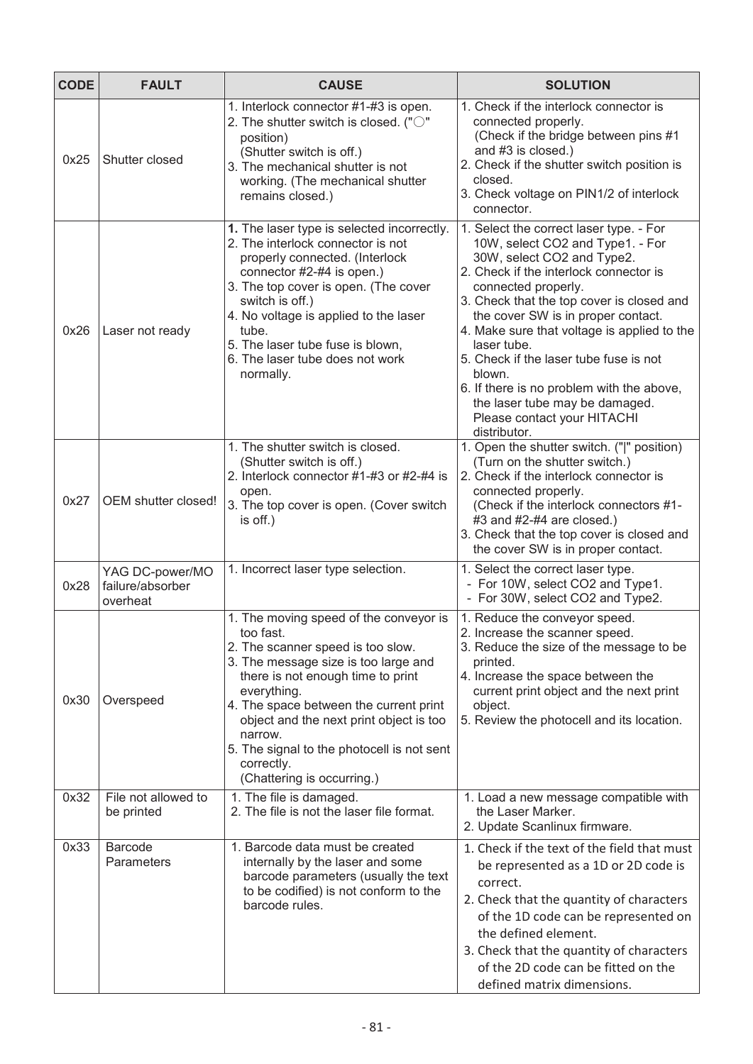| CODE | FAULT | CAUSE | SOLUTION |
|---|---|---|---|
| 0x25 | Shutter closed | 1. Interlock connector #1-#3 is open.<br>2. The shutter switch is closed. ("○" position)<br>(Shutter switch is off.)<br>3. The mechanical shutter is not working. (The mechanical shutter remains closed.) | 1. Check if the interlock connector is connected properly.<br>(Check if the bridge between pins #1 and #3 is closed.)<br>2. Check if the shutter switch position is closed.<br>3. Check voltage on PIN1/2 of interlock connector. |
| 0x26 | Laser not ready | **1.** The laser type is selected incorrectly.<br>2. The interlock connector is not properly connected. (Interlock connector #2-#4 is open.)<br>3. The top cover is open. (The cover switch is off.)<br>4. No voltage is applied to the laser tube.<br>5. The laser tube fuse is blown,<br>6. The laser tube does not work normally. | 1. Select the correct laser type. - For 10W, select CO2 and Type1. - For 30W, select CO2 and Type2.<br>2. Check if the interlock connector is connected properly.<br>3. Check that the top cover is closed and the cover SW is in proper contact.<br>4. Make sure that voltage is applied to the laser tube.<br>5. Check if the laser tube fuse is not blown.<br>6. If there is no problem with the above, the laser tube may be damaged. Please contact your HITACHI distributor. |
| 0x27 | OEM shutter closed! | 1. The shutter switch is closed.<br>(Shutter switch is off.)<br>2. Interlock connector #1-#3 or #2-#4 is open.<br>3. The top cover is open. (Cover switch is off.) | 1. Open the shutter switch. ("\|" position)<br>(Turn on the shutter switch.)<br>2. Check if the interlock connector is connected properly.<br>(Check if the interlock connectors #1-#3 and #2-#4 are closed.)<br>3. Check that the top cover is closed and the cover SW is in proper contact. |
| 0x28 | YAG DC-power/MO failure/absorber overheat | 1. Incorrect laser type selection. | 1. Select the correct laser type.<br>- For 10W, select CO2 and Type1.<br>- For 30W, select CO2 and Type2. |
| 0x30 | Overspeed | 1. The moving speed of the conveyor is too fast.<br>2. The scanner speed is too slow.<br>3. The message size is too large and there is not enough time to print everything.<br>4. The space between the current print object and the next print object is too narrow.<br>5. The signal to the photocell is not sent correctly.<br>(Chattering is occurring.) | 1. Reduce the conveyor speed.<br>2. Increase the scanner speed.<br>3. Reduce the size of the message to be printed.<br>4. Increase the space between the current print object and the next print object.<br>5. Review the photocell and its location. |
| 0x32 | File not allowed to be printed | 1. The file is damaged.<br>2. The file is not the laser file format. | 1. Load a new message compatible with the Laser Marker.<br>2. Update Scanlinux firmware. |
| 0x33 | Barcode Parameters | 1. Barcode data must be created internally by the laser and some barcode parameters (usually the text to be codified) is not conform to the barcode rules. | 1. Check if the text of the field that must be represented as a 1D or 2D code is correct.<br>2. Check that the quantity of characters of the 1D code can be represented on the defined element.<br>3. Check that the quantity of characters of the 2D code can be fitted on the defined matrix dimensions. |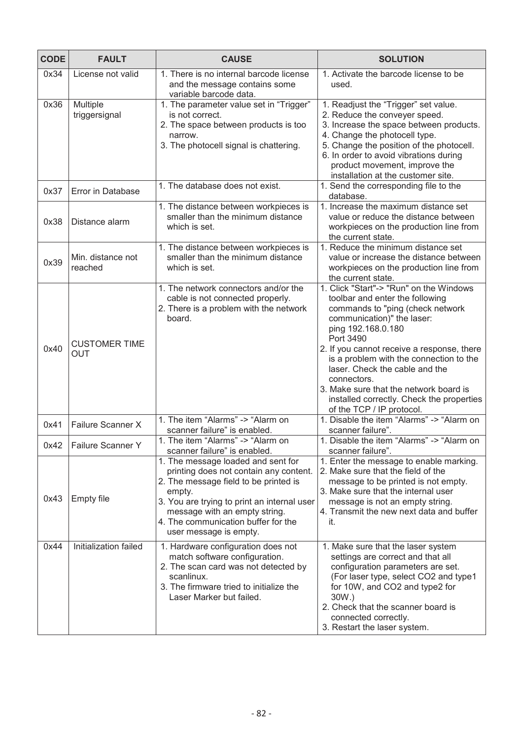| CODE | FAULT | CAUSE | SOLUTION |
|---|---|---|---|
| 0x34 | License not valid | 1. There is no internal barcode license and the message contains some variable barcode data. | 1. Activate the barcode license to be used. |
| 0x36 | Multiple triggersignal | 1. The parameter value set in “Trigger” is not correct.<br>2. The space between products is too narrow.<br>3. The photocell signal is chattering. | 1. Readjust the “Trigger” set value.<br>2. Reduce the conveyer speed.<br>3. Increase the space between products.<br>4. Change the photocell type.<br>5. Change the position of the photocell.<br>6. In order to avoid vibrations during product movement, improve the installation at the customer site. |
| 0x37 | Error in Database | 1. The database does not exist. | 1. Send the corresponding file to the database. |
| 0x38 | Distance alarm | 1. The distance between workpieces is smaller than the minimum distance which is set. | 1. Increase the maximum distance set value or reduce the distance between workpieces on the production line from the current state. |
| 0x39 | Min. distance not reached | 1. The distance between workpieces is smaller than the minimum distance which is set. | 1. Reduce the minimum distance set value or increase the distance between workpieces on the production line from the current state. |
| 0x40 | CUSTOMER TIME OUT | 1. The network connectors and/or the cable is not connected properly.<br>2. There is a problem with the network board. | 1. Click "Start"-> "Run" on the Windows toolbar and enter the following commands to "ping (check network communication)" the laser:<br>ping 192.168.0.180<br>Port 3490<br>2. If you cannot receive a response, there is a problem with the connection to the laser. Check the cable and the connectors.<br>3. Make sure that the network board is installed correctly. Check the properties of the TCP / IP protocol. |
| 0x41 | Failure Scanner X | 1. The item “Alarms” -> “Alarm on scanner failure” is enabled. | 1. Disable the item “Alarms” -> “Alarm on scanner failure”. |
| 0x42 | Failure Scanner Y | 1. The item “Alarms” -> “Alarm on scanner failure” is enabled. | 1. Disable the item “Alarms” -> “Alarm on scanner failure”. |
| 0x43 | Empty file | 1. The message loaded and sent for printing does not contain any content.<br>2. The message field to be printed is empty.<br>3. You are trying to print an internal user message with an empty string.<br>4. The communication buffer for the user message is empty. | 1. Enter the message to enable marking.<br>2. Make sure that the field of the message to be printed is not empty.<br>3. Make sure that the internal user message is not an empty string.<br>4. Transmit the new next data and buffer it. |
| 0x44 | Initialization failed | 1. Hardware configuration does not match software configuration.<br>2. The scan card was not detected by scanlinux.<br>3. The firmware tried to initialize the Laser Marker but failed. | 1. Make sure that the laser system settings are correct and that all configuration parameters are set. (For laser type, select CO2 and type1 for 10W, and CO2 and type2 for 30W.)<br>2. Check that the scanner board is connected correctly.<br>3. Restart the laser system. |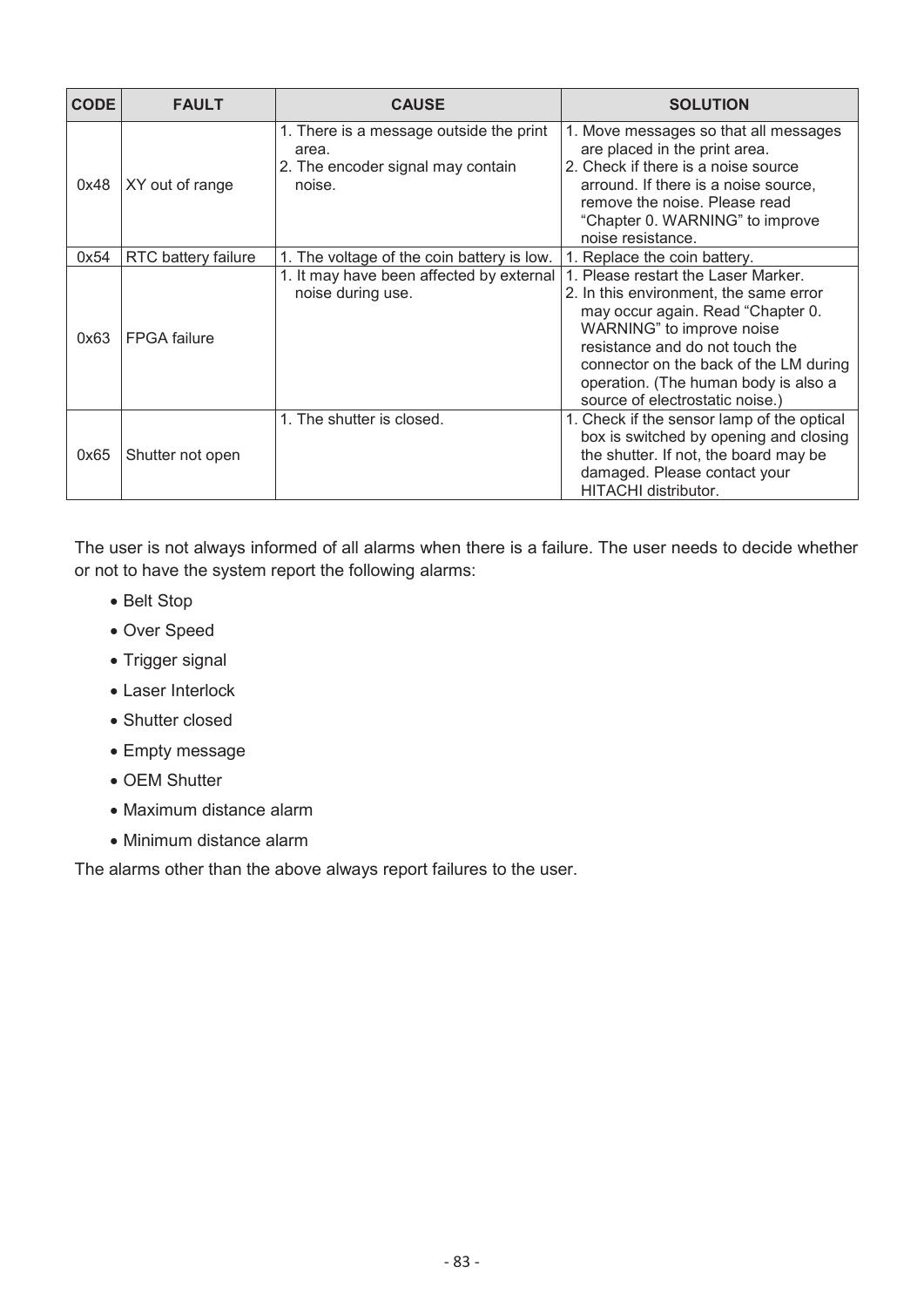| CODE | FAULT | CAUSE | SOLUTION |
|---|---|---|---|
| 0x48 | XY out of range | 1. There is a message outside the print area.<br>2. The encoder signal may contain noise. | 1. Move messages so that all messages are placed in the print area.<br>2. Check if there is a noise source arround. If there is a noise source, remove the noise. Please read “Chapter 0. WARNING” to improve noise resistance. |
| 0x54 | RTC battery failure | 1. The voltage of the coin battery is low. | 1. Replace the coin battery. |
| 0x63 | FPGA failure | 1. It may have been affected by external noise during use. | 1. Please restart the Laser Marker.<br>2. In this environment, the same error may occur again. Read “Chapter 0. WARNING” to improve noise resistance and do not touch the connector on the back of the LM during operation. (The human body is also a source of electrostatic noise.) |
| 0x65 | Shutter not open | 1. The shutter is closed. | 1. Check if the sensor lamp of the optical box is switched by opening and closing the shutter. If not, the board may be damaged. Please contact your HITACHI distributor. |

The user is not always informed of all alarms when there is a failure. The user needs to decide whether or not to have the system report the following alarms:

- Belt Stop
- Over Speed
- Trigger signal
- Laser Interlock
- Shutter closed
- Empty message
- OEM Shutter
- Maximum distance alarm
- Minimum distance alarm

The alarms other than the above always report failures to the user.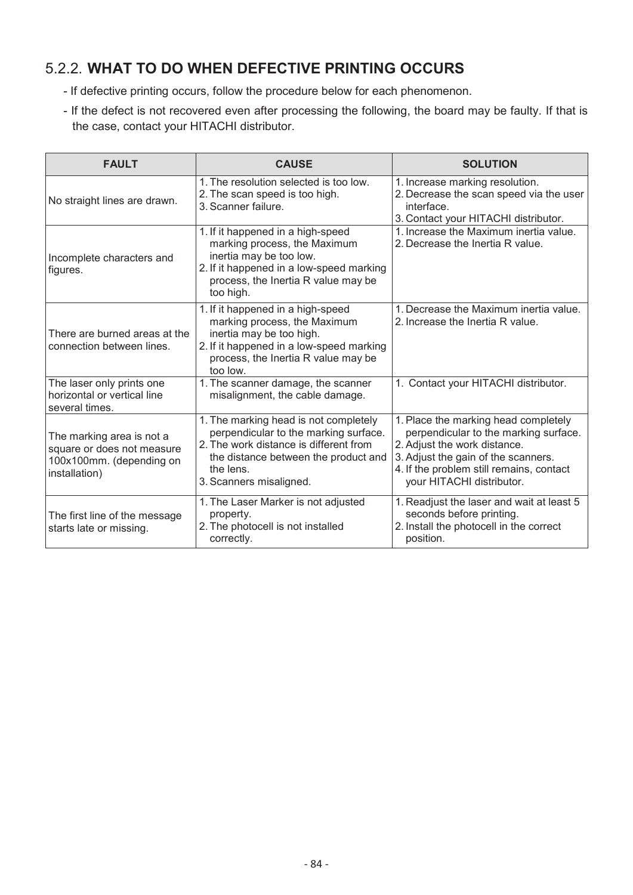### 5.2.2. **WHAT TO DO WHEN DEFECTIVE PRINTING OCCURS**

- If defective printing occurs, follow the procedure below for each phenomenon.
- If the defect is not recovered even after processing the following, the board may be faulty. If that is the case, contact your HITACHI distributor.

| FAULT | CAUSE | SOLUTION |
|---|---|---|
| No straight lines are drawn. | 1. The resolution selected is too low.<br>2. The scan speed is too high.<br>3. Scanner failure. | 1. Increase marking resolution.<br>2. Decrease the scan speed via the user interface.<br>3. Contact your HITACHI distributor. |
| Incomplete characters and figures. | 1. If it happened in a high-speed marking process, the Maximum inertia may be too low.<br>2. If it happened in a low-speed marking process, the Inertia R value may be too high. | 1. Increase the Maximum inertia value.<br>2. Decrease the Inertia R value. |
| There are burned areas at the connection between lines. | 1. If it happened in a high-speed marking process, the Maximum inertia may be too high.<br>2. If it happened in a low-speed marking process, the Inertia R value may be too low. | 1. Decrease the Maximum inertia value.<br>2. Increase the Inertia R value. |
| The laser only prints one horizontal or vertical line several times. | 1. The scanner damage, the scanner misalignment, the cable damage. | 1. Contact your HITACHI distributor. |
| The marking area is not a square or does not measure 100x100mm. (depending on installation) | 1. The marking head is not completely perpendicular to the marking surface.<br>2. The work distance is different from the distance between the product and the lens.<br>3. Scanners misaligned. | 1. Place the marking head completely perpendicular to the marking surface.<br>2. Adjust the work distance.<br>3. Adjust the gain of the scanners.<br>4. If the problem still remains, contact your HITACHI distributor. |
| The first line of the message starts late or missing. | 1. The Laser Marker is not adjusted property.<br>2. The photocell is not installed correctly. | 1. Readjust the laser and wait at least 5 seconds before printing.<br>2. Install the photocell in the correct position. |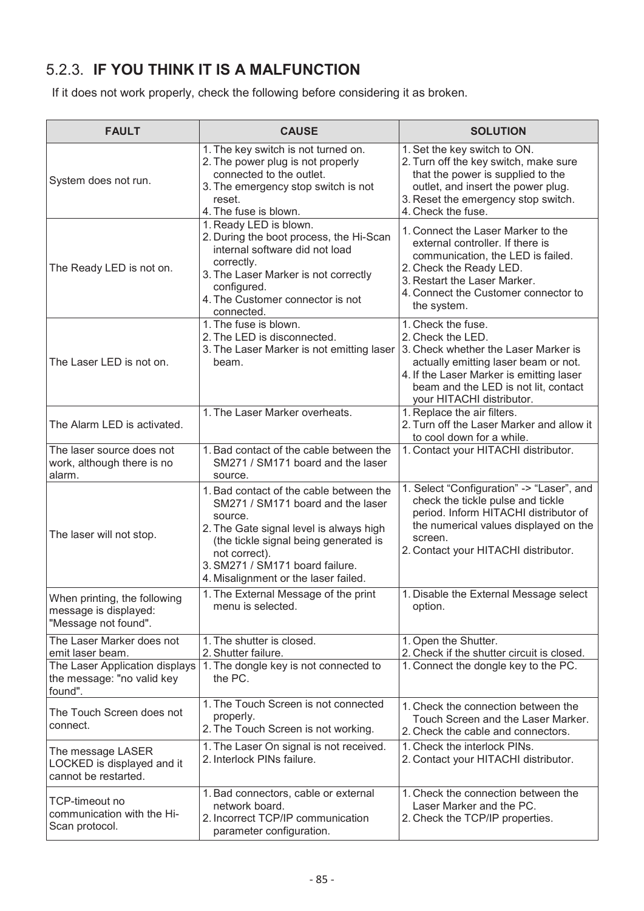### 5.2.3. **IF YOU THINK IT IS A MALFUNCTION**

If it does not work properly, check the following before considering it as broken.

| FAULT | CAUSE | SOLUTION |
|---|---|---|
| System does not run. | 1. The key switch is not turned on.<br>2. The power plug is not properly connected to the outlet.<br>3. The emergency stop switch is not reset.<br>4. The fuse is blown. | 1. Set the key switch to ON.<br>2. Turn off the key switch, make sure that the power is supplied to the outlet, and insert the power plug.<br>3. Reset the emergency stop switch.<br>4. Check the fuse. |
| The Ready LED is not on. | 1. Ready LED is blown.<br>2. During the boot process, the Hi-Scan internal software did not load correctly.<br>3. The Laser Marker is not correctly configured.<br>4. The Customer connector is not connected. | 1. Connect the Laser Marker to the external controller. If there is communication, the LED is failed.<br>2. Check the Ready LED.<br>3. Restart the Laser Marker.<br>4. Connect the Customer connector to the system. |
| The Laser LED is not on. | 1. The fuse is blown.<br>2. The LED is disconnected.<br>3. The Laser Marker is not emitting laser beam. | 1. Check the fuse.<br>2. Check the LED.<br>3. Check whether the Laser Marker is actually emitting laser beam or not.<br>4. If the Laser Marker is emitting laser beam and the LED is not lit, contact your HITACHI distributor. |
| The Alarm LED is activated. | 1. The Laser Marker overheats. | 1. Replace the air filters.<br>2. Turn off the Laser Marker and allow it to cool down for a while. |
| The laser source does not work, although there is no alarm. | 1. Bad contact of the cable between the SM271 / SM171 board and the laser source. | 1. Contact your HITACHI distributor. |
| The laser will not stop. | 1. Bad contact of the cable between the SM271 / SM171 board and the laser source.<br>2. The Gate signal level is always high (the tickle signal being generated is not correct).<br>3. SM271 / SM171 board failure.<br>4. Misalignment or the laser failed. | 1. Select “Configuration” -> “Laser”, and check the tickle pulse and tickle period. Inform HITACHI distributor of the numerical values displayed on the screen.<br>2. Contact your HITACHI distributor. |
| When printing, the following message is displayed: "Message not found". | 1. The External Message of the print menu is selected. | 1. Disable the External Message select option. |
| The Laser Marker does not emit laser beam. | 1. The shutter is closed.<br>2. Shutter failure. | 1. Open the Shutter.<br>2. Check if the shutter circuit is closed. |
| The Laser Application displays the message: "no valid key found". | 1. The dongle key is not connected to the PC. | 1. Connect the dongle key to the PC. |
| The Touch Screen does not connect. | 1. The Touch Screen is not connected properly.<br>2. The Touch Screen is not working. | 1. Check the connection between the Touch Screen and the Laser Marker.<br>2. Check the cable and connectors. |
| The message LASER LOCKED is displayed and it cannot be restarted. | 1. The Laser On signal is not received.<br>2. Interlock PINs failure. | 1. Check the interlock PINs.<br>2. Contact your HITACHI distributor. |
| TCP-timeout no communication with the Hi-Scan protocol. | 1. Bad connectors, cable or external network board.<br>2. Incorrect TCP/IP communication parameter configuration. | 1. Check the connection between the Laser Marker and the PC.<br>2. Check the TCP/IP properties. |